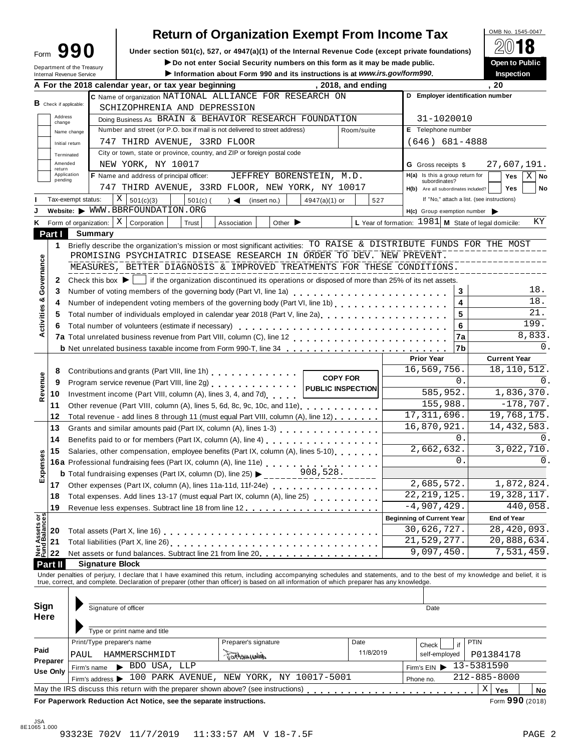# Form 990 — Return of Organization Exempt From Income Tax

OMB No. 1545-0047

**2018**

Under section 501(c), 527, or 4947(a)(1) of the Internal Revenue Code (except private foundations)

▶ Do not enter Social Security numbers on this form as it may be made public.

▶ Information about Form 990 and its instructions is at *www.irs.gov/form990*.

Department of the Treasury
Internal Revenue Service

**Open to Public Inspection**

**A** For the 2018 calendar year, or tax year beginning , 2018, and ending , 20

**B** Check if applicable: Address change / Name change / Initial return / Terminated / Amended return / Application pending

**C** Name of organization: NATIONAL ALLIANCE FOR RESEARCH ON SCHIZOPHRENIA AND DEPRESSION

Doing Business As: BRAIN & BEHAVIOR RESEARCH FOUNDATION

Number and street (or P.O. box if mail is not delivered to street address): 747 THIRD AVENUE, 33RD FLOOR — Room/suite:

City or town, state or province, country, and ZIP or foreign postal code: NEW YORK, NY 10017

**D** Employer identification number: 31-1020010

**E** Telephone number: (646) 681-4888

**G** Gross receipts $ 27,607,191.

**F** Name and address of principal officer: JEFFREY BORENSTEIN, M.D. 747 THIRD AVENUE, 33RD FLOOR, NEW YORK, NY 10017

**H(a)** Is this a group return for subordinates? Yes / X No

**H(b)** Are all subordinates included? Yes / No — If "No," attach a list. (see instructions)

**I** Tax-exempt status: X 501(c)(3) / 501(c) ( ) ◀ (insert no.) / 4947(a)(1) or / 527

**J** Website: ▶ WWW.BBRFOUNDATION.ORG

**H(c)** Group exemption number ▶

**K** Form of organization: X Corporation / Trust / Association / Other ▶

**L** Year of formation: 1981 **M** State of legal domicile: KY

## Part I Summary

### Activities & Governance

1 Briefly describe the organization's mission or most significant activities: TO RAISE & DISTRIBUTE FUNDS FOR THE MOST PROMISING PSYCHIATRIC DISEASE RESEARCH IN ORDER TO DEV. NEW PREVENT. MEASURES, BETTER DIAGNOSIS & IMPROVED TREATMENTS FOR THESE CONDITIONS.

2 Check this box ▶ ☐ if the organization discontinued its operations or disposed of more than 25% of its net assets.

| Line | Description | | Value |
|---|---|---|---|
| 3 | Number of voting members of the governing body (Part VI, line 1a) | 3 | 18. |
| 4 | Number of independent voting members of the governing body (Part VI, line 1b) | 4 | 18. |
| 5 | Total number of individuals employed in calendar year 2018 (Part V, line 2a) | 5 | 21. |
| 6 | Total number of volunteers (estimate if necessary) | 6 | 199. |
| 7a | Total unrelated business revenue from Part VIII, column (C), line 12 | 7a | 8,833. |
| b | Net unrelated business taxable income from Form 990-T, line 34 | 7b | 0. |

### Revenue / Expenses / Net Assets

| Line | Description | Prior Year | Current Year |
|---|---|---|---|
| 8 | Contributions and grants (Part VIII, line 1h) | 16,569,756. | 18,110,512. |
| 9 | Program service revenue (Part VIII, line 2g) | 0. | 0. |
| 10 | Investment income (Part VIII, column (A), lines 3, 4, and 7d) | 585,952. | 1,836,370. |
| 11 | Other revenue (Part VIII, column (A), lines 5, 6d, 8c, 9c, 10c, and 11e) | 155,988. | -178,707. |
| 12 | Total revenue - add lines 8 through 11 (must equal Part VIII, column (A), line 12) | 17,311,696. | 19,768,175. |
| 13 | Grants and similar amounts paid (Part IX, column (A), lines 1-3) | 16,870,921. | 14,432,583. |
| 14 | Benefits paid to or for members (Part IX, column (A), line 4) | 0. | 0. |
| 15 | Salaries, other compensation, employee benefits (Part IX, column (A), lines 5-10) | 2,662,632. | 3,022,710. |
| 16a | Professional fundraising fees (Part IX, column (A), line 11e) | 0. | 0. |
| b | Total fundraising expenses (Part IX, column (D), line 25) ▶ 908,528. | | |
| 17 | Other expenses (Part IX, column (A), lines 11a-11d, 11f-24e) | 2,685,572. | 1,872,824. |
| 18 | Total expenses. Add lines 13-17 (must equal Part IX, column (A), line 25) | 22,219,125. | 19,328,117. |
| 19 | Revenue less expenses. Subtract line 18 from line 12 | -4,907,429. | 440,058. |

| Line | Description | Beginning of Current Year | End of Year |
|---|---|---|---|
| 20 | Total assets (Part X, line 16) | 30,626,727. | 28,420,093. |
| 21 | Total liabilities (Part X, line 26) | 21,529,277. | 20,888,634. |
| 22 | Net assets or fund balances. Subtract line 21 from line 20 | 9,097,450. | 7,531,459. |

COPY FOR PUBLIC INSPECTION

## Part II Signature Block

Under penalties of perjury, I declare that I have examined this return, including accompanying schedules and statements, and to the best of my knowledge and belief, it is true, correct, and complete. Declaration of preparer (other than officer) is based on all information of which preparer has any knowledge.

**Sign Here** — Signature of officer / Date — Type or print name and title

**Paid Preparer Use Only**

| Print/Type preparer's name | Preparer's signature | Date | Check if self-employed | PTIN |
|---|---|---|---|---|
| PAUL HAMMERSCHMIDT | [signature] | 11/8/2019 | | P01384178 |

Firm's name ▶ BDO USA, LLP — Firm's EIN ▶ 13-5381590

Firm's address ▶ 100 PARK AVENUE, NEW YORK, NY 10017-5001 — Phone no. 212-885-8000

May the IRS discuss this return with the preparer shown above? (see instructions) X Yes / No

**For Paperwork Reduction Act Notice, see the separate instructions.** Form **990** (2018)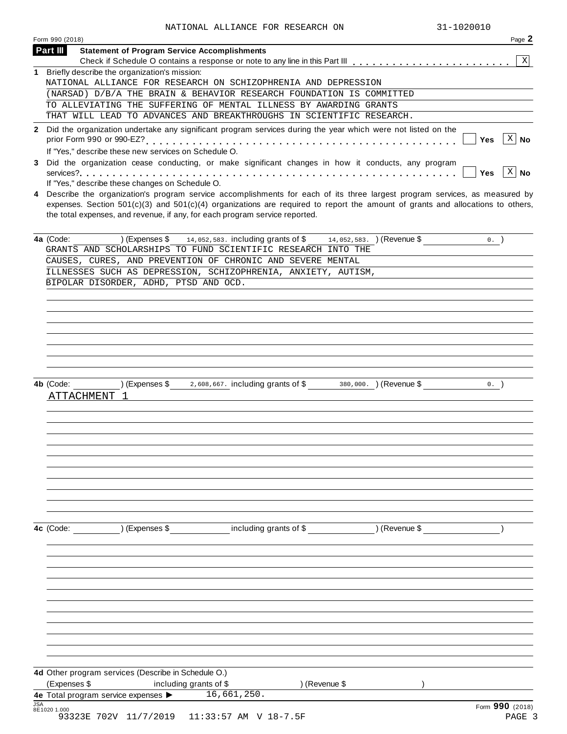NATIONAL ALLIANCE FOR RESEARCH ON 31-1020010

Form 990 (2018) Page **2**

**Part III** **Statement of Program Service Accomplishments**

Check if Schedule O contains a response or note to any line in this Part III . . . . . . . . . . . . . . . . . . . . . . . [X]

**1** Briefly describe the organization's mission:

NATIONAL ALLIANCE FOR RESEARCH ON SCHIZOPHRENIA AND DEPRESSION (NARSAD) D/B/A THE BRAIN & BEHAVIOR RESEARCH FOUNDATION IS COMMITTED TO ALLEVIATING THE SUFFERING OF MENTAL ILLNESS BY AWARDING GRANTS THAT WILL LEAD TO ADVANCES AND BREAKTHROUGHS IN SCIENTIFIC RESEARCH.

**2** Did the organization undertake any significant program services during the year which were not listed on the prior Form 990 or 990-EZ? . . . . . . . . . . . . . . . . . . . . . . . . . . . . . . . . . . . . . . . . . . . [ ] **Yes** [X] **No**

If "Yes," describe these new services on Schedule O.

**3** Did the organization cease conducting, or make significant changes in how it conducts, any program services? . . . . . . . . . . . . . . . . . . . . . . . . . . . . . . . . . . . . . . . . . . . . . . . . . . . . [ ] **Yes** [X] **No**

If "Yes," describe these changes on Schedule O.

**4** Describe the organization's program service accomplishments for each of its three largest program services, as measured by expenses. Section 501(c)(3) and 501(c)(4) organizations are required to report the amount of grants and allocations to others, the total expenses, and revenue, if any, for each program service reported.

**4a** (Code: ) (Expenses $ 14,052,583. including grants of $ 14,052,583. ) (Revenue $ 0. )

GRANTS AND SCHOLARSHIPS TO FUND SCIENTIFIC RESEARCH INTO THE CAUSES, CURES, AND PREVENTION OF CHRONIC AND SEVERE MENTAL ILLNESSES SUCH AS DEPRESSION, SCHIZOPHRENIA, ANXIETY, AUTISM, BIPOLAR DISORDER, ADHD, PTSD AND OCD.

**4b** (Code: ) (Expenses $ 2,608,667. including grants of $ 380,000. ) (Revenue $ 0. )

ATTACHMENT 1

**4c** (Code: ) (Expenses $ including grants of $ ) (Revenue $ )

**4d** Other program services (Describe in Schedule O.)

(Expenses $ including grants of $ ) (Revenue $ )

**4e** Total program service expenses ▶ 16,661,250.

Form **990** (2018)

93323E 702V 11/7/2019 11:33:57 AM V 18-7.5F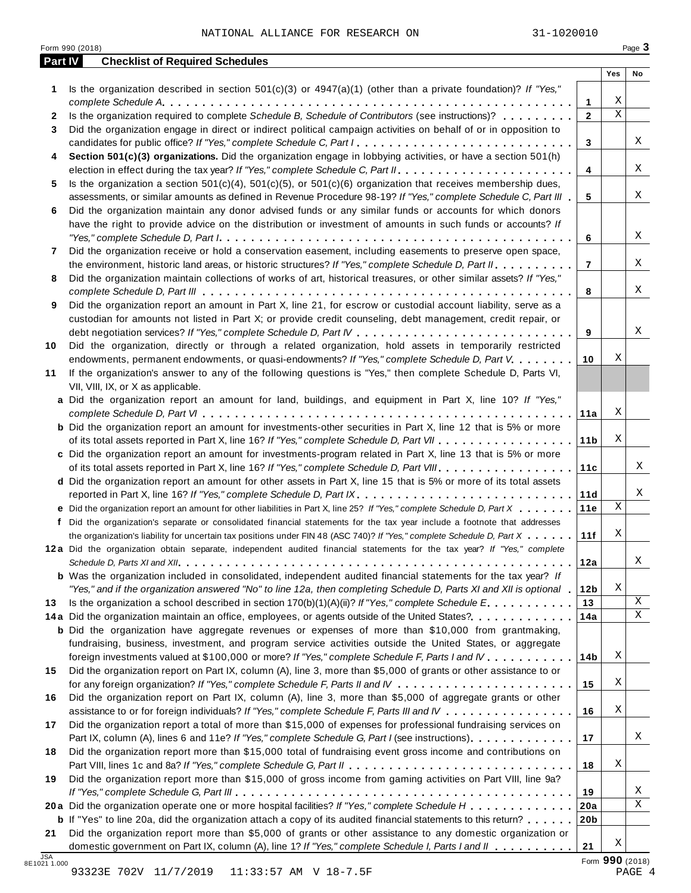NATIONAL ALLIANCE FOR RESEARCH ON 31-1020010

Form 990 (2018) Page 3

## Part IV Checklist of Required Schedules

| | | | Yes | No |
|---|---|---|---|---|
| 1 | Is the organization described in section 501(c)(3) or 4947(a)(1) (other than a private foundation)? *If "Yes," complete Schedule A* | 1 | X | |
| 2 | Is the organization required to complete *Schedule B, Schedule of Contributors* (see instructions)? | 2 | X | |
| 3 | Did the organization engage in direct or indirect political campaign activities on behalf of or in opposition to candidates for public office? *If "Yes," complete Schedule C, Part I* | 3 | | X |
| 4 | **Section 501(c)(3) organizations.** Did the organization engage in lobbying activities, or have a section 501(h) election in effect during the tax year? *If "Yes," complete Schedule C, Part II* | 4 | | X |
| 5 | Is the organization a section 501(c)(4), 501(c)(5), or 501(c)(6) organization that receives membership dues, assessments, or similar amounts as defined in Revenue Procedure 98-19? *If "Yes," complete Schedule C, Part III* | 5 | | X |
| 6 | Did the organization maintain any donor advised funds or any similar funds or accounts for which donors have the right to provide advice on the distribution or investment of amounts in such funds or accounts? *If "Yes," complete Schedule D, Part I* | 6 | | X |
| 7 | Did the organization receive or hold a conservation easement, including easements to preserve open space, the environment, historic land areas, or historic structures? *If "Yes," complete Schedule D, Part II* | 7 | | X |
| 8 | Did the organization maintain collections of works of art, historical treasures, or other similar assets? *If "Yes," complete Schedule D, Part III* | 8 | | X |
| 9 | Did the organization report an amount in Part X, line 21, for escrow or custodial account liability, serve as a custodian for amounts not listed in Part X; or provide credit counseling, debt management, credit repair, or debt negotiation services? *If "Yes," complete Schedule D, Part IV* | 9 | | X |
| 10 | Did the organization, directly or through a related organization, hold assets in temporarily restricted endowments, permanent endowments, or quasi-endowments? *If "Yes," complete Schedule D, Part V* | 10 | X | |
| 11 | If the organization's answer to any of the following questions is "Yes," then complete Schedule D, Parts VI, VII, VIII, IX, or X as applicable. | | | |
| a | Did the organization report an amount for land, buildings, and equipment in Part X, line 10? *If "Yes," complete Schedule D, Part VI* | 11a | X | |
| b | Did the organization report an amount for investments-other securities in Part X, line 12 that is 5% or more of its total assets reported in Part X, line 16? *If "Yes," complete Schedule D, Part VII* | 11b | X | |
| c | Did the organization report an amount for investments-program related in Part X, line 13 that is 5% or more of its total assets reported in Part X, line 16? *If "Yes," complete Schedule D, Part VIII* | 11c | | X |
| d | Did the organization report an amount for other assets in Part X, line 15 that is 5% or more of its total assets reported in Part X, line 16? *If "Yes," complete Schedule D, Part IX* | 11d | | X |
| e | Did the organization report an amount for other liabilities in Part X, line 25? *If "Yes," complete Schedule D, Part X* | 11e | X | |
| f | Did the organization's separate or consolidated financial statements for the tax year include a footnote that addresses the organization's liability for uncertain tax positions under FIN 48 (ASC 740)? *If "Yes," complete Schedule D, Part X* | 11f | X | |
| 12a | Did the organization obtain separate, independent audited financial statements for the tax year? *If "Yes," complete Schedule D, Parts XI and XII* | 12a | | X |
| b | Was the organization included in consolidated, independent audited financial statements for the tax year? *If "Yes," and if the organization answered "No" to line 12a, then completing Schedule D, Parts XI and XII is optional* | 12b | X | |
| 13 | Is the organization a school described in section 170(b)(1)(A)(ii)? *If "Yes," complete Schedule E* | 13 | | X |
| 14a | Did the organization maintain an office, employees, or agents outside of the United States? | 14a | | X |
| b | Did the organization have aggregate revenues or expenses of more than $10,000 from grantmaking, fundraising, business, investment, and program service activities outside the United States, or aggregate foreign investments valued at $100,000 or more? *If "Yes," complete Schedule F, Parts I and IV* | 14b | X | |
| 15 | Did the organization report on Part IX, column (A), line 3, more than $5,000 of grants or other assistance to or for any foreign organization? *If "Yes," complete Schedule F, Parts II and IV* | 15 | X | |
| 16 | Did the organization report on Part IX, column (A), line 3, more than $5,000 of aggregate grants or other assistance to or for foreign individuals? *If "Yes," complete Schedule F, Parts III and IV* | 16 | X | |
| 17 | Did the organization report a total of more than $15,000 of expenses for professional fundraising services on Part IX, column (A), lines 6 and 11e? *If "Yes," complete Schedule G, Part I* (see instructions) | 17 | | X |
| 18 | Did the organization report more than $15,000 total of fundraising event gross income and contributions on Part VIII, lines 1c and 8a? *If "Yes," complete Schedule G, Part II* | 18 | X | |
| 19 | Did the organization report more than $15,000 of gross income from gaming activities on Part VIII, line 9a? *If "Yes," complete Schedule G, Part III* | 19 | | X |
| 20a | Did the organization operate one or more hospital facilities? *If "Yes," complete Schedule H* | 20a | | X |
| b | If "Yes" to line 20a, did the organization attach a copy of its audited financial statements to this return? | 20b | | |
| 21 | Did the organization report more than $5,000 of grants or other assistance to any domestic organization or domestic government on Part IX, column (A), line 1? *If "Yes," complete Schedule I, Parts I and II* | 21 | X | |

JSA 8E1021 1.000

Form **990** (2018)

93323E 702V 11/7/2019 11:33:57 AM V 18-7.5F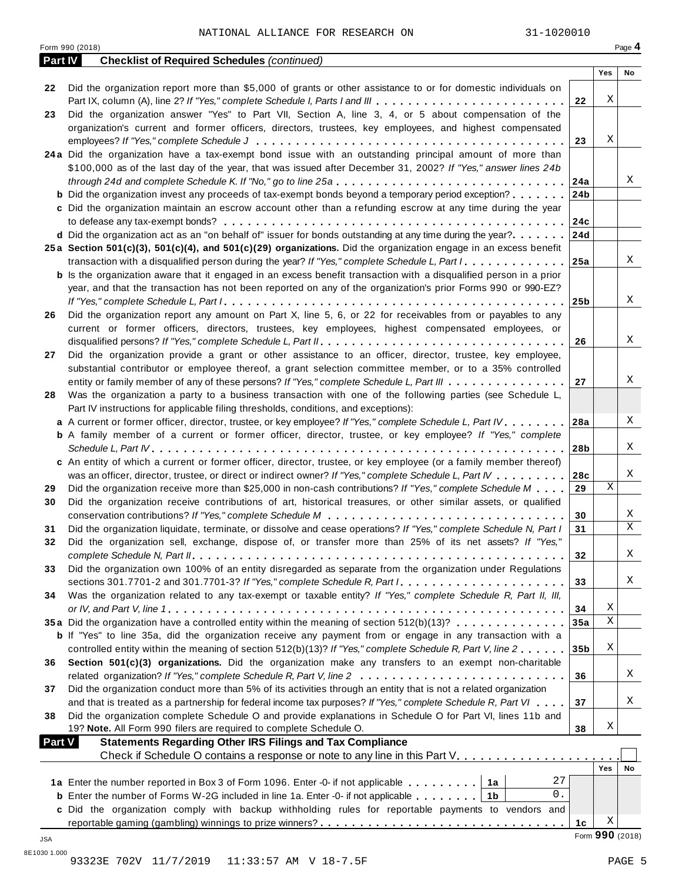NATIONAL ALLIANCE FOR RESEARCH ON 31-1020010

Form 990 (2018) Page **4**

## Part IV Checklist of Required Schedules *(continued)*

| | | | Yes | No |
|---|---|---|---|---|
| 22 | Did the organization report more than $5,000 of grants or other assistance to or for domestic individuals on Part IX, column (A), line 2? *If "Yes," complete Schedule I, Parts I and III* | 22 | X | |
| 23 | Did the organization answer "Yes" to Part VII, Section A, line 3, 4, or 5 about compensation of the organization's current and former officers, directors, trustees, key employees, and highest compensated employees? *If "Yes," complete Schedule J* | 23 | X | |
| 24a | Did the organization have a tax-exempt bond issue with an outstanding principal amount of more than $100,000 as of the last day of the year, that was issued after December 31, 2002? *If "Yes," answer lines 24b through 24d and complete Schedule K. If "No," go to line 25a* | 24a | | X |
| b | Did the organization invest any proceeds of tax-exempt bonds beyond a temporary period exception? | 24b | | |
| c | Did the organization maintain an escrow account other than a refunding escrow at any time during the year to defease any tax-exempt bonds? | 24c | | |
| d | Did the organization act as an "on behalf of" issuer for bonds outstanding at any time during the year? | 24d | | |
| 25a | **Section 501(c)(3), 501(c)(4), and 501(c)(29) organizations.** Did the organization engage in an excess benefit transaction with a disqualified person during the year? *If "Yes," complete Schedule L, Part I* | 25a | | X |
| b | Is the organization aware that it engaged in an excess benefit transaction with a disqualified person in a prior year, and that the transaction has not been reported on any of the organization's prior Forms 990 or 990-EZ? *If "Yes," complete Schedule L, Part I* | 25b | | X |
| 26 | Did the organization report any amount on Part X, line 5, 6, or 22 for receivables from or payables to any current or former officers, directors, trustees, key employees, highest compensated employees, or disqualified persons? *If "Yes," complete Schedule L, Part II* | 26 | | X |
| 27 | Did the organization provide a grant or other assistance to an officer, director, trustee, key employee, substantial contributor or employee thereof, a grant selection committee member, or to a 35% controlled entity or family member of any of these persons? *If "Yes," complete Schedule L, Part III* | 27 | | X |
| 28 | Was the organization a party to a business transaction with one of the following parties (see Schedule L, Part IV instructions for applicable filing thresholds, conditions, and exceptions): | | | |
| a | A current or former officer, director, trustee, or key employee? *If "Yes," complete Schedule L, Part IV* | 28a | | X |
| b | A family member of a current or former officer, director, trustee, or key employee? *If "Yes," complete Schedule L, Part IV* | 28b | | X |
| c | An entity of which a current or former officer, director, trustee, or key employee (or a family member thereof) was an officer, director, trustee, or direct or indirect owner? *If "Yes," complete Schedule L, Part IV* | 28c | | X |
| 29 | Did the organization receive more than $25,000 in non-cash contributions? *If "Yes," complete Schedule M* | 29 | X | |
| 30 | Did the organization receive contributions of art, historical treasures, or other similar assets, or qualified conservation contributions? *If "Yes," complete Schedule M* | 30 | | X |
| 31 | Did the organization liquidate, terminate, or dissolve and cease operations? *If "Yes," complete Schedule N, Part I* | 31 | | X |
| 32 | Did the organization sell, exchange, dispose of, or transfer more than 25% of its net assets? *If "Yes," complete Schedule N, Part II* | 32 | | X |
| 33 | Did the organization own 100% of an entity disregarded as separate from the organization under Regulations sections 301.7701-2 and 301.7701-3? *If "Yes," complete Schedule R, Part I* | 33 | | X |
| 34 | Was the organization related to any tax-exempt or taxable entity? *If "Yes," complete Schedule R, Part II, III, or IV, and Part V, line 1* | 34 | X | |
| 35a | Did the organization have a controlled entity within the meaning of section 512(b)(13)? | 35a | X | |
| b | If "Yes" to line 35a, did the organization receive any payment from or engage in any transaction with a controlled entity within the meaning of section 512(b)(13)? *If "Yes," complete Schedule R, Part V, line 2* | 35b | X | |
| 36 | **Section 501(c)(3) organizations.** Did the organization make any transfers to an exempt non-charitable related organization? *If "Yes," complete Schedule R, Part V, line 2* | 36 | | X |
| 37 | Did the organization conduct more than 5% of its activities through an entity that is not a related organization and that is treated as a partnership for federal income tax purposes? *If "Yes," complete Schedule R, Part VI* | 37 | | X |
| 38 | Did the organization complete Schedule O and provide explanations in Schedule O for Part VI, lines 11b and 19? **Note.** All Form 990 filers are required to complete Schedule O. | 38 | X | |

## Part V Statements Regarding Other IRS Filings and Tax Compliance

Check if Schedule O contains a response or note to any line in this Part V ☐

| | | | | | Yes | No |
|---|---|---|---|---|---|---|
| 1a | Enter the number reported in Box 3 of Form 1096. Enter -0- if not applicable | 1a | 27 | | | |
| b | Enter the number of Forms W-2G included in line 1a. Enter -0- if not applicable | 1b | 0. | | | |
| c | Did the organization comply with backup withholding rules for reportable payments to vendors and reportable gaming (gambling) winnings to prize winners? | | | 1c | X | |

Form **990** (2018)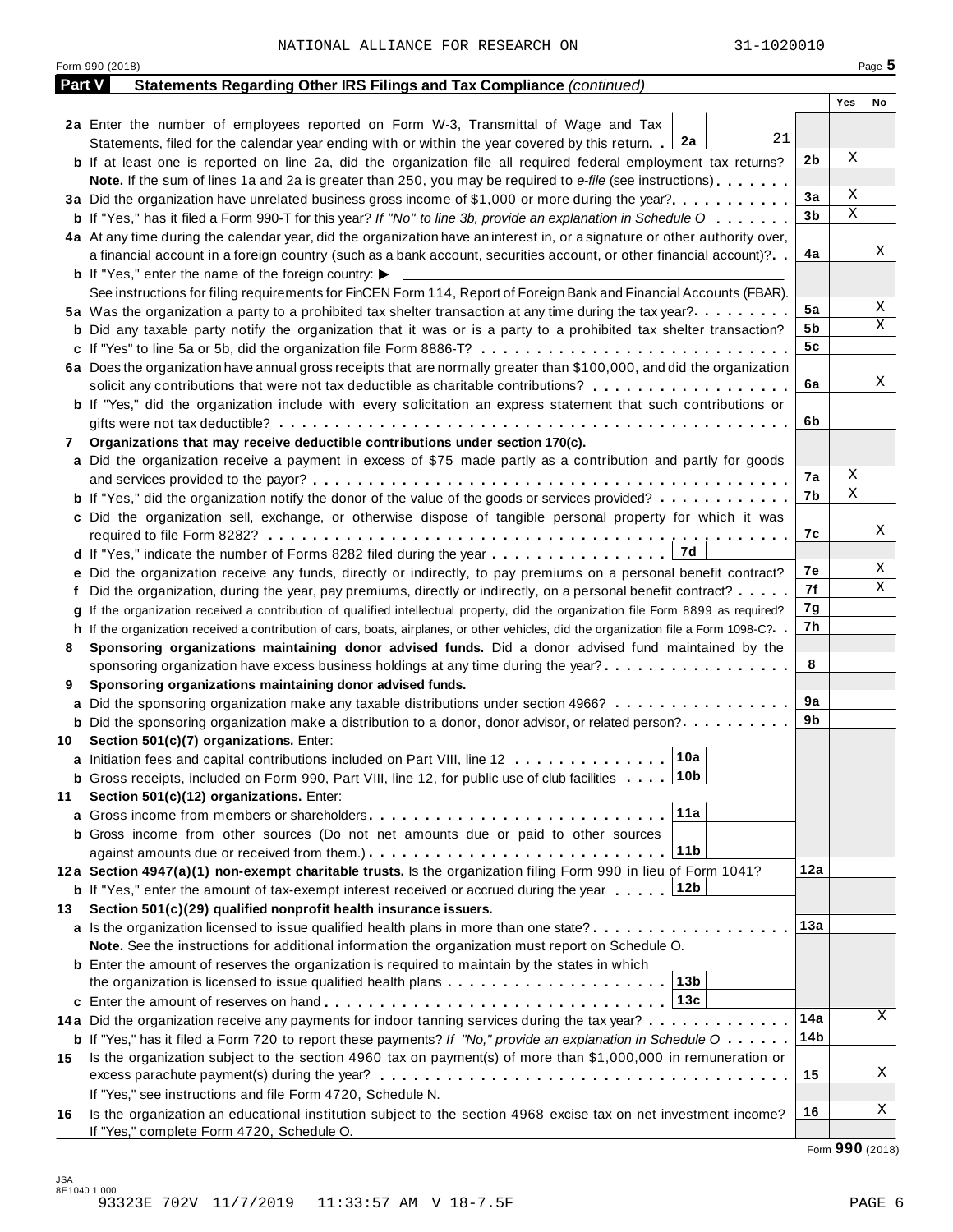NATIONAL ALLIANCE FOR RESEARCH ON 31-1020010

Form 990 (2018) Page **5**

## Part V Statements Regarding Other IRS Filings and Tax Compliance *(continued)*

| | | | Yes | No |
|---|---|---|---|---|
| **2a** | Enter the number of employees reported on Form W-3, Transmittal of Wage and Tax Statements, filed for the calendar year ending with or within the year covered by this return . . **2a** 21 | | | |
| **b** | If at least one is reported on line 2a, did the organization file all required federal employment tax returns? | **2b** | X | |
| | **Note.** If the sum of lines 1a and 2a is greater than 250, you may be required to *e-file* (see instructions) | | | |
| **3a** | Did the organization have unrelated business gross income of $1,000 or more during the year? | **3a** | X | |
| **b** | If "Yes," has it filed a Form 990-T for this year? *If "No" to line 3b, provide an explanation in Schedule O* | **3b** | X | |
| **4a** | At any time during the calendar year, did the organization have an interest in, or a signature or other authority over, a financial account in a foreign country (such as a bank account, securities account, or other financial account)? | **4a** | | X |
| **b** | If "Yes," enter the name of the foreign country: ▶ | | | |
| | See instructions for filing requirements for FinCEN Form 114, Report of Foreign Bank and Financial Accounts (FBAR). | | | |
| **5a** | Was the organization a party to a prohibited tax shelter transaction at any time during the tax year? | **5a** | | X |
| **b** | Did any taxable party notify the organization that it was or is a party to a prohibited tax shelter transaction? | **5b** | | X |
| **c** | If "Yes" to line 5a or 5b, did the organization file Form 8886-T? | **5c** | | |
| **6a** | Does the organization have annual gross receipts that are normally greater than $100,000, and did the organization solicit any contributions that were not tax deductible as charitable contributions? | **6a** | | X |
| **b** | If "Yes," did the organization include with every solicitation an express statement that such contributions or gifts were not tax deductible? | **6b** | | |
| **7** | **Organizations that may receive deductible contributions under section 170(c).** | | | |
| **a** | Did the organization receive a payment in excess of $75 made partly as a contribution and partly for goods and services provided to the payor? | **7a** | X | |
| **b** | If "Yes," did the organization notify the donor of the value of the goods or services provided? | **7b** | X | |
| **c** | Did the organization sell, exchange, or otherwise dispose of tangible personal property for which it was required to file Form 8282? | **7c** | | X |
| **d** | If "Yes," indicate the number of Forms 8282 filed during the year . . . **7d** | | | |
| **e** | Did the organization receive any funds, directly or indirectly, to pay premiums on a personal benefit contract? | **7e** | | X |
| **f** | Did the organization, during the year, pay premiums, directly or indirectly, on a personal benefit contract? | **7f** | | X |
| **g** | If the organization received a contribution of qualified intellectual property, did the organization file Form 8899 as required? | **7g** | | |
| **h** | If the organization received a contribution of cars, boats, airplanes, or other vehicles, did the organization file a Form 1098-C? | **7h** | | |
| **8** | **Sponsoring organizations maintaining donor advised funds.** Did a donor advised fund maintained by the sponsoring organization have excess business holdings at any time during the year? | **8** | | |
| **9** | **Sponsoring organizations maintaining donor advised funds.** | | | |
| **a** | Did the sponsoring organization make any taxable distributions under section 4966? | **9a** | | |
| **b** | Did the sponsoring organization make a distribution to a donor, donor advisor, or related person? | **9b** | | |
| **10** | **Section 501(c)(7) organizations.** Enter: | | | |
| **a** | Initiation fees and capital contributions included on Part VIII, line 12 . . . **10a** | | | |
| **b** | Gross receipts, included on Form 990, Part VIII, line 12, for public use of club facilities . . . **10b** | | | |
| **11** | **Section 501(c)(12) organizations.** Enter: | | | |
| **a** | Gross income from members or shareholders . . . **11a** | | | |
| **b** | Gross income from other sources (Do not net amounts due or paid to other sources against amounts due or received from them.) . . . **11b** | | | |
| **12a** | **Section 4947(a)(1) non-exempt charitable trusts.** Is the organization filing Form 990 in lieu of Form 1041? | **12a** | | |
| **b** | If "Yes," enter the amount of tax-exempt interest received or accrued during the year . . . **12b** | | | |
| **13** | **Section 501(c)(29) qualified nonprofit health insurance issuers.** | | | |
| **a** | Is the organization licensed to issue qualified health plans in more than one state? | **13a** | | |
| | **Note.** See the instructions for additional information the organization must report on Schedule O. | | | |
| **b** | Enter the amount of reserves the organization is required to maintain by the states in which the organization is licensed to issue qualified health plans . . . **13b** | | | |
| **c** | Enter the amount of reserves on hand . . . **13c** | | | |
| **14a** | Did the organization receive any payments for indoor tanning services during the tax year? | **14a** | | X |
| **b** | If "Yes," has it filed a Form 720 to report these payments? *If "No," provide an explanation in Schedule O* | **14b** | | |
| **15** | Is the organization subject to the section 4960 tax on payment(s) of more than $1,000,000 in remuneration or excess parachute payment(s) during the year? | **15** | | X |
| | If "Yes," see instructions and file Form 4720, Schedule N. | | | |
| **16** | Is the organization an educational institution subject to the section 4968 excise tax on net investment income? | **16** | | X |
| | If "Yes," complete Form 4720, Schedule O. | | | |

Form **990** (2018)

JSA
8E1040 1.000
93323E 702V 11/7/2019 11:33:57 AM V 18-7.5F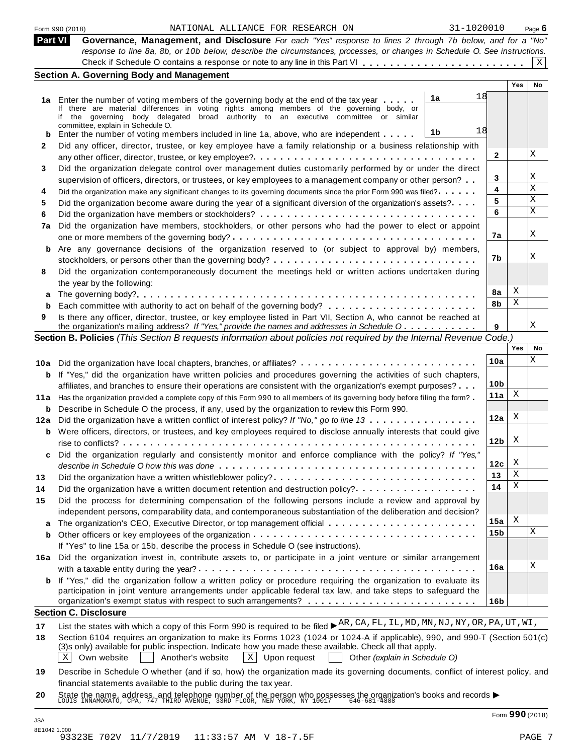Form 990 (2018) NATIONAL ALLIANCE FOR RESEARCH ON 31-1020010

## Part VI Governance, Management, and Disclosure

*For each "Yes" response to lines 2 through 7b below, and for a "No" response to line 8a, 8b, or 10b below, describe the circumstances, processes, or changes in Schedule O. See instructions.*

Check if Schedule O contains a response or note to any line in this Part VI . . . . . . . . . . . . . . . . . . . . . . . . [X]

### Section A. Governing Body and Management

| | | | Yes | No |
|---|---|---|---|---|
| **1a** | Enter the number of voting members of the governing body at the end of the tax year . . . . . **1a** 18<br>If there are material differences in voting rights among members of the governing body, or if the governing body delegated broad authority to an executive committee or similar committee, explain in Schedule O. | | | |
| **b** | Enter the number of voting members included in line 1a, above, who are independent . . . . . **1b** 18 | | | |
| **2** | Did any officer, director, trustee, or key employee have a family relationship or a business relationship with any other officer, director, trustee, or key employee? | **2** | | X |
| **3** | Did the organization delegate control over management duties customarily performed by or under the direct supervision of officers, directors, or trustees, or key employees to a management company or other person? | **3** | | X |
| **4** | Did the organization make any significant changes to its governing documents since the prior Form 990 was filed? | **4** | | X |
| **5** | Did the organization become aware during the year of a significant diversion of the organization's assets? | **5** | | X |
| **6** | Did the organization have members or stockholders? | **6** | | X |
| **7a** | Did the organization have members, stockholders, or other persons who had the power to elect or appoint one or more members of the governing body? | **7a** | | X |
| **b** | Are any governance decisions of the organization reserved to (or subject to approval by) members, stockholders, or persons other than the governing body? | **7b** | | X |
| **8** | Did the organization contemporaneously document the meetings held or written actions undertaken during the year by the following: | | | |
| **a** | The governing body? | **8a** | X | |
| **b** | Each committee with authority to act on behalf of the governing body? | **8b** | X | |
| **9** | Is there any officer, director, trustee, or key employee listed in Part VII, Section A, who cannot be reached at the organization's mailing address? *If "Yes," provide the names and addresses in Schedule O* | **9** | | X |

### Section B. Policies *(This Section B requests information about policies not required by the Internal Revenue Code.)*

| | | | Yes | No |
|---|---|---|---|---|
| **10a** | Did the organization have local chapters, branches, or affiliates? | **10a** | | X |
| **b** | If "Yes," did the organization have written policies and procedures governing the activities of such chapters, affiliates, and branches to ensure their operations are consistent with the organization's exempt purposes? | **10b** | | |
| **11a** | Has the organization provided a complete copy of this Form 990 to all members of its governing body before filing the form? | **11a** | X | |
| **b** | Describe in Schedule O the process, if any, used by the organization to review this Form 990. | | | |
| **12a** | Did the organization have a written conflict of interest policy? *If "No," go to line 13* | **12a** | X | |
| **b** | Were officers, directors, or trustees, and key employees required to disclose annually interests that could give rise to conflicts? | **12b** | X | |
| **c** | Did the organization regularly and consistently monitor and enforce compliance with the policy? *If "Yes," describe in Schedule O how this was done* | **12c** | X | |
| **13** | Did the organization have a written whistleblower policy? | **13** | X | |
| **14** | Did the organization have a written document retention and destruction policy? | **14** | X | |
| **15** | Did the process for determining compensation of the following persons include a review and approval by independent persons, comparability data, and contemporaneous substantiation of the deliberation and decision? | | | |
| **a** | The organization's CEO, Executive Director, or top management official | **15a** | X | |
| **b** | Other officers or key employees of the organization | **15b** | | X |
| | If "Yes" to line 15a or 15b, describe the process in Schedule O (see instructions). | | | |
| **16a** | Did the organization invest in, contribute assets to, or participate in a joint venture or similar arrangement with a taxable entity during the year? | **16a** | | X |
| **b** | If "Yes," did the organization follow a written policy or procedure requiring the organization to evaluate its participation in joint venture arrangements under applicable federal tax law, and take steps to safeguard the organization's exempt status with respect to such arrangements? | **16b** | | |

### Section C. Disclosure

**17** List the states with which a copy of this Form 990 is required to be filed ► AR,CA,FL,IL,MD,MN,NJ,NY,OR,PA,UT,WI,

**18** Section 6104 requires an organization to make its Forms 1023 (1024 or 1024-A if applicable), 990, and 990-T (Section 501(c)(3)s only) available for public inspection. Indicate how you made these available. Check all that apply.

[X] Own website [ ] Another's website [X] Upon request [ ] Other *(explain in Schedule O)*

**19** Describe in Schedule O whether (and if so, how) the organization made its governing documents, conflict of interest policy, and financial statements available to the public during the tax year.

**20** State the name, address, and telephone number of the person who possesses the organization's books and records ► LOUIS INNAMORATO, CPA, 747 THIRD AVENUE, 33RD FLOOR, NEW YORK, NY 10017 646-681-4888

Form **990** (2018)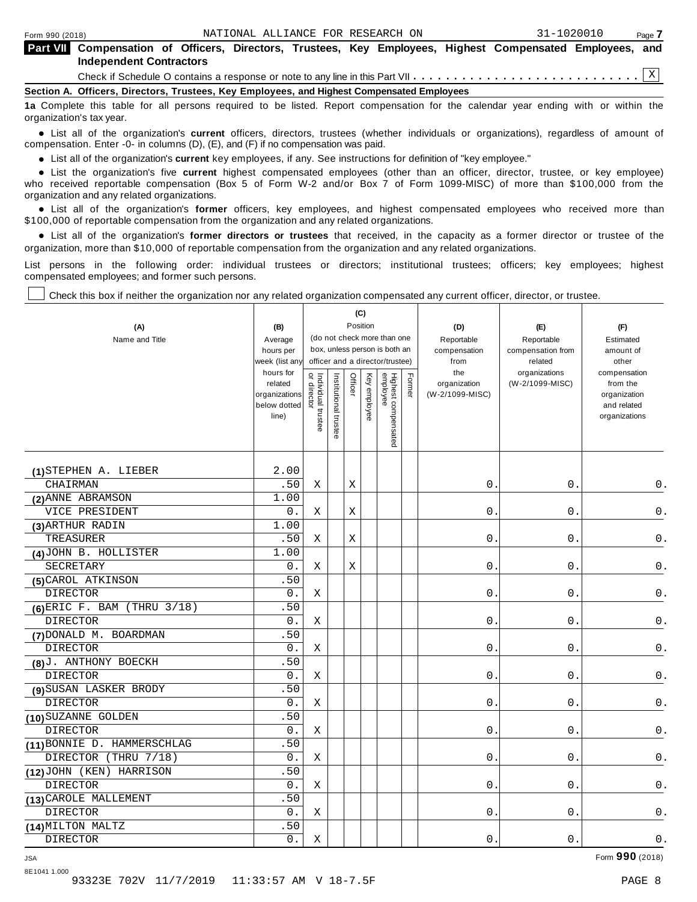**Part VII Compensation of Officers, Directors, Trustees, Key Employees, Highest Compensated Employees, and Independent Contractors**

Check if Schedule O contains a response or note to any line in this Part VII . . . . . . . . . . . . . . . . . . . . . . . . . . . . [X]

**Section A. Officers, Directors, Trustees, Key Employees, and Highest Compensated Employees**

**1a** Complete this table for all persons required to be listed. Report compensation for the calendar year ending with or within the organization's tax year.

- List all of the organization's **current** officers, directors, trustees (whether individuals or organizations), regardless of amount of compensation. Enter -0- in columns (D), (E), and (F) if no compensation was paid.
- List all of the organization's **current** key employees, if any. See instructions for definition of "key employee."
- List the organization's five **current** highest compensated employees (other than an officer, director, trustee, or key employee) who received reportable compensation (Box 5 of Form W-2 and/or Box 7 of Form 1099-MISC) of more than $100,000 from the organization and any related organizations.
- List all of the organization's **former** officers, key employees, and highest compensated employees who received more than $100,000 of reportable compensation from the organization and any related organizations.
- List all of the organization's **former directors or trustees** that received, in the capacity as a former director or trustee of the organization, more than $10,000 of reportable compensation from the organization and any related organizations.

List persons in the following order: individual trustees or directors; institutional trustees; officers; key employees; highest compensated employees; and former such persons.

[ ] Check this box if neither the organization nor any related organization compensated any current officer, director, or trustee.

| (A) Name and Title | (B) Average hours per week (list any hours for related organizations below dotted line) | (C) Position: Individual trustee or director | Institutional trustee | Officer | Key employee | Highest compensated employee | Former | (D) Reportable compensation from the organization (W-2/1099-MISC) | (E) Reportable compensation from related organizations (W-2/1099-MISC) | (F) Estimated amount of other compensation from the organization and related organizations |
|---|---|---|---|---|---|---|---|---|---|---|
| (1) STEPHEN A. LIEBER<br>CHAIRMAN | 2.00<br>.50 | X | | X | | | | 0. | 0. | 0. |
| (2) ANNE ABRAMSON<br>VICE PRESIDENT | 1.00<br>0. | X | | X | | | | 0. | 0. | 0. |
| (3) ARTHUR RADIN<br>TREASURER | 1.00<br>.50 | X | | X | | | | 0. | 0. | 0. |
| (4) JOHN B. HOLLISTER<br>SECRETARY | 1.00<br>0. | X | | X | | | | 0. | 0. | 0. |
| (5) CAROL ATKINSON<br>DIRECTOR | .50<br>0. | X | | | | | | 0. | 0. | 0. |
| (6) ERIC F. BAM (THRU 3/18)<br>DIRECTOR | .50<br>0. | X | | | | | | 0. | 0. | 0. |
| (7) DONALD M. BOARDMAN<br>DIRECTOR | .50<br>0. | X | | | | | | 0. | 0. | 0. |
| (8) J. ANTHONY BOECKH<br>DIRECTOR | .50<br>0. | X | | | | | | 0. | 0. | 0. |
| (9) SUSAN LASKER BRODY<br>DIRECTOR | .50<br>0. | X | | | | | | 0. | 0. | 0. |
| (10) SUZANNE GOLDEN<br>DIRECTOR | .50<br>0. | X | | | | | | 0. | 0. | 0. |
| (11) BONNIE D. HAMMERSCHLAG<br>DIRECTOR (THRU 7/18) | .50<br>0. | X | | | | | | 0. | 0. | 0. |
| (12) JOHN (KEN) HARRISON<br>DIRECTOR | .50<br>0. | X | | | | | | 0. | 0. | 0. |
| (13) CAROLE MALLEMENT<br>DIRECTOR | .50<br>0. | X | | | | | | 0. | 0. | 0. |
| (14) MILTON MALTZ<br>DIRECTOR | .50<br>0. | X | | | | | | 0. | 0. | 0. |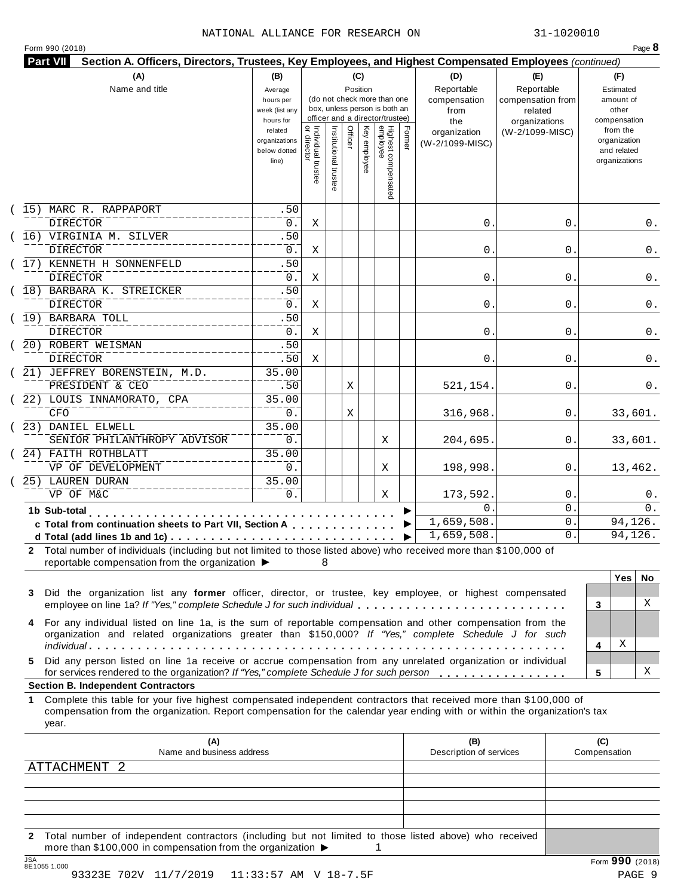NATIONAL ALLIANCE FOR RESEARCH ON 31-1020010

Form 990 (2018)

## Part VII Section A. Officers, Directors, Trustees, Key Employees, and Highest Compensated Employees *(continued)*

| (A) Name and title | (B) Average hours per week (list any hours for related organizations below dotted line) | (C) Position: Individual trustee or director | Institutional trustee | Officer | Key employee | Highest compensated employee | Former | (D) Reportable compensation from the organization (W-2/1099-MISC) | (E) Reportable compensation from related organizations (W-2/1099-MISC) | (F) Estimated amount of other compensation from the organization and related organizations |
|---|---|---|---|---|---|---|---|---|---|---|
| (15) MARC R. RAPPAPORT<br>DIRECTOR | .50<br>0. | X | | | | | | 0. | 0. | 0. |
| (16) VIRGINIA M. SILVER<br>DIRECTOR | .50<br>0. | X | | | | | | 0. | 0. | 0. |
| (17) KENNETH H SONNENFELD<br>DIRECTOR | .50<br>0. | X | | | | | | 0. | 0. | 0. |
| (18) BARBARA K. STREICKER<br>DIRECTOR | .50<br>0. | X | | | | | | 0. | 0. | 0. |
| (19) BARBARA TOLL<br>DIRECTOR | .50<br>0. | X | | | | | | 0. | 0. | 0. |
| (20) ROBERT WEISMAN<br>DIRECTOR | .50<br>.50 | X | | | | | | 0. | 0. | 0. |
| (21) JEFFREY BORENSTEIN, M.D.<br>PRESIDENT & CEO | 35.00<br>.50 | | | X | | | | 521,154. | 0. | 0. |
| (22) LOUIS INNAMORATO, CPA<br>CFO | 35.00<br>0. | | | X | | | | 316,968. | 0. | 33,601. |
| (23) DANIEL ELWELL<br>SENIOR PHILANTHROPY ADVISOR | 35.00<br>0. | | | | | X | | 204,695. | 0. | 33,601. |
| (24) FAITH ROTHBLATT<br>VP OF DEVELOPMENT | 35.00<br>0. | | | | | X | | 198,998. | 0. | 13,462. |
| (25) LAUREN DURAN<br>VP OF M&C | 35.00<br>0. | | | | | X | | 173,592. | 0. | 0. |
| **1b Sub-total** | | | | | | | | 0. | 0. | 0. |
| **c Total from continuation sheets to Part VII, Section A** | | | | | | | | 1,659,508. | 0. | 94,126. |
| **d Total (add lines 1b and 1c)** | | | | | | | | 1,659,508. | 0. | 94,126. |

**2** Total number of individuals (including but not limited to those listed above) who received more than $100,000 of reportable compensation from the organization ▶ 8

| | | Yes | No |
|---|---|---|---|
| **3** Did the organization list any **former** officer, director, or trustee, key employee, or highest compensated employee on line 1a? *If "Yes," complete Schedule J for such individual* | 3 | | X |
| **4** For any individual listed on line 1a, is the sum of reportable compensation and other compensation from the organization and related organizations greater than $150,000? *If "Yes," complete Schedule J for such individual* | 4 | X | |
| **5** Did any person listed on line 1a receive or accrue compensation from any unrelated organization or individual for services rendered to the organization? *If "Yes," complete Schedule J for such person* | 5 | | X |

### Section B. Independent Contractors

**1** Complete this table for your five highest compensated independent contractors that received more than $100,000 of compensation from the organization. Report compensation for the calendar year ending with or within the organization's tax year.

| (A) Name and business address | (B) Description of services | (C) Compensation |
|---|---|---|
| ATTACHMENT 2 | | |
| | | |
| | | |
| | | |
| | | |

**2** Total number of independent contractors (including but not limited to those listed above) who received more than $100,000 in compensation from the organization ▶ 1

Form **990** (2018)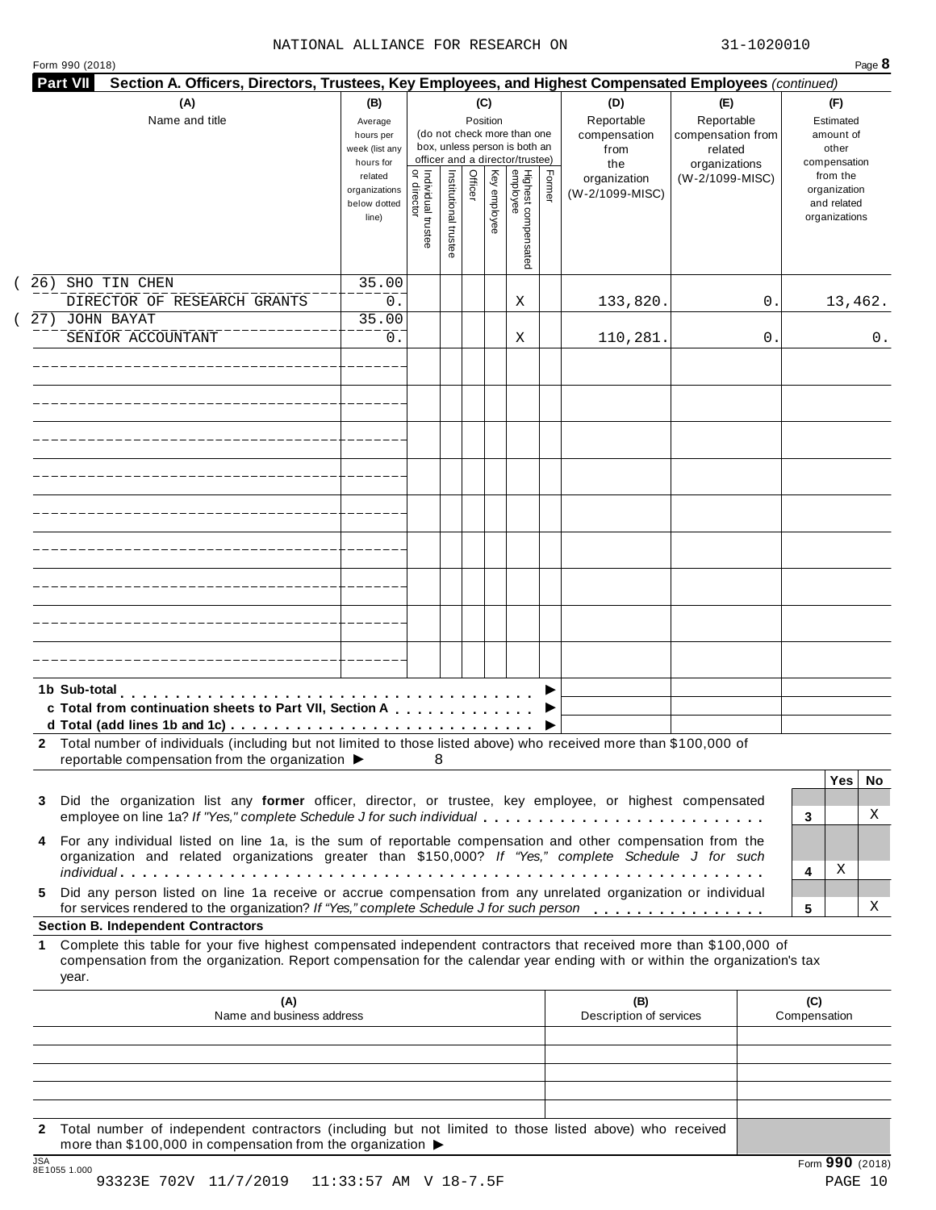NATIONAL ALLIANCE FOR RESEARCH ON 31-1020010

Form 990 (2018) Page **8**

**Part VII Section A. Officers, Directors, Trustees, Key Employees, and Highest Compensated Employees** *(continued)*

| (A) Name and title | (B) Average hours per week (list any hours for related organizations below dotted line) | (C) Position: Individual trustee or director | Institutional trustee | Officer | Key employee | Highest compensated employee | Former | (D) Reportable compensation from the organization (W-2/1099-MISC) | (E) Reportable compensation from related organizations (W-2/1099-MISC) | (F) Estimated amount of other compensation from the organization and related organizations |
|---|---|---|---|---|---|---|---|---|---|---|
| (26) SHO TIN CHEN<br>DIRECTOR OF RESEARCH GRANTS | 35.00<br>0. | | | | | X | | 133,820. | 0. | 13,462. |
| (27) JOHN BAYAT<br>SENIOR ACCOUNTANT | 35.00<br>0. | | | | | X | | 110,281. | 0. | 0. |
| | | | | | | | | | | |
| | | | | | | | | | | |
| | | | | | | | | | | |
| | | | | | | | | | | |
| | | | | | | | | | | |
| | | | | | | | | | | |
| | | | | | | | | | | |
| | | | | | | | | | | |
| | | | | | | | | | | |

**1b Sub-total** ▶

**c Total from continuation sheets to Part VII, Section A** ▶

**d Total (add lines 1b and 1c)** ▶

**2** Total number of individuals (including but not limited to those listed above) who received more than $100,000 of reportable compensation from the organization ▶ 8

| | | Yes | No |
|---|---|---|---|
| **3** Did the organization list any **former** officer, director, or trustee, key employee, or highest compensated employee on line 1a? *If "Yes," complete Schedule J for such individual* | 3 | | X |
| **4** For any individual listed on line 1a, is the sum of reportable compensation and other compensation from the organization and related organizations greater than $150,000? *If "Yes," complete Schedule J for such individual* | 4 | X | |
| **5** Did any person listed on line 1a receive or accrue compensation from any unrelated organization or individual for services rendered to the organization? *If "Yes," complete Schedule J for such person* | 5 | | X |

**Section B. Independent Contractors**

**1** Complete this table for your five highest compensated independent contractors that received more than $100,000 of compensation from the organization. Report compensation for the calendar year ending with or within the organization's tax year.

| (A) Name and business address | (B) Description of services | (C) Compensation |
|---|---|---|
| | | |
| | | |
| | | |
| | | |
| | | |

**2** Total number of independent contractors (including but not limited to those listed above) who received more than $100,000 in compensation from the organization ▶

Form **990** (2018)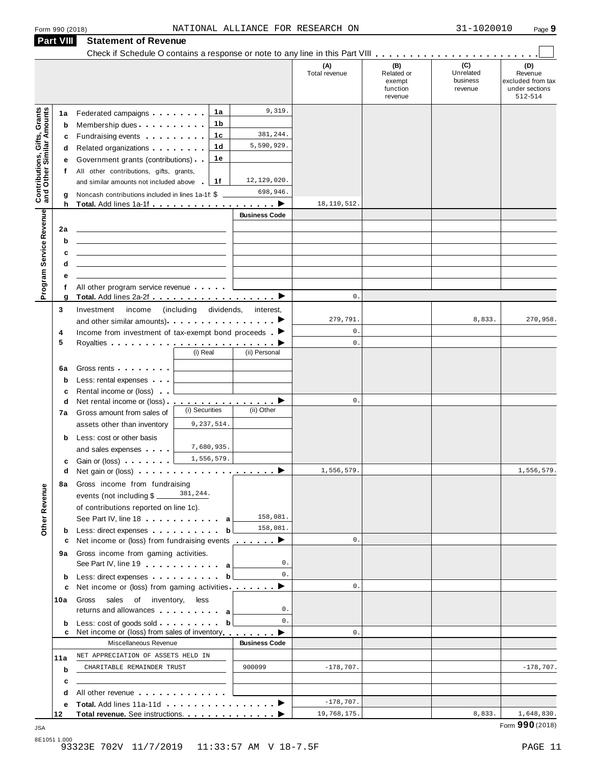Form 990 (2018) NATIONAL ALLIANCE FOR RESEARCH ON 31-1020010 Page 9

## Part VIII Statement of Revenue

Check if Schedule O contains a response or note to any line in this Part VIII . . . . . . . . . . . . . . . . . . . . . . . ☐

| | | | (A) Total revenue | (B) Related or exempt function revenue | (C) Unrelated business revenue | (D) Revenue excluded from tax under sections 512-514 |
|---|---|---|---|---|---|---|
| **Contributions, Gifts, Grants and Other Similar Amounts** | | | | | | |
| 1a | Federated campaigns . . . . . . . . 1a | 9,319. | | | | |
| b | Membership dues . . . . . . . . . . 1b | | | | | |
| c | Fundraising events . . . . . . . . . 1c | 381,244. | | | | |
| d | Related organizations . . . . . . . . 1d | 5,590,929. | | | | |
| e | Government grants (contributions) . . 1e | | | | | |
| f | All other contributions, gifts, grants, and similar amounts not included above . 1f | 12,129,020. | | | | |
| g | Noncash contributions included in lines 1a-1f: $ | 698,946. | | | | |
| h | **Total.** Add lines 1a-1f . . . . . . . . . . . . . . . . . . ▶ | | 18,110,512. | | | |
| **Program Service Revenue** | | **Business Code** | | | | |
| 2a | | | | | | |
| b | | | | | | |
| c | | | | | | |
| d | | | | | | |
| e | | | | | | |
| f | All other program service revenue . . . . . | | | | | |
| g | **Total.** Add lines 2a-2f . . . . . . . . . . . . . . . . . . ▶ | | 0. | | | |
| **Other Revenue** | | | | | | |
| 3 | Investment income (including dividends, interest, and other similar amounts) . . . . . . . . . . . . . . . ▶ | | 279,791. | | 8,833. | 270,958. |
| 4 | Income from investment of tax-exempt bond proceeds . ▶ | | 0. | | | |
| 5 | Royalties . . . . . . . . . . . . . . . . . . . . . . . . ▶ | | 0. | | | |
| | | (i) Real / (ii) Personal | | | | |
| 6a | Gross rents . . . . . . . . | | | | | |
| b | Less: rental expenses . . . | | | | | |
| c | Rental income or (loss) . . | | | | | |
| d | Net rental income or (loss) . . . . . . . . . . . . . . . . ▶ | | 0. | | | |
| | | (i) Securities / (ii) Other | | | | |
| 7a | Gross amount from sales of assets other than inventory | 9,237,514. | | | | |
| b | Less: cost or other basis and sales expenses . . . . | 7,680,935. | | | | |
| c | Gain or (loss) . . . . . . . | 1,556,579. | | | | |
| d | Net gain or (loss) . . . . . . . . . . . . . . . . . . . . ▶ | | 1,556,579. | | | 1,556,579. |
| 8a | Gross income from fundraising events (not including $ 381,244. of contributions reported on line 1c). See Part IV, line 18 . . . . . . . . . . . a | 158,081. | | | | |
| b | Less: direct expenses . . . . . . . . . . b | 158,081. | | | | |
| c | Net income or (loss) from fundraising events . . . . . . ▶ | | 0. | | | |
| 9a | Gross income from gaming activities. See Part IV, line 19 . . . . . . . . . . . a | 0. | | | | |
| b | Less: direct expenses . . . . . . . . . . b | 0. | | | | |
| c | Net income or (loss) from gaming activities . . . . . . . ▶ | | 0. | | | |
| 10a | Gross sales of inventory, less returns and allowances . . . . . . . . . a | 0. | | | | |
| b | Less: cost of goods sold . . . . . . . . . b | 0. | | | | |
| c | Net income or (loss) from sales of inventory . . . . . . . ▶ | | 0. | | | |
| | Miscellaneous Revenue | **Business Code** | | | | |
| 11a | NET APPRECIATION OF ASSETS HELD IN | | | | | |
| b | CHARITABLE REMAINDER TRUST | 900099 | -178,707. | | | -178,707. |
| c | | | | | | |
| d | All other revenue . . . . . . . . . . . . . | | | | | |
| e | **Total.** Add lines 11a-11d . . . . . . . . . . . . . . . . ▶ | | -178,707. | | | |
| 12 | **Total revenue.** See instructions. . . . . . . . . . . . . . ▶ | | 19,768,175. | | 8,833. | 1,648,830. |

Form **990** (2018)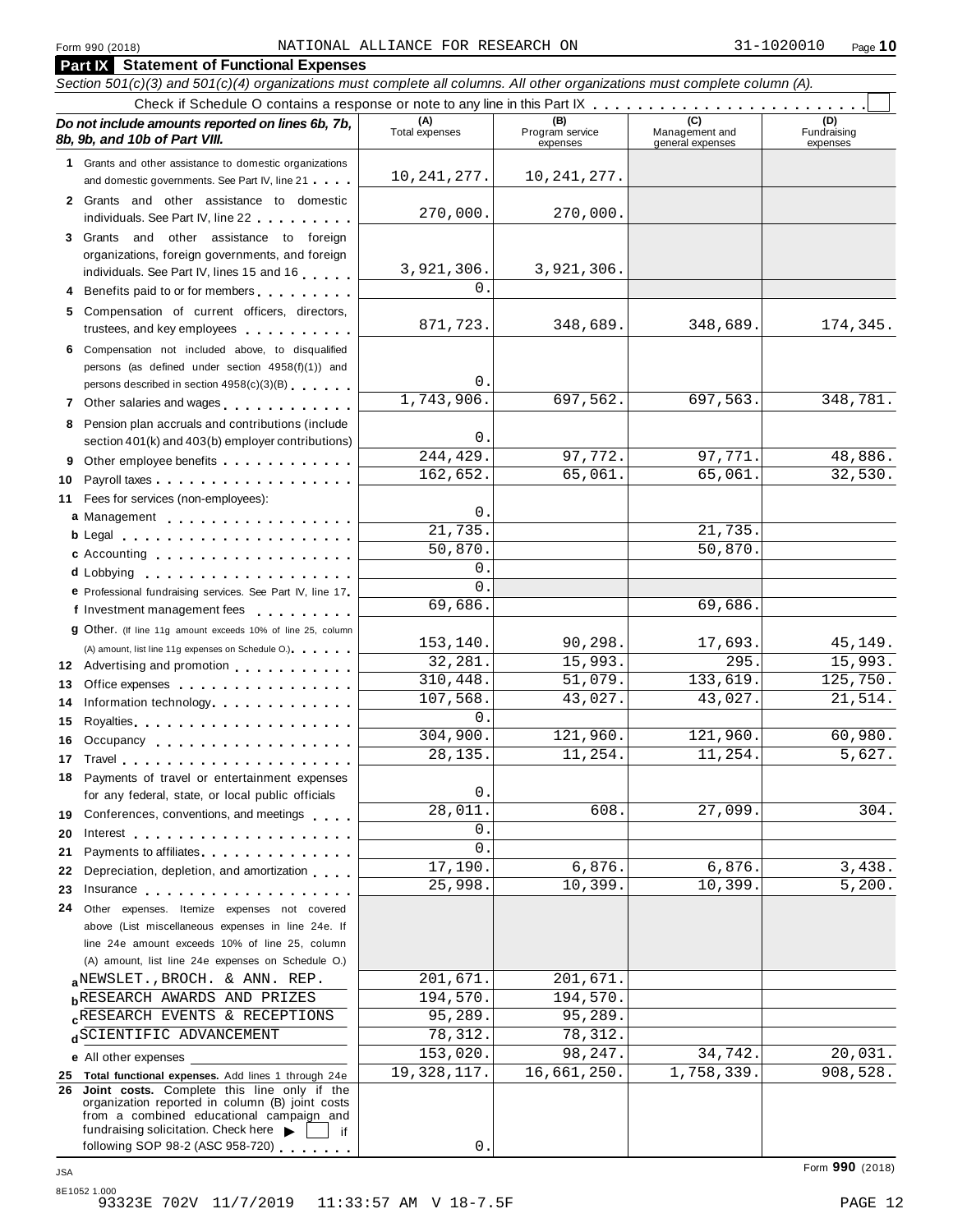Form 990 (2018) NATIONAL ALLIANCE FOR RESEARCH ON 31-1020010

## Part IX Statement of Functional Expenses

*Section 501(c)(3) and 501(c)(4) organizations must complete all columns. All other organizations must complete column (A).*

Check if Schedule O contains a response or note to any line in this Part IX

| ***Do not include amounts reported on lines 6b, 7b, 8b, 9b, and 10b of Part VIII.*** | (A) Total expenses | (B) Program service expenses | (C) Management and general expenses | (D) Fundraising expenses |
|---|---|---|---|---|
| **1** Grants and other assistance to domestic organizations and domestic governments. See Part IV, line 21 | 10,241,277. | 10,241,277. | | |
| **2** Grants and other assistance to domestic individuals. See Part IV, line 22 | 270,000. | 270,000. | | |
| **3** Grants and other assistance to foreign organizations, foreign governments, and foreign individuals. See Part IV, lines 15 and 16 | 3,921,306. | 3,921,306. | | |
| **4** Benefits paid to or for members | 0. | | | |
| **5** Compensation of current officers, directors, trustees, and key employees | 871,723. | 348,689. | 348,689. | 174,345. |
| **6** Compensation not included above, to disqualified persons (as defined under section 4958(f)(1)) and persons described in section 4958(c)(3)(B) | 0. | | | |
| **7** Other salaries and wages | 1,743,906. | 697,562. | 697,563. | 348,781. |
| **8** Pension plan accruals and contributions (include section 401(k) and 403(b) employer contributions) | 0. | | | |
| **9** Other employee benefits | 244,429. | 97,772. | 97,771. | 48,886. |
| **10** Payroll taxes | 162,652. | 65,061. | 65,061. | 32,530. |
| **11** Fees for services (non-employees): | | | | |
| **a** Management | 0. | | | |
| **b** Legal | 21,735. | | 21,735. | |
| **c** Accounting | 50,870. | | 50,870. | |
| **d** Lobbying | 0. | | | |
| **e** Professional fundraising services. See Part IV, line 17 | 0. | | | |
| **f** Investment management fees | 69,686. | | 69,686. | |
| **g** Other. (If line 11g amount exceeds 10% of line 25, column (A) amount, list line 11g expenses on Schedule O.) | 153,140. | 90,298. | 17,693. | 45,149. |
| **12** Advertising and promotion | 32,281. | 15,993. | 295. | 15,993. |
| **13** Office expenses | 310,448. | 51,079. | 133,619. | 125,750. |
| **14** Information technology | 107,568. | 43,027. | 43,027. | 21,514. |
| **15** Royalties | 0. | | | |
| **16** Occupancy | 304,900. | 121,960. | 121,960. | 60,980. |
| **17** Travel | 28,135. | 11,254. | 11,254. | 5,627. |
| **18** Payments of travel or entertainment expenses for any federal, state, or local public officials | 0. | | | |
| **19** Conferences, conventions, and meetings | 28,011. | 608. | 27,099. | 304. |
| **20** Interest | 0. | | | |
| **21** Payments to affiliates | 0. | | | |
| **22** Depreciation, depletion, and amortization | 17,190. | 6,876. | 6,876. | 3,438. |
| **23** Insurance | 25,998. | 10,399. | 10,399. | 5,200. |
| **24** Other expenses. Itemize expenses not covered above (List miscellaneous expenses in line 24e. If line 24e amount exceeds 10% of line 25, column (A) amount, list line 24e expenses on Schedule O.) | | | | |
| **a** NEWSLET., BROCH. & ANN. REP. | 201,671. | 201,671. | | |
| **b** RESEARCH AWARDS AND PRIZES | 194,570. | 194,570. | | |
| **c** RESEARCH EVENTS & RECEPTIONS | 95,289. | 95,289. | | |
| **d** SCIENTIFIC ADVANCEMENT | 78,312. | 78,312. | | |
| **e** All other expenses | 153,020. | 98,247. | 34,742. | 20,031. |
| **25 Total functional expenses.** Add lines 1 through 24e | 19,328,117. | 16,661,250. | 1,758,339. | 908,528. |
| **26 Joint costs.** Complete this line only if the organization reported in column (B) joint costs from a combined educational campaign and fundraising solicitation. Check here ▶ ☐ if following SOP 98-2 (ASC 958-720) | 0. | | | |

Form **990** (2018)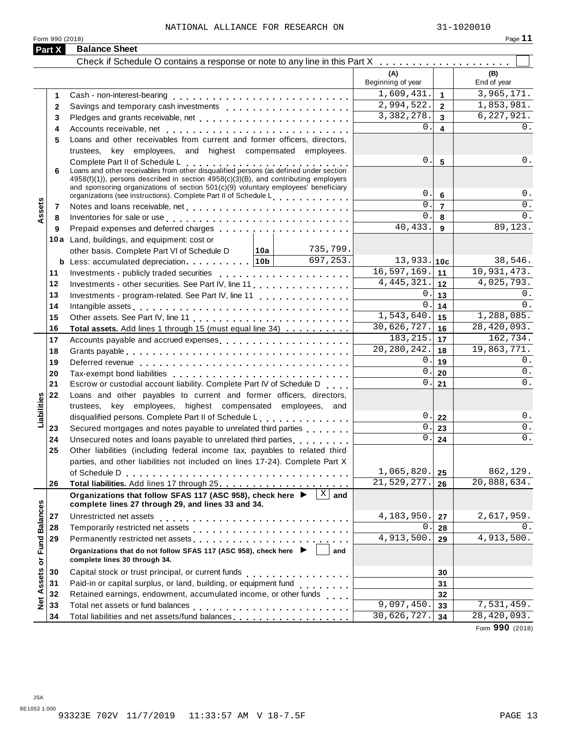NATIONAL ALLIANCE FOR RESEARCH ON 31-1020010

Form 990 (2018)

## Part X Balance Sheet

Check if Schedule O contains a response or note to any line in this Part X . . . . . . . . . . . . . . . . . . . ☐

| | | | (A) Beginning of year | | (B) End of year |
|---|---|---|---|---|---|
| **Assets** | 1 | Cash - non-interest-bearing | 1,609,431. | 1 | 3,965,171. |
| | 2 | Savings and temporary cash investments | 2,994,522. | 2 | 1,853,981. |
| | 3 | Pledges and grants receivable, net | 3,382,278. | 3 | 6,227,921. |
| | 4 | Accounts receivable, net | 0. | 4 | 0. |
| | 5 | Loans and other receivables from current and former officers, directors, trustees, key employees, and highest compensated employees. Complete Part II of Schedule L | 0. | 5 | 0. |
| | 6 | Loans and other receivables from other disqualified persons (as defined under section 4958(f)(1)), persons described in section 4958(c)(3)(B), and contributing employers and sponsoring organizations of section 501(c)(9) voluntary employees' beneficiary organizations (see instructions). Complete Part II of Schedule L | 0. | 6 | 0. |
| | 7 | Notes and loans receivable, net | 0. | 7 | 0. |
| | 8 | Inventories for sale or use | 0. | 8 | 0. |
| | 9 | Prepaid expenses and deferred charges | 40,433. | 9 | 89,123. |
| | 10a | Land, buildings, and equipment: cost or other basis. Complete Part VI of Schedule D — 10a: 735,799. | | | |
| | b | Less: accumulated depreciation — 10b: 697,253. | 13,933. | 10c | 38,546. |
| | 11 | Investments - publicly traded securities | 16,597,169. | 11 | 10,931,473. |
| | 12 | Investments - other securities. See Part IV, line 11 | 4,445,321. | 12 | 4,025,793. |
| | 13 | Investments - program-related. See Part IV, line 11 | 0. | 13 | 0. |
| | 14 | Intangible assets | 0. | 14 | 0. |
| | 15 | Other assets. See Part IV, line 11 | 1,543,640. | 15 | 1,288,085. |
| | 16 | **Total assets.** Add lines 1 through 15 (must equal line 34) | 30,626,727. | 16 | 28,420,093. |
| **Liabilities** | 17 | Accounts payable and accrued expenses | 183,215. | 17 | 162,734. |
| | 18 | Grants payable | 20,280,242. | 18 | 19,863,771. |
| | 19 | Deferred revenue | 0. | 19 | 0. |
| | 20 | Tax-exempt bond liabilities | 0. | 20 | 0. |
| | 21 | Escrow or custodial account liability. Complete Part IV of Schedule D | 0. | 21 | 0. |
| | 22 | Loans and other payables to current and former officers, directors, trustees, key employees, highest compensated employees, and disqualified persons. Complete Part II of Schedule L | 0. | 22 | 0. |
| | 23 | Secured mortgages and notes payable to unrelated third parties | 0. | 23 | 0. |
| | 24 | Unsecured notes and loans payable to unrelated third parties | 0. | 24 | 0. |
| | 25 | Other liabilities (including federal income tax, payables to related third parties, and other liabilities not included on lines 17-24). Complete Part X of Schedule D | 1,065,820. | 25 | 862,129. |
| | 26 | **Total liabilities.** Add lines 17 through 25 | 21,529,277. | 26 | 20,888,634. |
| **Net Assets or Fund Balances** | | **Organizations that follow SFAS 117 (ASC 958), check here ▶ [X] and complete lines 27 through 29, and lines 33 and 34.** | | | |
| | 27 | Unrestricted net assets | 4,183,950. | 27 | 2,617,959. |
| | 28 | Temporarily restricted net assets | 0. | 28 | 0. |
| | 29 | Permanently restricted net assets | 4,913,500. | 29 | 4,913,500. |
| | | **Organizations that do not follow SFAS 117 (ASC 958), check here ▶ [ ] and complete lines 30 through 34.** | | | |
| | 30 | Capital stock or trust principal, or current funds | | 30 | |
| | 31 | Paid-in or capital surplus, or land, building, or equipment fund | | 31 | |
| | 32 | Retained earnings, endowment, accumulated income, or other funds | | 32 | |
| | 33 | Total net assets or fund balances | 9,097,450. | 33 | 7,531,459. |
| | 34 | Total liabilities and net assets/fund balances | 30,626,727. | 34 | 28,420,093. |

Form **990** (2018)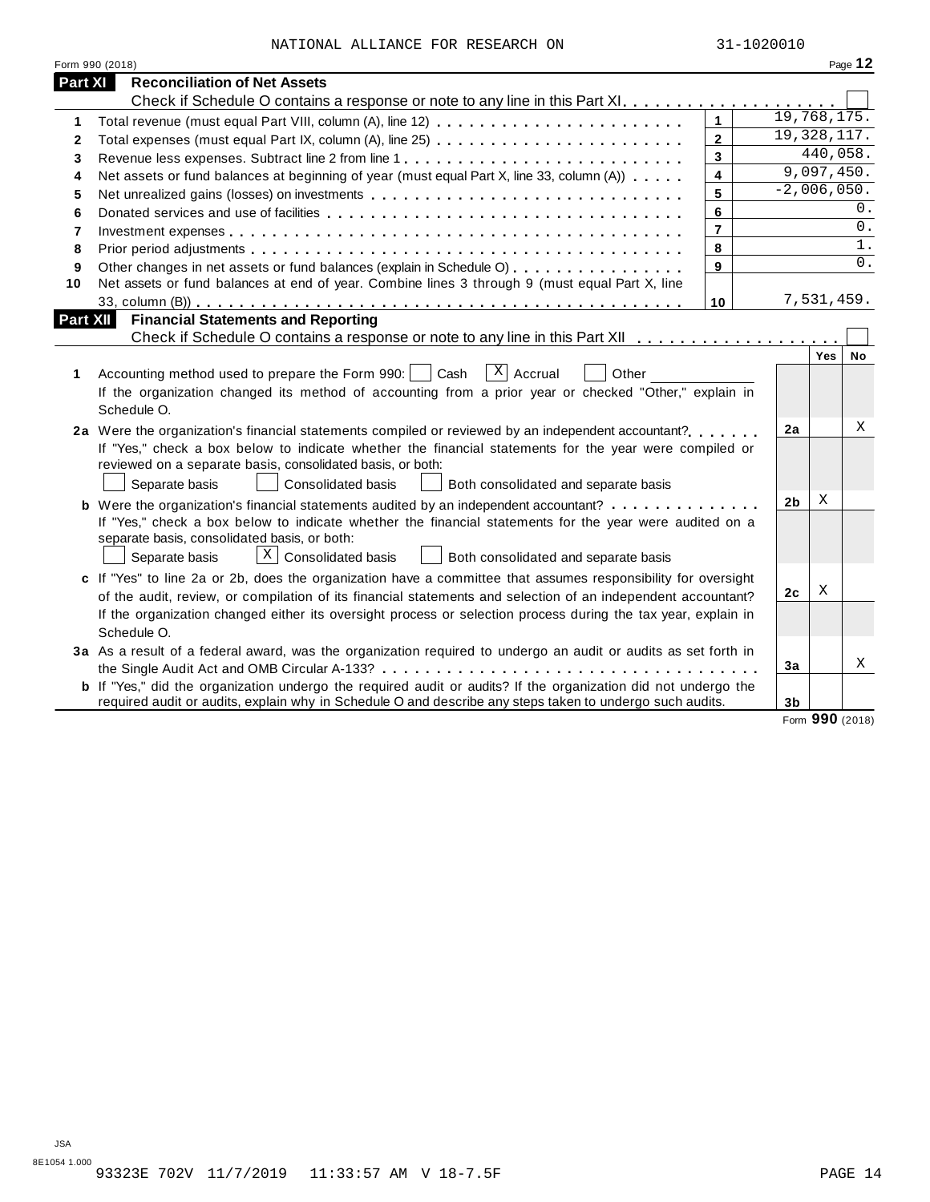NATIONAL ALLIANCE FOR RESEARCH ON 31-1020010

Form 990 (2018)

## Part XI Reconciliation of Net Assets

Check if Schedule O contains a response or note to any line in this Part XI . . . . . . . . . . . . . . . . . . . . ☐

| | | | |
|---|---|---|---|
| 1 | Total revenue (must equal Part VIII, column (A), line 12) | 1 | 19,768,175. |
| 2 | Total expenses (must equal Part IX, column (A), line 25) | 2 | 19,328,117. |
| 3 | Revenue less expenses. Subtract line 2 from line 1 | 3 | 440,058. |
| 4 | Net assets or fund balances at beginning of year (must equal Part X, line 33, column (A)) | 4 | 9,097,450. |
| 5 | Net unrealized gains (losses) on investments | 5 | -2,006,050. |
| 6 | Donated services and use of facilities | 6 | 0. |
| 7 | Investment expenses | 7 | 0. |
| 8 | Prior period adjustments | 8 | 1. |
| 9 | Other changes in net assets or fund balances (explain in Schedule O) | 9 | 0. |
| 10 | Net assets or fund balances at end of year. Combine lines 3 through 9 (must equal Part X, line 33, column (B)) | 10 | 7,531,459. |

## Part XII Financial Statements and Reporting

Check if Schedule O contains a response or note to any line in this Part XII . . . . . . . . . . . . . . . . . . . ☐

| | | | Yes | No |
|---|---|---|---|---|
| **1** | Accounting method used to prepare the Form 990: ☐ Cash ☒ Accrual ☐ Other<br>If the organization changed its method of accounting from a prior year or checked "Other," explain in Schedule O. | | | |
| **2a** | Were the organization's financial statements compiled or reviewed by an independent accountant?<br>If "Yes," check a box below to indicate whether the financial statements for the year were compiled or reviewed on a separate basis, consolidated basis, or both:<br>☐ Separate basis ☐ Consolidated basis ☐ Both consolidated and separate basis | 2a | | X |
| **b** | Were the organization's financial statements audited by an independent accountant?<br>If "Yes," check a box below to indicate whether the financial statements for the year were audited on a separate basis, consolidated basis, or both:<br>☐ Separate basis ☒ Consolidated basis ☐ Both consolidated and separate basis | 2b | X | |
| **c** | If "Yes" to line 2a or 2b, does the organization have a committee that assumes responsibility for oversight of the audit, review, or compilation of its financial statements and selection of an independent accountant?<br>If the organization changed either its oversight process or selection process during the tax year, explain in Schedule O. | 2c | X | |
| **3a** | As a result of a federal award, was the organization required to undergo an audit or audits as set forth in the Single Audit Act and OMB Circular A-133? | 3a | | X |
| **b** | If "Yes," did the organization undergo the required audit or audits? If the organization did not undergo the required audit or audits, explain why in Schedule O and describe any steps taken to undergo such audits. | 3b | | |

Form **990** (2018)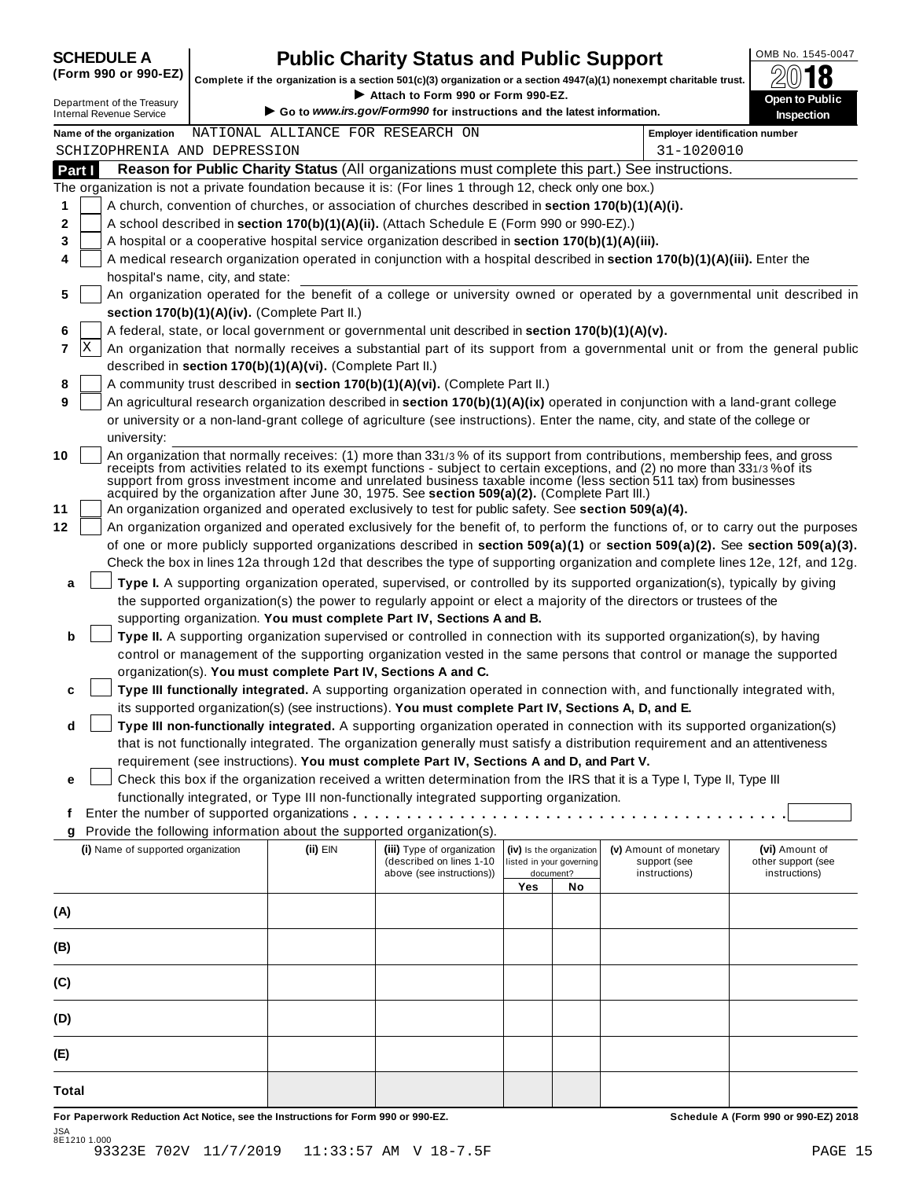**SCHEDULE A (Form 990 or 990-EZ)**

Department of the Treasury
Internal Revenue Service

# Public Charity Status and Public Support

**Complete if the organization is a section 501(c)(3) organization or a section 4947(a)(1) nonexempt charitable trust.**

► Attach to Form 990 or Form 990-EZ.

► Go to *www.irs.gov/Form990* for instructions and the latest information.

OMB No. 1545-0047

2018

**Open to Public Inspection**

Name of the organization: NATIONAL ALLIANCE FOR RESEARCH ON SCHIZOPHRENIA AND DEPRESSION

Employer identification number: 31-1020010

## Part I — Reason for Public Charity Status (All organizations must complete this part.) See instructions.

The organization is not a private foundation because it is: (For lines 1 through 12, check only one box.)

1. [ ] A church, convention of churches, or association of churches described in **section 170(b)(1)(A)(i).**
2. [ ] A school described in **section 170(b)(1)(A)(ii).** (Attach Schedule E (Form 990 or 990-EZ).)
3. [ ] A hospital or a cooperative hospital service organization described in **section 170(b)(1)(A)(iii).**
4. [ ] A medical research organization operated in conjunction with a hospital described in **section 170(b)(1)(A)(iii).** Enter the hospital's name, city, and state:
5. [ ] An organization operated for the benefit of a college or university owned or operated by a governmental unit described in **section 170(b)(1)(A)(iv).** (Complete Part II.)
6. [ ] A federal, state, or local government or governmental unit described in **section 170(b)(1)(A)(v).**
7. [X] An organization that normally receives a substantial part of its support from a governmental unit or from the general public described in **section 170(b)(1)(A)(vi).** (Complete Part II.)
8. [ ] A community trust described in **section 170(b)(1)(A)(vi).** (Complete Part II.)
9. [ ] An agricultural research organization described in **section 170(b)(1)(A)(ix)** operated in conjunction with a land-grant college or university or a non-land-grant college of agriculture (see instructions). Enter the name, city, and state of the college or university:
10. [ ] An organization that normally receives: (1) more than 33 1/3 % of its support from contributions, membership fees, and gross receipts from activities related to its exempt functions - subject to certain exceptions, and (2) no more than 33 1/3 % of its support from gross investment income and unrelated business taxable income (less section 511 tax) from businesses acquired by the organization after June 30, 1975. See **section 509(a)(2).** (Complete Part III.)
11. [ ] An organization organized and operated exclusively to test for public safety. See **section 509(a)(4).**
12. [ ] An organization organized and operated exclusively for the benefit of, to perform the functions of, or to carry out the purposes of one or more publicly supported organizations described in **section 509(a)(1)** or **section 509(a)(2).** See **section 509(a)(3).** Check the box in lines 12a through 12d that describes the type of supporting organization and complete lines 12e, 12f, and 12g.

a. [ ] **Type I.** A supporting organization operated, supervised, or controlled by its supported organization(s), typically by giving the supported organization(s) the power to regularly appoint or elect a majority of the directors or trustees of the supporting organization. **You must complete Part IV, Sections A and B.**

b. [ ] **Type II.** A supporting organization supervised or controlled in connection with its supported organization(s), by having control or management of the supporting organization vested in the same persons that control or manage the supported organization(s). **You must complete Part IV, Sections A and C.**

c. [ ] **Type III functionally integrated.** A supporting organization operated in connection with, and functionally integrated with, its supported organization(s) (see instructions). **You must complete Part IV, Sections A, D, and E.**

d. [ ] **Type III non-functionally integrated.** A supporting organization operated in connection with its supported organization(s) that is not functionally integrated. The organization generally must satisfy a distribution requirement and an attentiveness requirement (see instructions). **You must complete Part IV, Sections A and D, and Part V.**

e. [ ] Check this box if the organization received a written determination from the IRS that it is a Type I, Type II, Type III functionally integrated, or Type III non-functionally integrated supporting organization.

f. Enter the number of supported organizations . . . . . . . . . . . . . . . . . . . . . . . . . . . . . . . . . . . . . . .

g. Provide the following information about the supported organization(s).

| (i) Name of supported organization | (ii) EIN | (iii) Type of organization (described on lines 1-10 above (see instructions)) | (iv) Is the organization listed in your governing document? | | (v) Amount of monetary support (see instructions) | (vi) Amount of other support (see instructions) |
|---|---|---|---|---|---|---|
| | | | Yes | No | | |
| (A) | | | | | | |
| (B) | | | | | | |
| (C) | | | | | | |
| (D) | | | | | | |
| (E) | | | | | | |
| Total | | | | | | |

**For Paperwork Reduction Act Notice, see the Instructions for Form 990 or 990-EZ.** **Schedule A (Form 990 or 990-EZ) 2018**

JSA
8E1210 1.000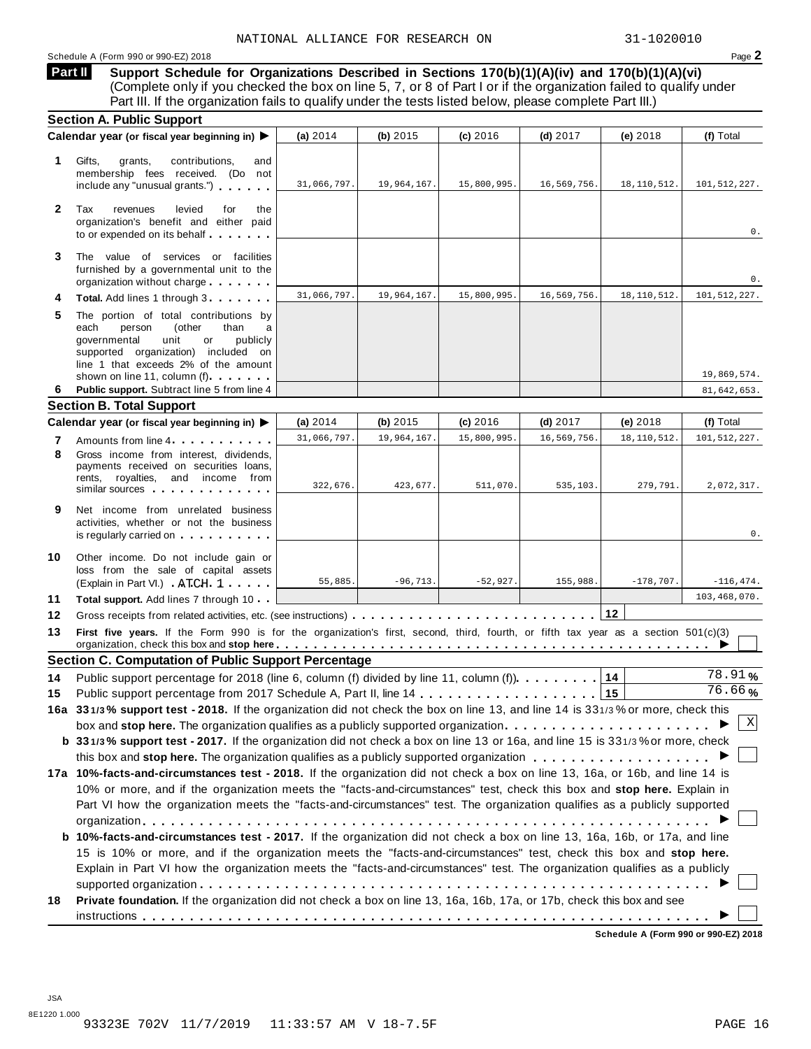NATIONAL ALLIANCE FOR RESEARCH ON 31-1020010

Schedule A (Form 990 or 990-EZ) 2018

**Part II** **Support Schedule for Organizations Described in Sections 170(b)(1)(A)(iv) and 170(b)(1)(A)(vi)** (Complete only if you checked the box on line 5, 7, or 8 of Part I or if the organization failed to qualify under Part III. If the organization fails to qualify under the tests listed below, please complete Part III.)

### Section A. Public Support

| Calendar year (or fiscal year beginning in) ▶ | (a) 2014 | (b) 2015 | (c) 2016 | (d) 2017 | (e) 2018 | (f) Total |
|---|---|---|---|---|---|---|
| **1** Gifts, grants, contributions, and membership fees received. (Do not include any "unusual grants.") | 31,066,797. | 19,964,167. | 15,800,995. | 16,569,756. | 18,110,512. | 101,512,227. |
| **2** Tax revenues levied for the organization's benefit and either paid to or expended on its behalf | | | | | | 0. |
| **3** The value of services or facilities furnished by a governmental unit to the organization without charge | | | | | | 0. |
| **4** **Total.** Add lines 1 through 3 | 31,066,797. | 19,964,167. | 15,800,995. | 16,569,756. | 18,110,512. | 101,512,227. |
| **5** The portion of total contributions by each person (other than a governmental unit or publicly supported organization) included on line 1 that exceeds 2% of the amount shown on line 11, column (f) | | | | | | 19,869,574. |
| **6** **Public support.** Subtract line 5 from line 4 | | | | | | 81,642,653. |

### Section B. Total Support

| Calendar year (or fiscal year beginning in) ▶ | (a) 2014 | (b) 2015 | (c) 2016 | (d) 2017 | (e) 2018 | (f) Total |
|---|---|---|---|---|---|---|
| **7** Amounts from line 4 | 31,066,797. | 19,964,167. | 15,800,995. | 16,569,756. | 18,110,512. | 101,512,227. |
| **8** Gross income from interest, dividends, payments received on securities loans, rents, royalties, and income from similar sources | 322,676. | 423,677. | 511,070. | 535,103. | 279,791. | 2,072,317. |
| **9** Net income from unrelated business activities, whether or not the business is regularly carried on | | | | | | 0. |
| **10** Other income. Do not include gain or loss from the sale of capital assets (Explain in Part VI.) ATCH 1 | 55,885. | -96,713. | -52,927. | 155,988. | -178,707. | -116,474. |
| **11** **Total support.** Add lines 7 through 10 | | | | | | 103,468,070. |

**12** Gross receipts from related activities, etc. (see instructions) | **12** |

**13** **First five years.** If the Form 990 is for the organization's first, second, third, fourth, or fifth tax year as a section 501(c)(3) organization, check this box and **stop here** ▶ ☐

### Section C. Computation of Public Support Percentage

**14** Public support percentage for 2018 (line 6, column (f) divided by line 11, column (f)) | **14** | 78.91 %

**15** Public support percentage from 2017 Schedule A, Part II, line 14 | **15** | 76.66 %

**16a** **33 1/3 % support test - 2018.** If the organization did not check the box on line 13, and line 14 is 33 1/3 % or more, check this box and **stop here.** The organization qualifies as a publicly supported organization ▶ ☒

**b** **33 1/3 % support test - 2017.** If the organization did not check a box on line 13 or 16a, and line 15 is 33 1/3 % or more, check this box and **stop here.** The organization qualifies as a publicly supported organization ▶ ☐

**17a** **10%-facts-and-circumstances test - 2018.** If the organization did not check a box on line 13, 16a, or 16b, and line 14 is 10% or more, and if the organization meets the "facts-and-circumstances" test, check this box and **stop here.** Explain in Part VI how the organization meets the "facts-and-circumstances" test. The organization qualifies as a publicly supported organization ▶ ☐

**b** **10%-facts-and-circumstances test - 2017.** If the organization did not check a box on line 13, 16a, 16b, or 17a, and line 15 is 10% or more, and if the organization meets the "facts-and-circumstances" test, check this box and **stop here.** Explain in Part VI how the organization meets the "facts-and-circumstances" test. The organization qualifies as a publicly supported organization ▶ ☐

**18** **Private foundation.** If the organization did not check a box on line 13, 16a, 16b, 17a, or 17b, check this box and see instructions ▶ ☐

**Schedule A (Form 990 or 990-EZ) 2018**

JSA
8E1220 1.000
93323E 702V 11/7/2019 11:33:57 AM V 18-7.5F PAGE 16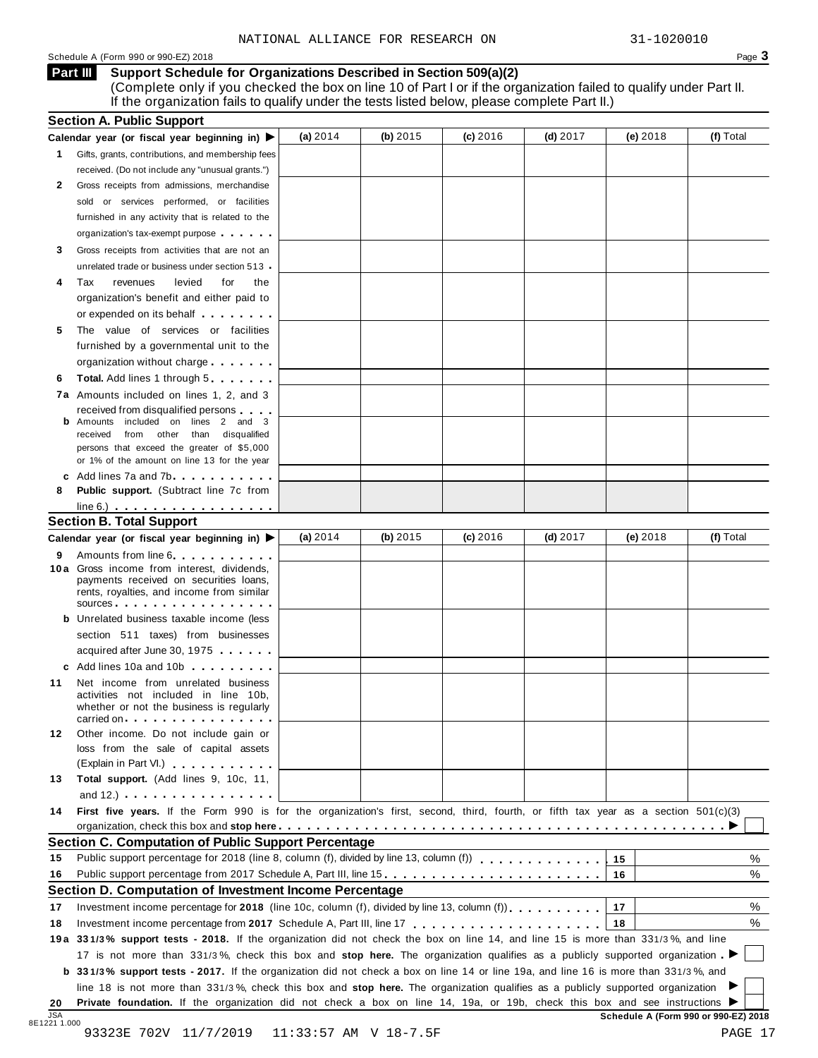NATIONAL ALLIANCE FOR RESEARCH ON 31-1020010

Schedule A (Form 990 or 990-EZ) 2018

## Part III Support Schedule for Organizations Described in Section 509(a)(2)

(Complete only if you checked the box on line 10 of Part I or if the organization failed to qualify under Part II. If the organization fails to qualify under the tests listed below, please complete Part II.)

### Section A. Public Support

| Calendar year (or fiscal year beginning in) ▶ | (a) 2014 | (b) 2015 | (c) 2016 | (d) 2017 | (e) 2018 | (f) Total |
|---|---|---|---|---|---|---|
| **1** Gifts, grants, contributions, and membership fees received. (Do not include any "unusual grants.") | | | | | | |
| **2** Gross receipts from admissions, merchandise sold or services performed, or facilities furnished in any activity that is related to the organization's tax-exempt purpose | | | | | | |
| **3** Gross receipts from activities that are not an unrelated trade or business under section 513 | | | | | | |
| **4** Tax revenues levied for the organization's benefit and either paid to or expended on its behalf | | | | | | |
| **5** The value of services or facilities furnished by a governmental unit to the organization without charge | | | | | | |
| **6** **Total.** Add lines 1 through 5 | | | | | | |
| **7a** Amounts included on lines 1, 2, and 3 received from disqualified persons | | | | | | |
| **b** Amounts included on lines 2 and 3 received from other than disqualified persons that exceed the greater of $5,000 or 1% of the amount on line 13 for the year | | | | | | |
| **c** Add lines 7a and 7b | | | | | | |
| **8** **Public support.** (Subtract line 7c from line 6.) | | | | | | |

### Section B. Total Support

| Calendar year (or fiscal year beginning in) ▶ | (a) 2014 | (b) 2015 | (c) 2016 | (d) 2017 | (e) 2018 | (f) Total |
|---|---|---|---|---|---|---|
| **9** Amounts from line 6 | | | | | | |
| **10a** Gross income from interest, dividends, payments received on securities loans, rents, royalties, and income from similar sources | | | | | | |
| **b** Unrelated business taxable income (less section 511 taxes) from businesses acquired after June 30, 1975 | | | | | | |
| **c** Add lines 10a and 10b | | | | | | |
| **11** Net income from unrelated business activities not included in line 10b, whether or not the business is regularly carried on | | | | | | |
| **12** Other income. Do not include gain or loss from the sale of capital assets (Explain in Part VI.) | | | | | | |
| **13** **Total support.** (Add lines 9, 10c, 11, and 12.) | | | | | | |

**14** **First five years.** If the Form 990 is for the organization's first, second, third, fourth, or fifth tax year as a section 501(c)(3) organization, check this box and **stop here** ▶ ☐

### Section C. Computation of Public Support Percentage

| | | | |
|---|---|---|---|
| **15** | Public support percentage for 2018 (line 8, column (f), divided by line 13, column (f)) | 15 | % |
| **16** | Public support percentage from 2017 Schedule A, Part III, line 15 | 16 | % |

### Section D. Computation of Investment Income Percentage

| | | | |
|---|---|---|---|
| **17** | Investment income percentage for **2018** (line 10c, column (f), divided by line 13, column (f)) | 17 | % |
| **18** | Investment income percentage from **2017** Schedule A, Part III, line 17 | 18 | % |

**19a** **33 1/3% support tests - 2018.** If the organization did not check the box on line 14, and line 15 is more than 33 1/3%, and line 17 is not more than 33 1/3%, check this box and **stop here.** The organization qualifies as a publicly supported organization ▶ ☐

**b** **33 1/3% support tests - 2017.** If the organization did not check a box on line 14 or line 19a, and line 16 is more than 33 1/3%, and line 18 is not more than 33 1/3%, check this box and **stop here.** The organization qualifies as a publicly supported organization ▶ ☐

**20** **Private foundation.** If the organization did not check a box on line 14, 19a, or 19b, check this box and see instructions ▶ ☐

Schedule A (Form 990 or 990-EZ) 2018

JSA 8E1221 1.000

93323E 702V 11/7/2019 11:33:57 AM V 18-7.5F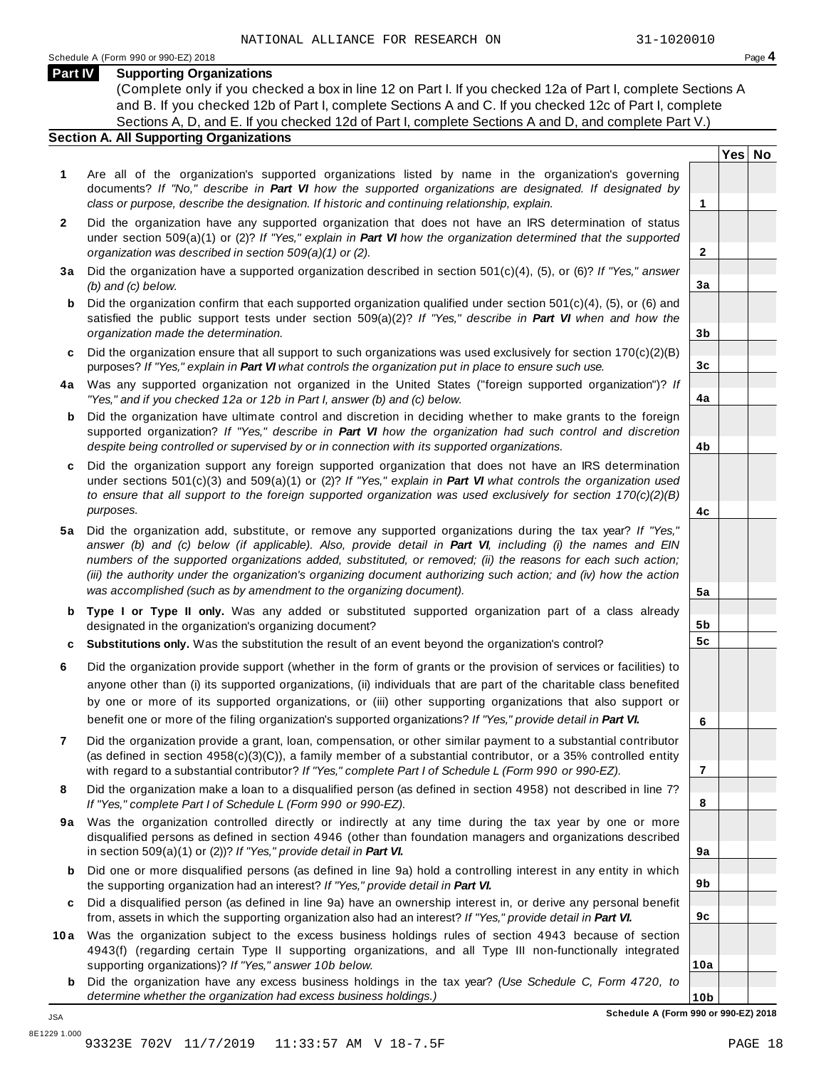NATIONAL ALLIANCE FOR RESEARCH ON 31-1020010

Schedule A (Form 990 or 990-EZ) 2018 Page **4**

## Part IV Supporting Organizations

(Complete only if you checked a box in line 12 on Part I. If you checked 12a of Part I, complete Sections A and B. If you checked 12b of Part I, complete Sections A and C. If you checked 12c of Part I, complete Sections A, D, and E. If you checked 12d of Part I, complete Sections A and D, and complete Part V.)

### Section A. All Supporting Organizations

| | | | Yes | No |
|---|---|---|---|---|
| **1** | Are all of the organization's supported organizations listed by name in the organization's governing documents? *If "No," describe in **Part VI** how the supported organizations are designated. If designated by class or purpose, describe the designation. If historic and continuing relationship, explain.* | **1** | | |
| **2** | Did the organization have any supported organization that does not have an IRS determination of status under section 509(a)(1) or (2)? *If "Yes," explain in **Part VI** how the organization determined that the supported organization was described in section 509(a)(1) or (2).* | **2** | | |
| **3a** | Did the organization have a supported organization described in section 501(c)(4), (5), or (6)? *If "Yes," answer (b) and (c) below.* | **3a** | | |
| **b** | Did the organization confirm that each supported organization qualified under section 501(c)(4), (5), or (6) and satisfied the public support tests under section 509(a)(2)? *If "Yes," describe in **Part VI** when and how the organization made the determination.* | **3b** | | |
| **c** | Did the organization ensure that all support to such organizations was used exclusively for section 170(c)(2)(B) purposes? *If "Yes," explain in **Part VI** what controls the organization put in place to ensure such use.* | **3c** | | |
| **4a** | Was any supported organization not organized in the United States ("foreign supported organization")? *If "Yes," and if you checked 12a or 12b in Part I, answer (b) and (c) below.* | **4a** | | |
| **b** | Did the organization have ultimate control and discretion in deciding whether to make grants to the foreign supported organization? *If "Yes," describe in **Part VI** how the organization had such control and discretion despite being controlled or supervised by or in connection with its supported organizations.* | **4b** | | |
| **c** | Did the organization support any foreign supported organization that does not have an IRS determination under sections 501(c)(3) and 509(a)(1) or (2)? *If "Yes," explain in **Part VI** what controls the organization used to ensure that all support to the foreign supported organization was used exclusively for section 170(c)(2)(B) purposes.* | **4c** | | |
| **5a** | Did the organization add, substitute, or remove any supported organizations during the tax year? *If "Yes," answer (b) and (c) below (if applicable). Also, provide detail in **Part VI**, including (i) the names and EIN numbers of the supported organizations added, substituted, or removed; (ii) the reasons for each such action; (iii) the authority under the organization's organizing document authorizing such action; and (iv) how the action was accomplished (such as by amendment to the organizing document).* | **5a** | | |
| **b** | **Type I or Type II only.** Was any added or substituted supported organization part of a class already designated in the organization's organizing document? | **5b** | | |
| **c** | **Substitutions only.** Was the substitution the result of an event beyond the organization's control? | **5c** | | |
| **6** | Did the organization provide support (whether in the form of grants or the provision of services or facilities) to anyone other than (i) its supported organizations, (ii) individuals that are part of the charitable class benefited by one or more of its supported organizations, or (iii) other supporting organizations that also support or benefit one or more of the filing organization's supported organizations? *If "Yes," provide detail in **Part VI.*** | **6** | | |
| **7** | Did the organization provide a grant, loan, compensation, or other similar payment to a substantial contributor (as defined in section 4958(c)(3)(C)), a family member of a substantial contributor, or a 35% controlled entity with regard to a substantial contributor? *If "Yes," complete Part I of Schedule L (Form 990 or 990-EZ).* | **7** | | |
| **8** | Did the organization make a loan to a disqualified person (as defined in section 4958) not described in line 7? *If "Yes," complete Part I of Schedule L (Form 990 or 990-EZ).* | **8** | | |
| **9a** | Was the organization controlled directly or indirectly at any time during the tax year by one or more disqualified persons as defined in section 4946 (other than foundation managers and organizations described in section 509(a)(1) or (2))? *If "Yes," provide detail in **Part VI.*** | **9a** | | |
| **b** | Did one or more disqualified persons (as defined in line 9a) hold a controlling interest in any entity in which the supporting organization had an interest? *If "Yes," provide detail in **Part VI.*** | **9b** | | |
| **c** | Did a disqualified person (as defined in line 9a) have an ownership interest in, or derive any personal benefit from, assets in which the supporting organization also had an interest? *If "Yes," provide detail in **Part VI.*** | **9c** | | |
| **10a** | Was the organization subject to the excess business holdings rules of section 4943 because of section 4943(f) (regarding certain Type II supporting organizations, and all Type III non-functionally integrated supporting organizations)? *If "Yes," answer 10b below.* | **10a** | | |
| **b** | Did the organization have any excess business holdings in the tax year? *(Use Schedule C, Form 4720, to determine whether the organization had excess business holdings.)* | **10b** | | |

**Schedule A (Form 990 or 990-EZ) 2018**

JSA
8E1229 1.000

93323E 702V 11/7/2019 11:33:57 AM V 18-7.5F PAGE 18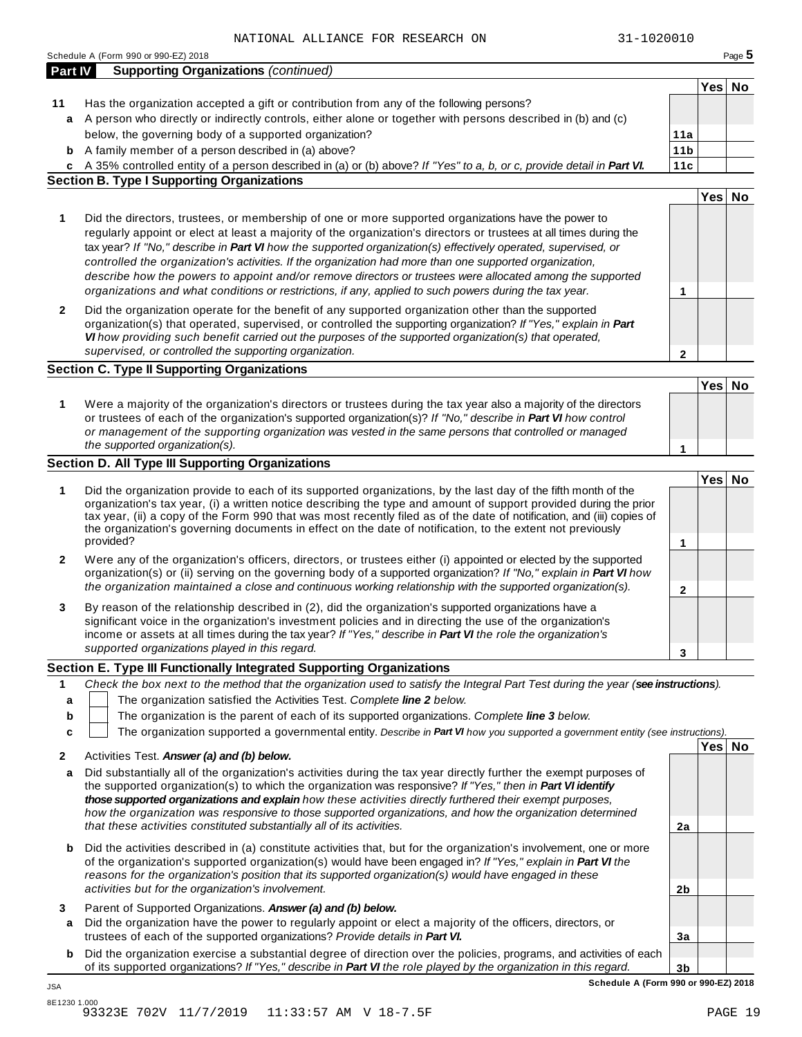NATIONAL ALLIANCE FOR RESEARCH ON 31-1020010

Schedule A (Form 990 or 990-EZ) 2018

## Part IV Supporting Organizations *(continued)*

| | | | Yes | No |
|---|---|---|---|---|
| **11** | Has the organization accepted a gift or contribution from any of the following persons? | | | |
| **a** | A person who directly or indirectly controls, either alone or together with persons described in (b) and (c) below, the governing body of a supported organization? | **11a** | | |
| **b** | A family member of a person described in (a) above? | **11b** | | |
| **c** | A 35% controlled entity of a person described in (a) or (b) above? *If "Yes" to a, b, or c, provide detail in **Part VI.*** | **11c** | | |

### Section B. Type I Supporting Organizations

| | | | Yes | No |
|---|---|---|---|---|
| **1** | Did the directors, trustees, or membership of one or more supported organizations have the power to regularly appoint or elect at least a majority of the organization's directors or trustees at all times during the tax year? *If "No," describe in **Part VI** how the supported organization(s) effectively operated, supervised, or controlled the organization's activities. If the organization had more than one supported organization, describe how the powers to appoint and/or remove directors or trustees were allocated among the supported organizations and what conditions or restrictions, if any, applied to such powers during the tax year.* | **1** | | |
| **2** | Did the organization operate for the benefit of any supported organization other than the supported organization(s) that operated, supervised, or controlled the supporting organization? *If "Yes," explain in **Part VI** how providing such benefit carried out the purposes of the supported organization(s) that operated, supervised, or controlled the supporting organization.* | **2** | | |

### Section C. Type II Supporting Organizations

| | | | Yes | No |
|---|---|---|---|---|
| **1** | Were a majority of the organization's directors or trustees during the tax year also a majority of the directors or trustees of each of the organization's supported organization(s)? *If "No," describe in **Part VI** how control or management of the supporting organization was vested in the same persons that controlled or managed the supported organization(s).* | **1** | | |

### Section D. All Type III Supporting Organizations

| | | | Yes | No |
|---|---|---|---|---|
| **1** | Did the organization provide to each of its supported organizations, by the last day of the fifth month of the organization's tax year, (i) a written notice describing the type and amount of support provided during the prior tax year, (ii) a copy of the Form 990 that was most recently filed as of the date of notification, and (iii) copies of the organization's governing documents in effect on the date of notification, to the extent not previously provided? | **1** | | |
| **2** | Were any of the organization's officers, directors, or trustees either (i) appointed or elected by the supported organization(s) or (ii) serving on the governing body of a supported organization? *If "No," explain in **Part VI** how the organization maintained a close and continuous working relationship with the supported organization(s).* | **2** | | |
| **3** | By reason of the relationship described in (2), did the organization's supported organizations have a significant voice in the organization's investment policies and in directing the use of the organization's income or assets at all times during the tax year? *If "Yes," describe in **Part VI** the role the organization's supported organizations played in this regard.* | **3** | | |

### Section E. Type III Functionally Integrated Supporting Organizations

**1** *Check the box next to the method that the organization used to satisfy the Integral Part Test during the year (**see instructions**).*

- **a** ☐ The organization satisfied the Activities Test. *Complete **line 2** below.*
- **b** ☐ The organization is the parent of each of its supported organizations. *Complete **line 3** below.*
- **c** ☐ The organization supported a governmental entity. *Describe in **Part VI** how you supported a government entity (see instructions).*

| | | | Yes | No |
|---|---|---|---|---|
| **2** | Activities Test. ***Answer (a) and (b) below.*** | | | |
| **a** | Did substantially all of the organization's activities during the tax year directly further the exempt purposes of the supported organization(s) to which the organization was responsive? *If "Yes," then in **Part VI identify those supported organizations and explain** how these activities directly furthered their exempt purposes, how the organization was responsive to those supported organizations, and how the organization determined that these activities constituted substantially all of its activities.* | **2a** | | |
| **b** | Did the activities described in (a) constitute activities that, but for the organization's involvement, one or more of the organization's supported organization(s) would have been engaged in? *If "Yes," explain in **Part VI** the reasons for the organization's position that its supported organization(s) would have engaged in these activities but for the organization's involvement.* | **2b** | | |
| **3** | Parent of Supported Organizations. ***Answer (a) and (b) below.*** | | | |
| **a** | Did the organization have the power to regularly appoint or elect a majority of the officers, directors, or trustees of each of the supported organizations? *Provide details in **Part VI.*** | **3a** | | |
| **b** | Did the organization exercise a substantial degree of direction over the policies, programs, and activities of each of its supported organizations? *If "Yes," describe in **Part VI** the role played by the organization in this regard.* | **3b** | | |

**Schedule A (Form 990 or 990-EZ) 2018**

JSA
8E1230 1.000
93323E 702V 11/7/2019 11:33:57 AM V 18-7.5F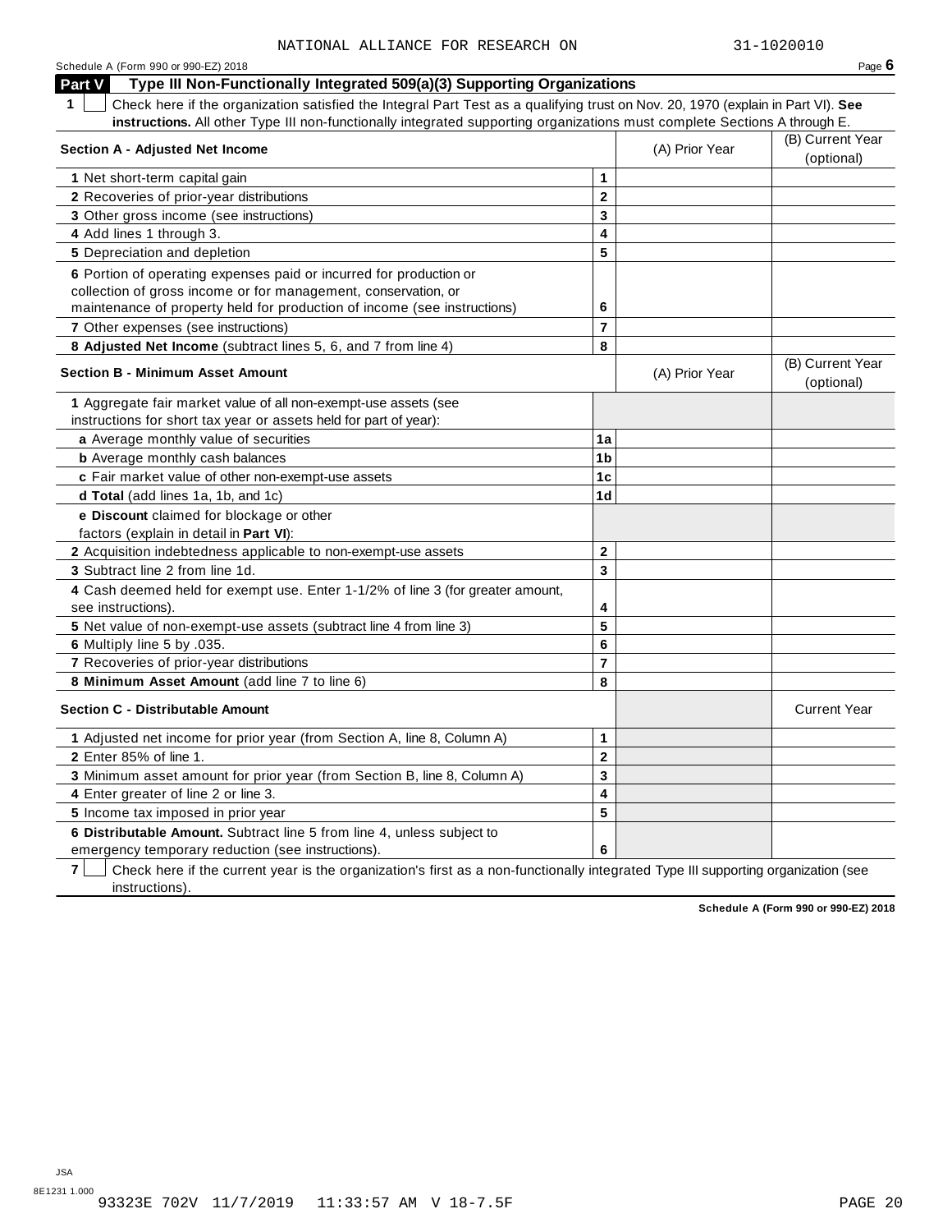NATIONAL ALLIANCE FOR RESEARCH ON 31-1020010

## Part V Type III Non-Functionally Integrated 509(a)(3) Supporting Organizations

**1** ☐ Check here if the organization satisfied the Integral Part Test as a qualifying trust on Nov. 20, 1970 (explain in Part VI). **See instructions.** All other Type III non-functionally integrated supporting organizations must complete Sections A through E.

| Section A - Adjusted Net Income | | (A) Prior Year | (B) Current Year (optional) |
|---|---|---|---|
| 1 Net short-term capital gain | 1 | | |
| 2 Recoveries of prior-year distributions | 2 | | |
| 3 Other gross income (see instructions) | 3 | | |
| 4 Add lines 1 through 3. | 4 | | |
| 5 Depreciation and depletion | 5 | | |
| 6 Portion of operating expenses paid or incurred for production or collection of gross income or for management, conservation, or maintenance of property held for production of income (see instructions) | 6 | | |
| 7 Other expenses (see instructions) | 7 | | |
| 8 **Adjusted Net Income** (subtract lines 5, 6, and 7 from line 4) | 8 | | |

| Section B - Minimum Asset Amount | | (A) Prior Year | (B) Current Year (optional) |
|---|---|---|---|
| 1 Aggregate fair market value of all non-exempt-use assets (see instructions for short tax year or assets held for part of year): | | | |
| **a** Average monthly value of securities | 1a | | |
| **b** Average monthly cash balances | 1b | | |
| **c** Fair market value of other non-exempt-use assets | 1c | | |
| **d Total** (add lines 1a, 1b, and 1c) | 1d | | |
| **e Discount** claimed for blockage or other factors (explain in detail in **Part VI**): | | | |
| 2 Acquisition indebtedness applicable to non-exempt-use assets | 2 | | |
| 3 Subtract line 2 from line 1d. | 3 | | |
| 4 Cash deemed held for exempt use. Enter 1-1/2% of line 3 (for greater amount, see instructions). | 4 | | |
| 5 Net value of non-exempt-use assets (subtract line 4 from line 3) | 5 | | |
| 6 Multiply line 5 by .035. | 6 | | |
| 7 Recoveries of prior-year distributions | 7 | | |
| 8 **Minimum Asset Amount** (add line 7 to line 6) | 8 | | |

| Section C - Distributable Amount | | | Current Year |
|---|---|---|---|
| 1 Adjusted net income for prior year (from Section A, line 8, Column A) | 1 | | |
| 2 Enter 85% of line 1. | 2 | | |
| 3 Minimum asset amount for prior year (from Section B, line 8, Column A) | 3 | | |
| 4 Enter greater of line 2 or line 3. | 4 | | |
| 5 Income tax imposed in prior year | 5 | | |
| 6 **Distributable Amount.** Subtract line 5 from line 4, unless subject to emergency temporary reduction (see instructions). | 6 | | |

**7** ☐ Check here if the current year is the organization's first as a non-functionally integrated Type III supporting organization (see instructions).

**Schedule A (Form 990 or 990-EZ) 2018**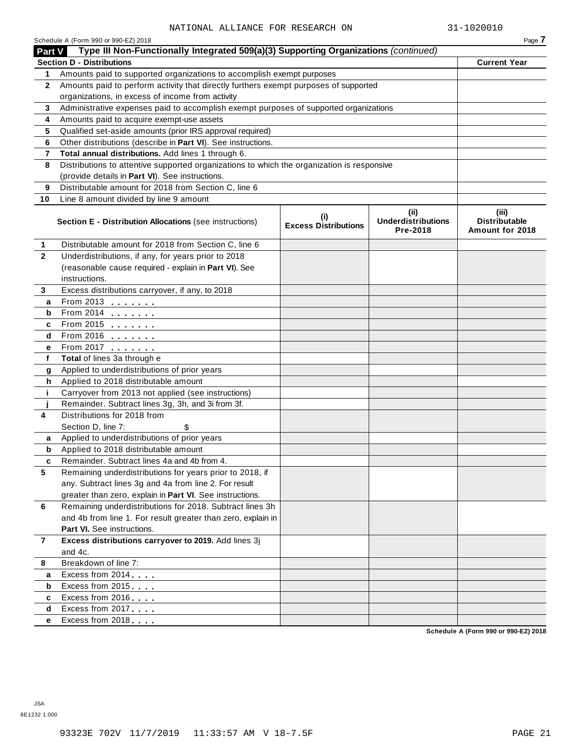NATIONAL ALLIANCE FOR RESEARCH ON 31-1020010

Schedule A (Form 990 or 990-EZ) 2018

## Part V Type III Non-Functionally Integrated 509(a)(3) Supporting Organizations *(continued)*

| **Section D - Distributions** | | **Current Year** |
|---|---|---|
| **1** | Amounts paid to supported organizations to accomplish exempt purposes | |
| **2** | Amounts paid to perform activity that directly furthers exempt purposes of supported organizations, in excess of income from activity | |
| **3** | Administrative expenses paid to accomplish exempt purposes of supported organizations | |
| **4** | Amounts paid to acquire exempt-use assets | |
| **5** | Qualified set-aside amounts (prior IRS approval required) | |
| **6** | Other distributions (describe in **Part VI**). See instructions. | |
| **7** | **Total annual distributions.** Add lines 1 through 6. | |
| **8** | Distributions to attentive supported organizations to which the organization is responsive (provide details in **Part VI**). See instructions. | |
| **9** | Distributable amount for 2018 from Section C, line 6 | |
| **10** | Line 8 amount divided by line 9 amount | |

| | **Section E - Distribution Allocations** (see instructions) | **(i) Excess Distributions** | **(ii) Underdistributions Pre-2018** | **(iii) Distributable Amount for 2018** |
|---|---|---|---|---|
| **1** | Distributable amount for 2018 from Section C, line 6 | | | |
| **2** | Underdistributions, if any, for years prior to 2018 (reasonable cause required - explain in **Part VI**). See instructions. | | | |
| **3** | Excess distributions carryover, if any, to 2018 | | | |
| **a** | From 2013 | | | |
| **b** | From 2014 | | | |
| **c** | From 2015 | | | |
| **d** | From 2016 | | | |
| **e** | From 2017 | | | |
| **f** | **Total** of lines 3a through e | | | |
| **g** | Applied to underdistributions of prior years | | | |
| **h** | Applied to 2018 distributable amount | | | |
| **i** | Carryover from 2013 not applied (see instructions) | | | |
| **j** | Remainder. Subtract lines 3g, 3h, and 3i from 3f. | | | |
| **4** | Distributions for 2018 from Section D, line 7: $ | | | |
| **a** | Applied to underdistributions of prior years | | | |
| **b** | Applied to 2018 distributable amount | | | |
| **c** | Remainder. Subtract lines 4a and 4b from 4. | | | |
| **5** | Remaining underdistributions for years prior to 2018, if any. Subtract lines 3g and 4a from line 2. For result greater than zero, explain in **Part VI**. See instructions. | | | |
| **6** | Remaining underdistributions for 2018. Subtract lines 3h and 4b from line 1. For result greater than zero, explain in **Part VI.** See instructions. | | | |
| **7** | **Excess distributions carryover to 2019.** Add lines 3j and 4c. | | | |
| **8** | Breakdown of line 7: | | | |
| **a** | Excess from 2014 | | | |
| **b** | Excess from 2015 | | | |
| **c** | Excess from 2016 | | | |
| **d** | Excess from 2017 | | | |
| **e** | Excess from 2018 | | | |

**Schedule A (Form 990 or 990-EZ) 2018**

JSA
8E1232 1.000

93323E 702V 11/7/2019 11:33:57 AM V 18-7.5F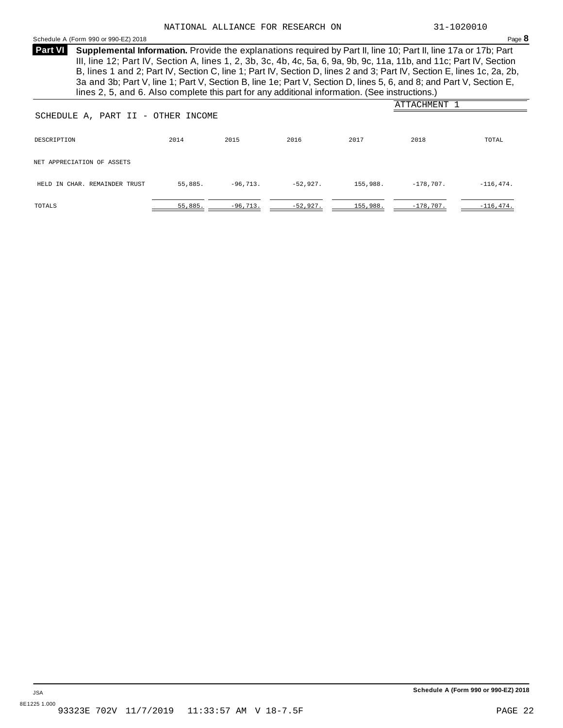NATIONAL ALLIANCE FOR RESEARCH ON 31-1020010

**Part VI** **Supplemental Information.** Provide the explanations required by Part II, line 10; Part II, line 17a or 17b; Part III, line 12; Part IV, Section A, lines 1, 2, 3b, 3c, 4b, 4c, 5a, 6, 9a, 9b, 9c, 11a, 11b, and 11c; Part IV, Section B, lines 1 and 2; Part IV, Section C, line 1; Part IV, Section D, lines 2 and 3; Part IV, Section E, lines 1c, 2a, 2b, 3a and 3b; Part V, line 1; Part V, Section B, line 1e; Part V, Section D, lines 5, 6, and 8; and Part V, Section E, lines 2, 5, and 6. Also complete this part for any additional information. (See instructions.)

ATTACHMENT 1

SCHEDULE A, PART II - OTHER INCOME

| DESCRIPTION | 2014 | 2015 | 2016 | 2017 | 2018 | TOTAL |
|---|---|---|---|---|---|---|
| NET APPRECIATION OF ASSETS HELD IN CHAR. REMAINDER TRUST | 55,885. | -96,713. | -52,927. | 155,988. | -178,707. | -116,474. |
| TOTALS | 55,885. | -96,713. | -52,927. | 155,988. | -178,707. | -116,474. |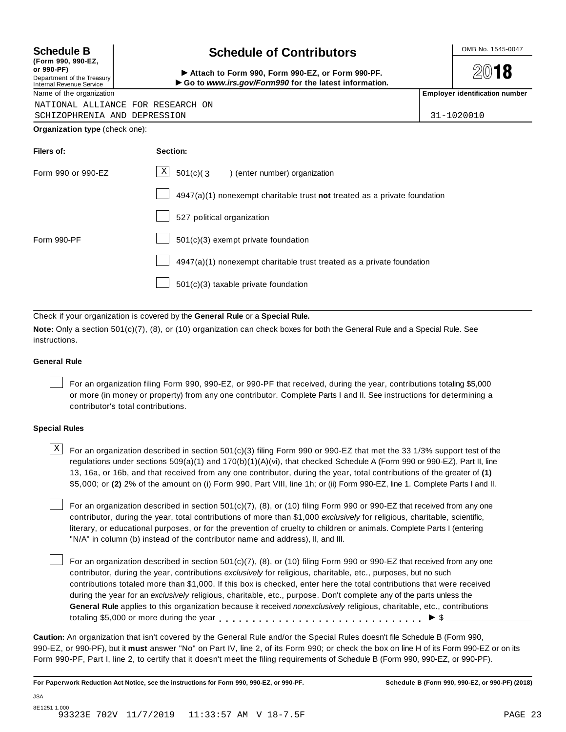**Schedule B**
**(Form 990, 990-EZ, or 990-PF)**
Department of the Treasury
Internal Revenue Service

# Schedule of Contributors

▶ **Attach to Form 990, Form 990-EZ, or Form 990-PF.**
▶ **Go to *www.irs.gov/Form990* for the latest information.**

OMB No. 1545-0047

**2018**

| Name of the organization | Employer identification number |
|---|---|
| NATIONAL ALLIANCE FOR RESEARCH ON SCHIZOPHRENIA AND DEPRESSION | 31-1020010 |

**Organization type** (check one):

| Filers of: | Section: |
|---|---|
| Form 990 or 990-EZ | [X] 501(c)( 3 ) (enter number) organization |
| | [ ] 4947(a)(1) nonexempt charitable trust **not** treated as a private foundation |
| | [ ] 527 political organization |
| Form 990-PF | [ ] 501(c)(3) exempt private foundation |
| | [ ] 4947(a)(1) nonexempt charitable trust treated as a private foundation |
| | [ ] 501(c)(3) taxable private foundation |

Check if your organization is covered by the **General Rule** or a **Special Rule.**

**Note:** Only a section 501(c)(7), (8), or (10) organization can check boxes for both the General Rule and a Special Rule. See instructions.

**General Rule**

[ ] For an organization filing Form 990, 990-EZ, or 990-PF that received, during the year, contributions totaling $5,000 or more (in money or property) from any one contributor. Complete Parts I and II. See instructions for determining a contributor's total contributions.

**Special Rules**

[X] For an organization described in section 501(c)(3) filing Form 990 or 990-EZ that met the 33 1/3% support test of the regulations under sections 509(a)(1) and 170(b)(1)(A)(vi), that checked Schedule A (Form 990 or 990-EZ), Part II, line 13, 16a, or 16b, and that received from any one contributor, during the year, total contributions of the greater of **(1)** $5,000; or **(2)** 2% of the amount on (i) Form 990, Part VIII, line 1h; or (ii) Form 990-EZ, line 1. Complete Parts I and II.

[ ] For an organization described in section 501(c)(7), (8), or (10) filing Form 990 or 990-EZ that received from any one contributor, during the year, total contributions of more than $1,000 *exclusively* for religious, charitable, scientific, literary, or educational purposes, or for the prevention of cruelty to children or animals. Complete Parts I (entering "N/A" in column (b) instead of the contributor name and address), II, and III.

[ ] For an organization described in section 501(c)(7), (8), or (10) filing Form 990 or 990-EZ that received from any one contributor, during the year, contributions *exclusively* for religious, charitable, etc., purposes, but no such contributions totaled more than $1,000. If this box is checked, enter here the total contributions that were received during the year for an *exclusively* religious, charitable, etc., purpose. Don't complete any of the parts unless the **General Rule** applies to this organization because it received *nonexclusively* religious, charitable, etc., contributions totaling $5,000 or more during the year . . . . . . . . . . . . . . . . . . . . . . . . . . . . . ▶ $ ____________

**Caution:** An organization that isn't covered by the General Rule and/or the Special Rules doesn't file Schedule B (Form 990, 990-EZ, or 990-PF), but it **must** answer "No" on Part IV, line 2, of its Form 990; or check the box on line H of its Form 990-EZ or on its Form 990-PF, Part I, line 2, to certify that it doesn't meet the filing requirements of Schedule B (Form 990, 990-EZ, or 990-PF).

**For Paperwork Reduction Act Notice, see the instructions for Form 990, 990-EZ, or 990-PF.** **Schedule B (Form 990, 990-EZ, or 990-PF) (2018)**

JSA
8E1251 1.000
93323E 702V 11/7/2019 11:33:57 AM V 18-7.5F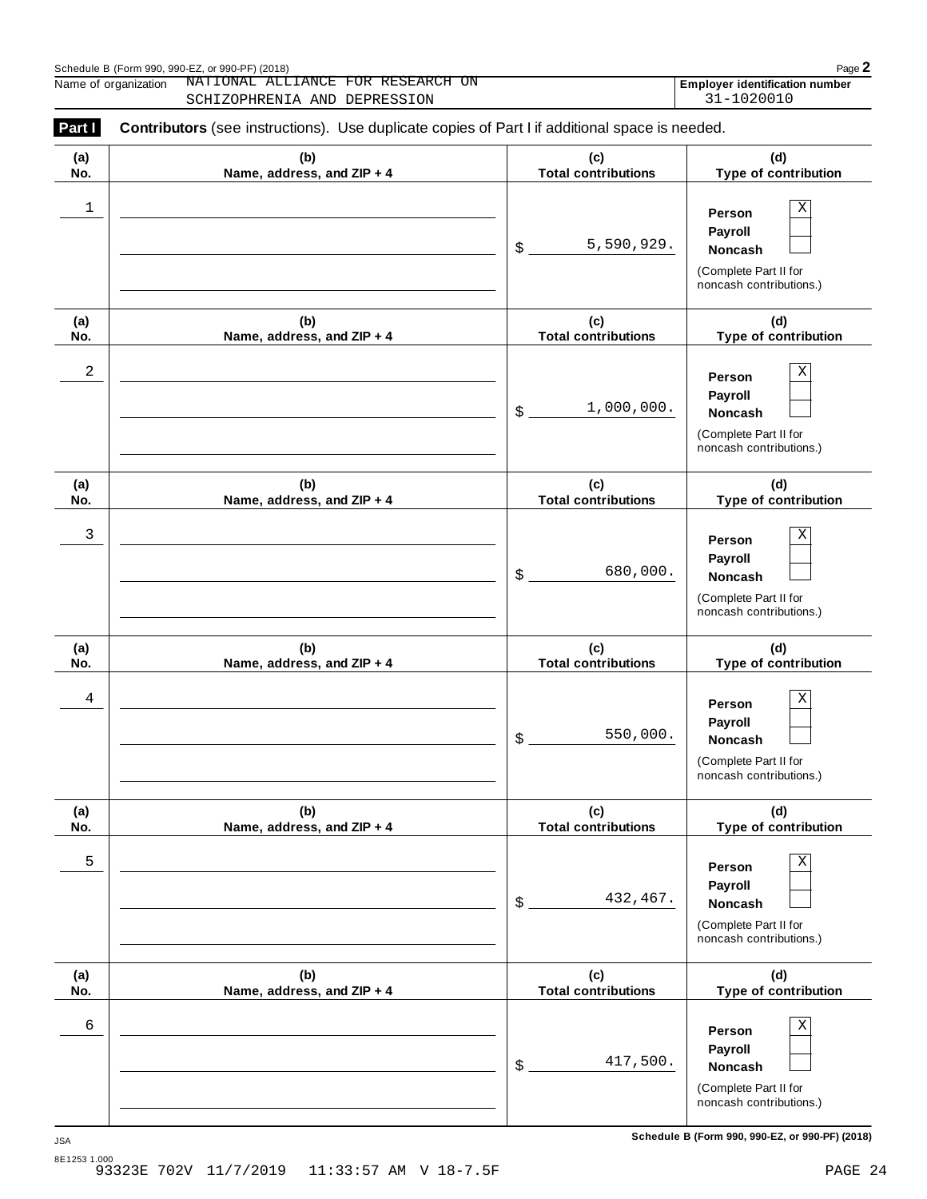Schedule B (Form 990, 990-EZ, or 990-PF) (2018)

Name of organization: NATIONAL ALLIANCE FOR RESEARCH ON SCHIZOPHRENIA AND DEPRESSION

**Employer identification number:** 31-1020010

**Part I** **Contributors** (see instructions). Use duplicate copies of Part I if additional space is needed.

| (a) No. | (b) Name, address, and ZIP + 4 | (c) Total contributions | (d) Type of contribution |
|---|---|---|---|
| 1 | | $ 5,590,929. | Person [X] Payroll [ ] Noncash [ ] (Complete Part II for noncash contributions.) |
| 2 | | $ 1,000,000. | Person [X] Payroll [ ] Noncash [ ] (Complete Part II for noncash contributions.) |
| 3 | | $ 680,000. | Person [X] Payroll [ ] Noncash [ ] (Complete Part II for noncash contributions.) |
| 4 | | $ 550,000. | Person [X] Payroll [ ] Noncash [ ] (Complete Part II for noncash contributions.) |
| 5 | | $ 432,467. | Person [X] Payroll [ ] Noncash [ ] (Complete Part II for noncash contributions.) |
| 6 | | $ 417,500. | Person [X] Payroll [ ] Noncash [ ] (Complete Part II for noncash contributions.) |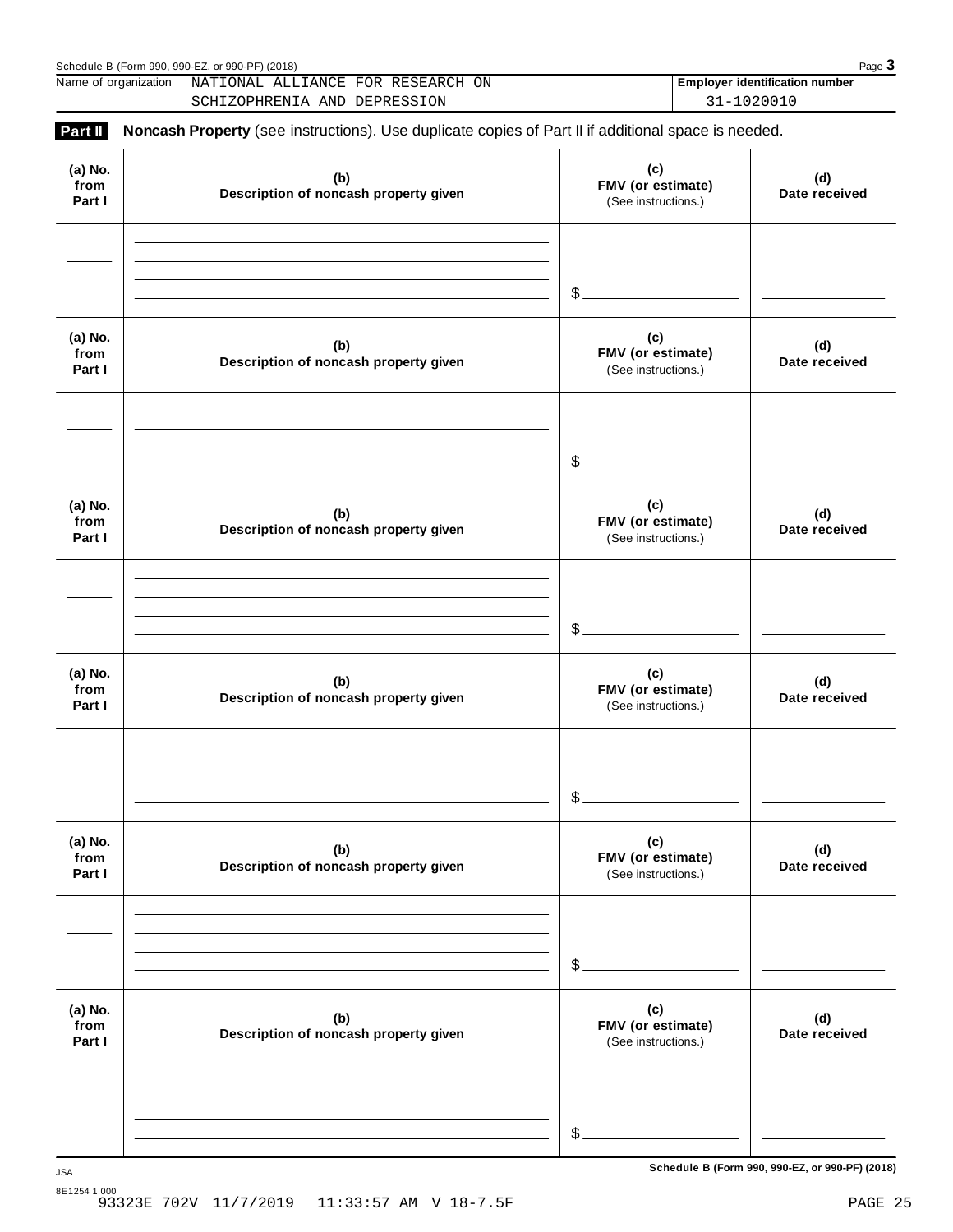Name of organization NATIONAL ALLIANCE FOR RESEARCH ON SCHIZOPHRENIA AND DEPRESSION

**Employer identification number** 31-1020010

**Part II** **Noncash Property** (see instructions). Use duplicate copies of Part II if additional space is needed.

| (a) No. from Part I | (b) Description of noncash property given | (c) FMV (or estimate) (See instructions.) | (d) Date received |
|---|---|---|---|
| | | $ | |

| (a) No. from Part I | (b) Description of noncash property given | (c) FMV (or estimate) (See instructions.) | (d) Date received |
|---|---|---|---|
| | | $ | |

| (a) No. from Part I | (b) Description of noncash property given | (c) FMV (or estimate) (See instructions.) | (d) Date received |
|---|---|---|---|
| | | $ | |

| (a) No. from Part I | (b) Description of noncash property given | (c) FMV (or estimate) (See instructions.) | (d) Date received |
|---|---|---|---|
| | | $ | |

| (a) No. from Part I | (b) Description of noncash property given | (c) FMV (or estimate) (See instructions.) | (d) Date received |
|---|---|---|---|
| | | $ | |

| (a) No. from Part I | (b) Description of noncash property given | (c) FMV (or estimate) (See instructions.) | (d) Date received |
|---|---|---|---|
| | | $ | |

**Schedule B (Form 990, 990-EZ, or 990-PF) (2018)**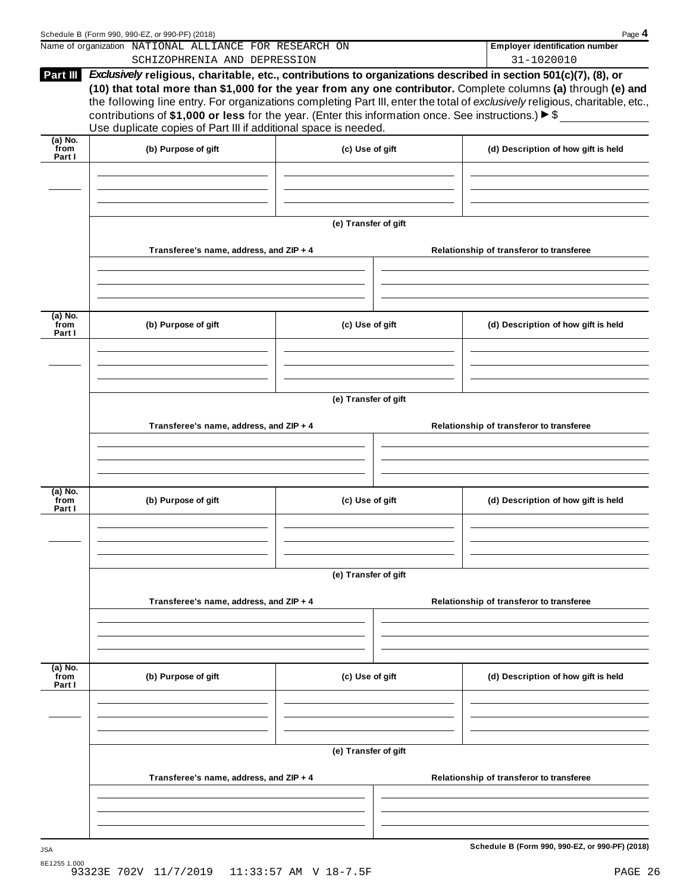Name of organization NATIONAL ALLIANCE FOR RESEARCH ON SCHIZOPHRENIA AND DEPRESSION

**Employer identification number** 31-1020010

**Part III** ***Exclusively* religious, charitable, etc., contributions to organizations described in section 501(c)(7), (8), or (10) that total more than $1,000 for the year from any one contributor.** Complete columns **(a)** through **(e)** and the following line entry. For organizations completing Part III, enter the total of *exclusively* religious, charitable, etc., contributions of **$1,000 or less** for the year. (Enter this information once. See instructions.) ▶ $

Use duplicate copies of Part III if additional space is needed.

| (a) No. from Part I | (b) Purpose of gift | (c) Use of gift | (d) Description of how gift is held |
|---|---|---|---|
| | | | |

**(e) Transfer of gift**

| Transferee's name, address, and ZIP + 4 | Relationship of transferor to transferee |
|---|---|
| | |

| (a) No. from Part I | (b) Purpose of gift | (c) Use of gift | (d) Description of how gift is held |
|---|---|---|---|
| | | | |

**(e) Transfer of gift**

| Transferee's name, address, and ZIP + 4 | Relationship of transferor to transferee |
|---|---|
| | |

| (a) No. from Part I | (b) Purpose of gift | (c) Use of gift | (d) Description of how gift is held |
|---|---|---|---|
| | | | |

**(e) Transfer of gift**

| Transferee's name, address, and ZIP + 4 | Relationship of transferor to transferee |
|---|---|
| | |

| (a) No. from Part I | (b) Purpose of gift | (c) Use of gift | (d) Description of how gift is held |
|---|---|---|---|
| | | | |

**(e) Transfer of gift**

| Transferee's name, address, and ZIP + 4 | Relationship of transferor to transferee |
|---|---|
| | |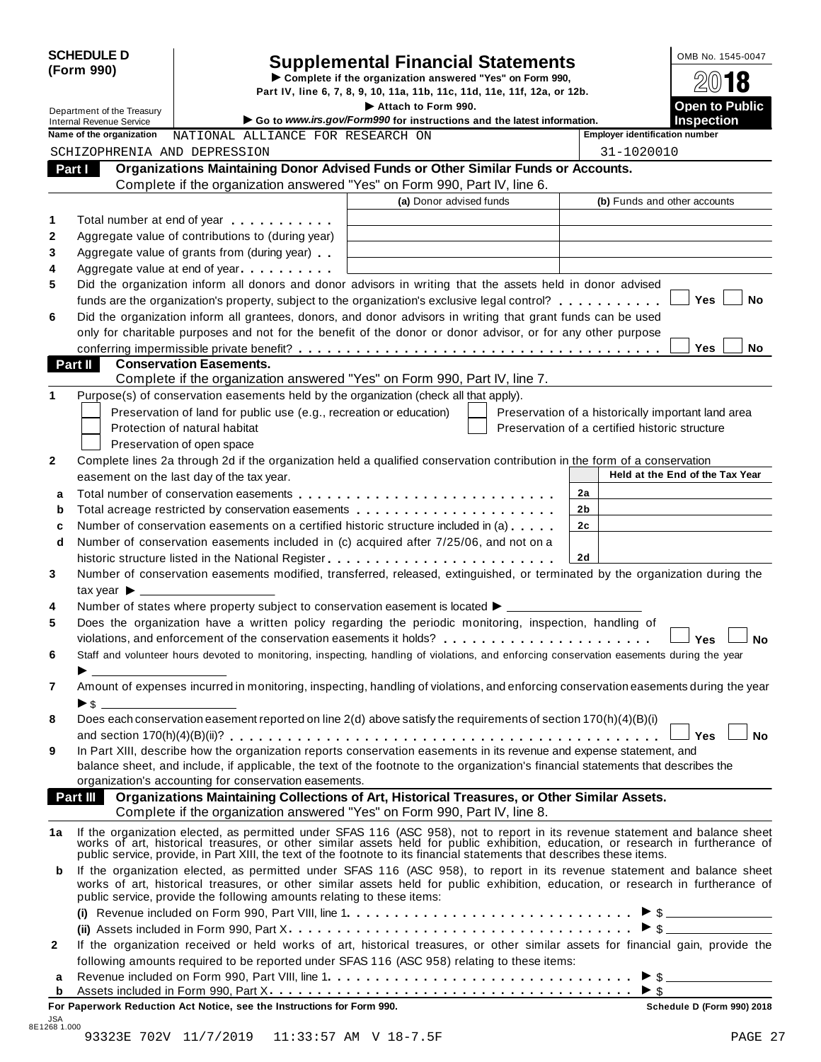**SCHEDULE D (Form 990)**

# Supplemental Financial Statements

▶ Complete if the organization answered "Yes" on Form 990, Part IV, line 6, 7, 8, 9, 10, 11a, 11b, 11c, 11d, 11e, 11f, 12a, or 12b.

▶ Attach to Form 990.

▶ Go to *www.irs.gov/Form990* for instructions and the latest information.

Department of the Treasury
Internal Revenue Service

OMB No. 1545-0047

2018

**Open to Public Inspection**

**Name of the organization:** NATIONAL ALLIANCE FOR RESEARCH ON SCHIZOPHRENIA AND DEPRESSION

**Employer identification number:** 31-1020010

## Part I Organizations Maintaining Donor Advised Funds or Other Similar Funds or Accounts.

Complete if the organization answered "Yes" on Form 990, Part IV, line 6.

| | | (a) Donor advised funds | (b) Funds and other accounts |
|---|---|---|---|
| 1 | Total number at end of year | | |
| 2 | Aggregate value of contributions to (during year) | | |
| 3 | Aggregate value of grants from (during year) | | |
| 4 | Aggregate value at end of year | | |

5 Did the organization inform all donors and donor advisors in writing that the assets held in donor advised funds are the organization's property, subject to the organization's exclusive legal control? ☐ Yes ☐ No

6 Did the organization inform all grantees, donors, and donor advisors in writing that grant funds can be used only for charitable purposes and not for the benefit of the donor or donor advisor, or for any other purpose conferring impermissible private benefit? ☐ Yes ☐ No

## Part II Conservation Easements.

Complete if the organization answered "Yes" on Form 990, Part IV, line 7.

1 Purpose(s) of conservation easements held by the organization (check all that apply).

- ☐ Preservation of land for public use (e.g., recreation or education)
- ☐ Preservation of a historically important land area
- ☐ Protection of natural habitat
- ☐ Preservation of a certified historic structure
- ☐ Preservation of open space

2 Complete lines 2a through 2d if the organization held a qualified conservation contribution in the form of a conservation easement on the last day of the tax year.

| | | | Held at the End of the Tax Year |
|---|---|---|---|
| a | Total number of conservation easements | 2a | |
| b | Total acreage restricted by conservation easements | 2b | |
| c | Number of conservation easements on a certified historic structure included in (a) | 2c | |
| d | Number of conservation easements included in (c) acquired after 7/25/06, and not on a historic structure listed in the National Register | 2d | |

3 Number of conservation easements modified, transferred, released, extinguished, or terminated by the organization during the tax year ▶ ____

4 Number of states where property subject to conservation easement is located ▶ ____

5 Does the organization have a written policy regarding the periodic monitoring, inspection, handling of violations, and enforcement of the conservation easements it holds? ☐ Yes ☐ No

6 Staff and volunteer hours devoted to monitoring, inspecting, handling of violations, and enforcing conservation easements during the year ▶ ____

7 Amount of expenses incurred in monitoring, inspecting, handling of violations, and enforcing conservation easements during the year ▶ $ ____

8 Does each conservation easement reported on line 2(d) above satisfy the requirements of section 170(h)(4)(B)(i) and section 170(h)(4)(B)(ii)? ☐ Yes ☐ No

9 In Part XIII, describe how the organization reports conservation easements in its revenue and expense statement, and balance sheet, and include, if applicable, the text of the footnote to the organization's financial statements that describes the organization's accounting for conservation easements.

## Part III Organizations Maintaining Collections of Art, Historical Treasures, or Other Similar Assets.

Complete if the organization answered "Yes" on Form 990, Part IV, line 8.

1a If the organization elected, as permitted under SFAS 116 (ASC 958), not to report in its revenue statement and balance sheet works of art, historical treasures, or other similar assets held for public exhibition, education, or research in furtherance of public service, provide, in Part XIII, the text of the footnote to its financial statements that describes these items.

b If the organization elected, as permitted under SFAS 116 (ASC 958), to report in its revenue statement and balance sheet works of art, historical treasures, or other similar assets held for public exhibition, education, or research in furtherance of public service, provide the following amounts relating to these items:

(i) Revenue included on Form 990, Part VIII, line 1 ▶ $ ____

(ii) Assets included in Form 990, Part X ▶ $ ____

2 If the organization received or held works of art, historical treasures, or other similar assets for financial gain, provide the following amounts required to be reported under SFAS 116 (ASC 958) relating to these items:

a Revenue included on Form 990, Part VIII, line 1 ▶ $ ____

b Assets included in Form 990, Part X ▶ $ ____

**For Paperwork Reduction Act Notice, see the Instructions for Form 990.** **Schedule D (Form 990) 2018**

JSA
8E1268 1.000
93323E 702V 11/7/2019 11:33:57 AM V 18-7.5F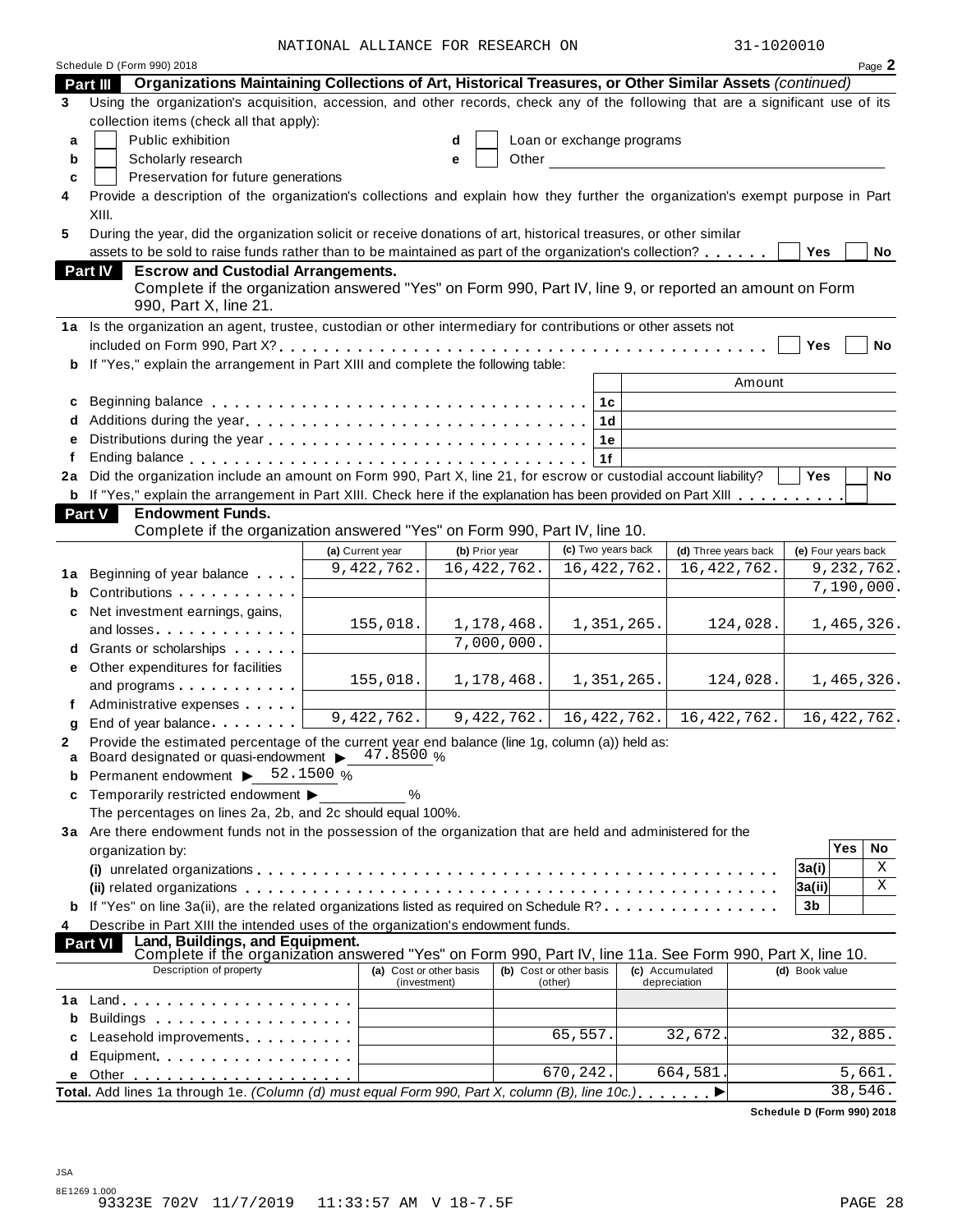NATIONAL ALLIANCE FOR RESEARCH ON 31-1020010

Schedule D (Form 990) 2018 Page 2

**Part III Organizations Maintaining Collections of Art, Historical Treasures, or Other Similar Assets** *(continued)*

3 Using the organization's acquisition, accession, and other records, check any of the following that are a significant use of its collection items (check all that apply):

a ☐ Public exhibition  d ☐ Loan or exchange programs

b ☐ Scholarly research  e ☐ Other

c ☐ Preservation for future generations

4 Provide a description of the organization's collections and explain how they further the organization's exempt purpose in Part XIII.

5 During the year, did the organization solicit or receive donations of art, historical treasures, or other similar assets to be sold to raise funds rather than to be maintained as part of the organization's collection? ☐ Yes ☐ No

**Part IV Escrow and Custodial Arrangements.**
Complete if the organization answered "Yes" on Form 990, Part IV, line 9, or reported an amount on Form 990, Part X, line 21.

1a Is the organization an agent, trustee, custodian or other intermediary for contributions or other assets not included on Form 990, Part X? ☐ Yes ☐ No

b If "Yes," explain the arrangement in Part XIII and complete the following table:

| | | | Amount |
|---|---|---|---|
| c | Beginning balance | 1c | |
| d | Additions during the year | 1d | |
| e | Distributions during the year | 1e | |
| f | Ending balance | 1f | |

2a Did the organization include an amount on Form 990, Part X, line 21, for escrow or custodial account liability? ☐ Yes ☐ No

b If "Yes," explain the arrangement in Part XIII. Check here if the explanation has been provided on Part XIII ☐

**Part V Endowment Funds.**
Complete if the organization answered "Yes" on Form 990, Part IV, line 10.

| | | (a) Current year | (b) Prior year | (c) Two years back | (d) Three years back | (e) Four years back |
|---|---|---|---|---|---|---|
| 1a | Beginning of year balance | 9,422,762. | 16,422,762. | 16,422,762. | 16,422,762. | 9,232,762. |
| b | Contributions | | | | | 7,190,000. |
| c | Net investment earnings, gains, and losses | 155,018. | 1,178,468. | 1,351,265. | 124,028. | 1,465,326. |
| d | Grants or scholarships | | 7,000,000. | | | |
| e | Other expenditures for facilities and programs | 155,018. | 1,178,468. | 1,351,265. | 124,028. | 1,465,326. |
| f | Administrative expenses | | | | | |
| g | End of year balance | 9,422,762. | 9,422,762. | 16,422,762. | 16,422,762. | 16,422,762. |

2 Provide the estimated percentage of the current year end balance (line 1g, column (a)) held as:

a Board designated or quasi-endowment ▶ 47.8500 %

b Permanent endowment ▶ 52.1500 %

c Temporarily restricted endowment ▶ %

The percentages on lines 2a, 2b, and 2c should equal 100%.

3a Are there endowment funds not in the possession of the organization that are held and administered for the organization by:

| | | | Yes | No |
|---|---|---|---|---|
| | (i) unrelated organizations | 3a(i) | | X |
| | (ii) related organizations | 3a(ii) | | X |
| b | If "Yes" on line 3a(ii), are the related organizations listed as required on Schedule R? | 3b | | |

4 Describe in Part XIII the intended uses of the organization's endowment funds.

**Part VI Land, Buildings, and Equipment.**
Complete if the organization answered "Yes" on Form 990, Part IV, line 11a. See Form 990, Part X, line 10.

| | Description of property | (a) Cost or other basis (investment) | (b) Cost or other basis (other) | (c) Accumulated depreciation | (d) Book value |
|---|---|---|---|---|---|
| 1a | Land | | | | |
| b | Buildings | | | | |
| c | Leasehold improvements | | 65,557. | 32,672. | 32,885. |
| d | Equipment | | | | |
| e | Other | | 670,242. | 664,581. | 5,661. |
| | **Total.** Add lines 1a through 1e. *(Column (d) must equal Form 990, Part X, column (B), line 10c.)* ▶ | | | | 38,546. |

**Schedule D (Form 990) 2018**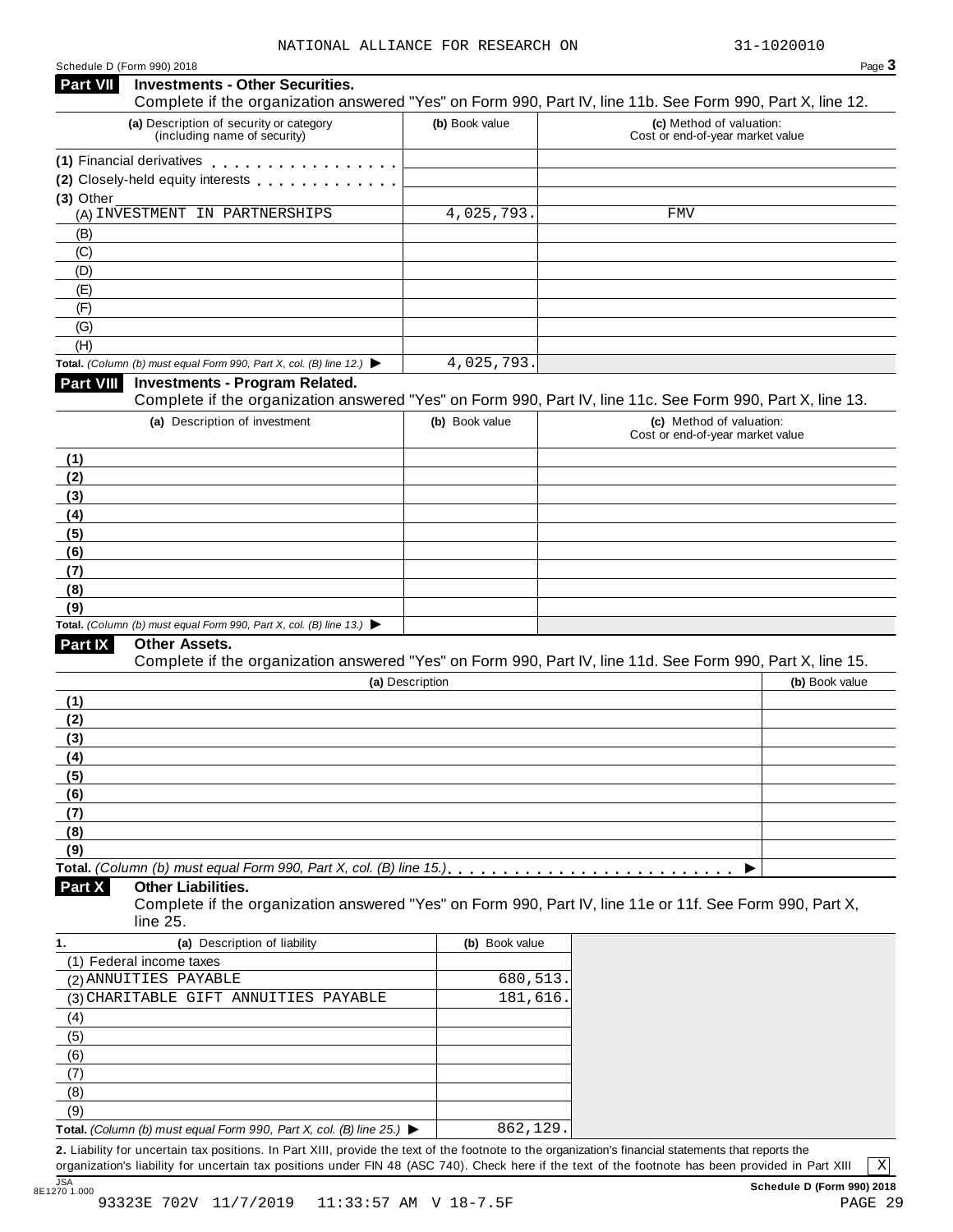NATIONAL ALLIANCE FOR RESEARCH ON 31-1020010

Schedule D (Form 990) 2018

## Part VII Investments - Other Securities.

Complete if the organization answered "Yes" on Form 990, Part IV, line 11b. See Form 990, Part X, line 12.

| (a) Description of security or category (including name of security) | (b) Book value | (c) Method of valuation: Cost or end-of-year market value |
|---|---|---|
| (1) Financial derivatives | | |
| (2) Closely-held equity interests | | |
| (3) Other | | |
| (A) INVESTMENT IN PARTNERSHIPS | 4,025,793. | FMV |
| (B) | | |
| (C) | | |
| (D) | | |
| (E) | | |
| (F) | | |
| (G) | | |
| (H) | | |
| **Total.** *(Column (b) must equal Form 990, Part X, col. (B) line 12.)* ▶ | 4,025,793. | |

## Part VIII Investments - Program Related.

Complete if the organization answered "Yes" on Form 990, Part IV, line 11c. See Form 990, Part X, line 13.

| (a) Description of investment | (b) Book value | (c) Method of valuation: Cost or end-of-year market value |
|---|---|---|
| (1) | | |
| (2) | | |
| (3) | | |
| (4) | | |
| (5) | | |
| (6) | | |
| (7) | | |
| (8) | | |
| (9) | | |
| **Total.** *(Column (b) must equal Form 990, Part X, col. (B) line 13.)* ▶ | | |

## Part IX Other Assets.

Complete if the organization answered "Yes" on Form 990, Part IV, line 11d. See Form 990, Part X, line 15.

| (a) Description | (b) Book value |
|---|---|
| (1) | |
| (2) | |
| (3) | |
| (4) | |
| (5) | |
| (6) | |
| (7) | |
| (8) | |
| (9) | |
| **Total.** *(Column (b) must equal Form 990, Part X, col. (B) line 15.)* ▶ | |

## Part X Other Liabilities.

Complete if the organization answered "Yes" on Form 990, Part IV, line 11e or 11f. See Form 990, Part X, line 25.

| 1. (a) Description of liability | (b) Book value |
|---|---|
| (1) Federal income taxes | |
| (2) ANNUITIES PAYABLE | 680,513. |
| (3) CHARITABLE GIFT ANNUITIES PAYABLE | 181,616. |
| (4) | |
| (5) | |
| (6) | |
| (7) | |
| (8) | |
| (9) | |
| **Total.** *(Column (b) must equal Form 990, Part X, col. (B) line 25.)* ▶ | 862,129. |

**2.** Liability for uncertain tax positions. In Part XIII, provide the text of the footnote to the organization's financial statements that reports the organization's liability for uncertain tax positions under FIN 48 (ASC 740). Check here if the text of the footnote has been provided in Part XIII [X]

JSA 8E1270 1.000

Schedule D (Form 990) 2018

93323E 702V 11/7/2019 11:33:57 AM V 18-7.5F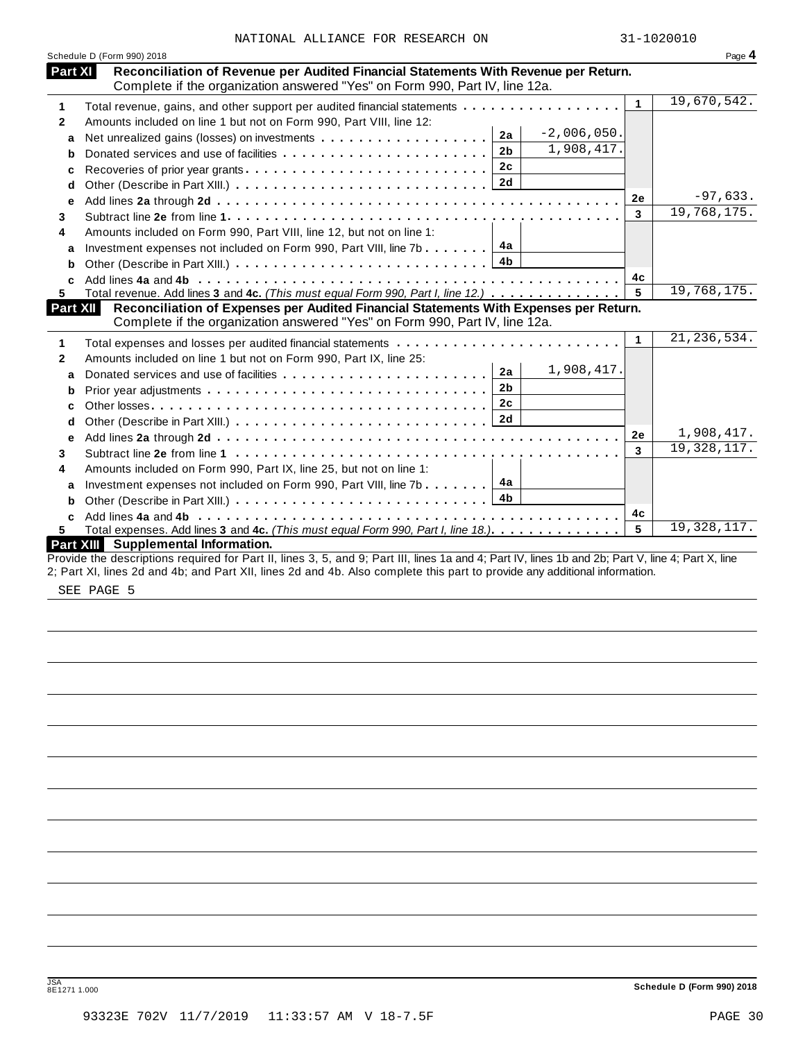NATIONAL ALLIANCE FOR RESEARCH ON 31-1020010

Schedule D (Form 990) 2018 Page **4**

## Part XI Reconciliation of Revenue per Audited Financial Statements With Revenue per Return.

Complete if the organization answered "Yes" on Form 990, Part IV, line 12a.

| | | | | | |
|---|---|---|---|---|---|
| **1** | Total revenue, gains, and other support per audited financial statements | | | 1 | 19,670,542. |
| **2** | Amounts included on line 1 but not on Form 990, Part VIII, line 12: | | | | |
| a | Net unrealized gains (losses) on investments | 2a | -2,006,050. | | |
| b | Donated services and use of facilities | 2b | 1,908,417. | | |
| c | Recoveries of prior year grants | 2c | | | |
| d | Other (Describe in Part XIII.) | 2d | | | |
| e | Add lines **2a** through **2d** | | | 2e | -97,633. |
| **3** | Subtract line **2e** from line **1** | | | 3 | 19,768,175. |
| **4** | Amounts included on Form 990, Part VIII, line 12, but not on line 1: | | | | |
| a | Investment expenses not included on Form 990, Part VIII, line 7b | 4a | | | |
| b | Other (Describe in Part XIII.) | 4b | | | |
| c | Add lines **4a** and **4b** | | | 4c | |
| **5** | Total revenue. Add lines **3** and **4c.** *(This must equal Form 990, Part I, line 12.)* | | | 5 | 19,768,175. |

## Part XII Reconciliation of Expenses per Audited Financial Statements With Expenses per Return.

Complete if the organization answered "Yes" on Form 990, Part IV, line 12a.

| | | | | | |
|---|---|---|---|---|---|
| **1** | Total expenses and losses per audited financial statements | | | 1 | 21,236,534. |
| **2** | Amounts included on line 1 but not on Form 990, Part IX, line 25: | | | | |
| a | Donated services and use of facilities | 2a | 1,908,417. | | |
| b | Prior year adjustments | 2b | | | |
| c | Other losses | 2c | | | |
| d | Other (Describe in Part XIII.) | 2d | | | |
| e | Add lines **2a** through **2d** | | | 2e | 1,908,417. |
| **3** | Subtract line **2e** from line **1** | | | 3 | 19,328,117. |
| **4** | Amounts included on Form 990, Part IX, line 25, but not on line 1: | | | | |
| a | Investment expenses not included on Form 990, Part VIII, line 7b | 4a | | | |
| b | Other (Describe in Part XIII.) | 4b | | | |
| c | Add lines **4a** and **4b** | | | 4c | |
| **5** | Total expenses. Add lines **3** and **4c.** *(This must equal Form 990, Part I, line 18.)* | | | 5 | 19,328,117. |

## Part XIII Supplemental Information.

Provide the descriptions required for Part II, lines 3, 5, and 9; Part III, lines 1a and 4; Part IV, lines 1b and 2b; Part V, line 4; Part X, line 2; Part XI, lines 2d and 4b; and Part XII, lines 2d and 4b. Also complete this part to provide any additional information.

SEE PAGE 5

JSA 8E1271 1.000 **Schedule D (Form 990) 2018**

93323E 702V 11/7/2019 11:33:57 AM V 18-7.5F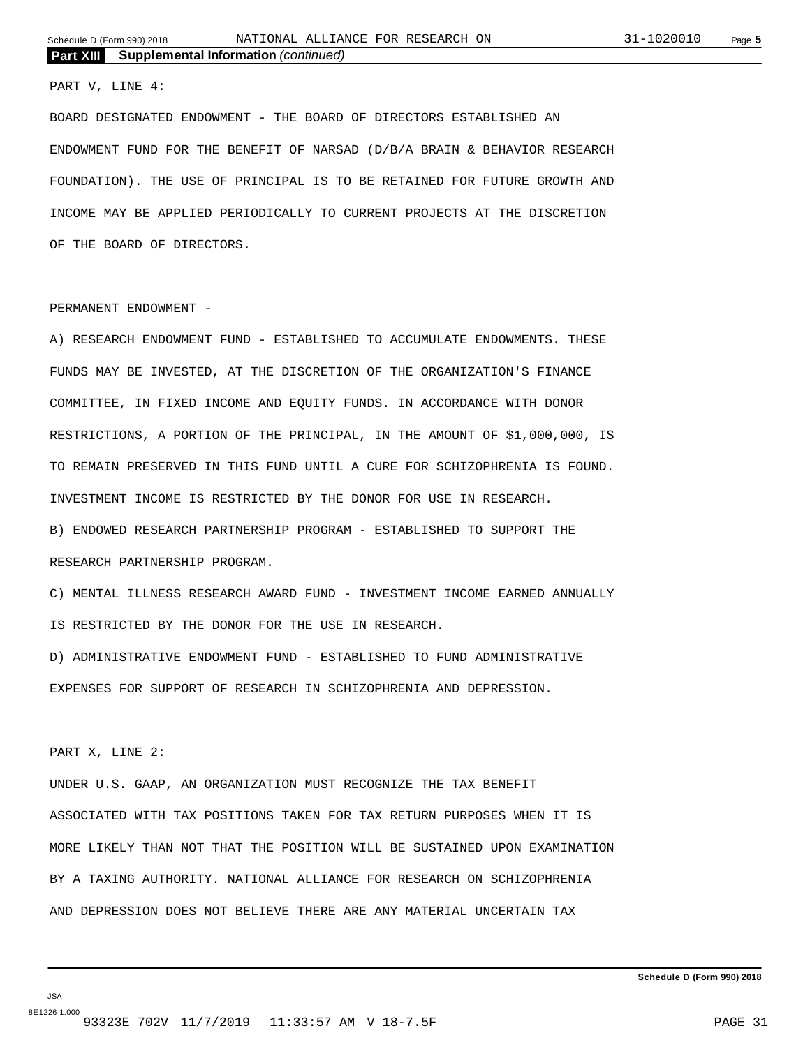**Part XIII Supplemental Information** *(continued)*

PART V, LINE 4:

BOARD DESIGNATED ENDOWMENT - THE BOARD OF DIRECTORS ESTABLISHED AN ENDOWMENT FUND FOR THE BENEFIT OF NARSAD (D/B/A BRAIN & BEHAVIOR RESEARCH FOUNDATION). THE USE OF PRINCIPAL IS TO BE RETAINED FOR FUTURE GROWTH AND INCOME MAY BE APPLIED PERIODICALLY TO CURRENT PROJECTS AT THE DISCRETION OF THE BOARD OF DIRECTORS.

PERMANENT ENDOWMENT -

A) RESEARCH ENDOWMENT FUND - ESTABLISHED TO ACCUMULATE ENDOWMENTS. THESE FUNDS MAY BE INVESTED, AT THE DISCRETION OF THE ORGANIZATION'S FINANCE COMMITTEE, IN FIXED INCOME AND EQUITY FUNDS. IN ACCORDANCE WITH DONOR RESTRICTIONS, A PORTION OF THE PRINCIPAL, IN THE AMOUNT OF $1,000,000, IS TO REMAIN PRESERVED IN THIS FUND UNTIL A CURE FOR SCHIZOPHRENIA IS FOUND. INVESTMENT INCOME IS RESTRICTED BY THE DONOR FOR USE IN RESEARCH.

B) ENDOWED RESEARCH PARTNERSHIP PROGRAM - ESTABLISHED TO SUPPORT THE RESEARCH PARTNERSHIP PROGRAM.

C) MENTAL ILLNESS RESEARCH AWARD FUND - INVESTMENT INCOME EARNED ANNUALLY IS RESTRICTED BY THE DONOR FOR THE USE IN RESEARCH.

D) ADMINISTRATIVE ENDOWMENT FUND - ESTABLISHED TO FUND ADMINISTRATIVE EXPENSES FOR SUPPORT OF RESEARCH IN SCHIZOPHRENIA AND DEPRESSION.

PART X, LINE 2:

UNDER U.S. GAAP, AN ORGANIZATION MUST RECOGNIZE THE TAX BENEFIT ASSOCIATED WITH TAX POSITIONS TAKEN FOR TAX RETURN PURPOSES WHEN IT IS MORE LIKELY THAN NOT THAT THE POSITION WILL BE SUSTAINED UPON EXAMINATION BY A TAXING AUTHORITY. NATIONAL ALLIANCE FOR RESEARCH ON SCHIZOPHRENIA AND DEPRESSION DOES NOT BELIEVE THERE ARE ANY MATERIAL UNCERTAIN TAX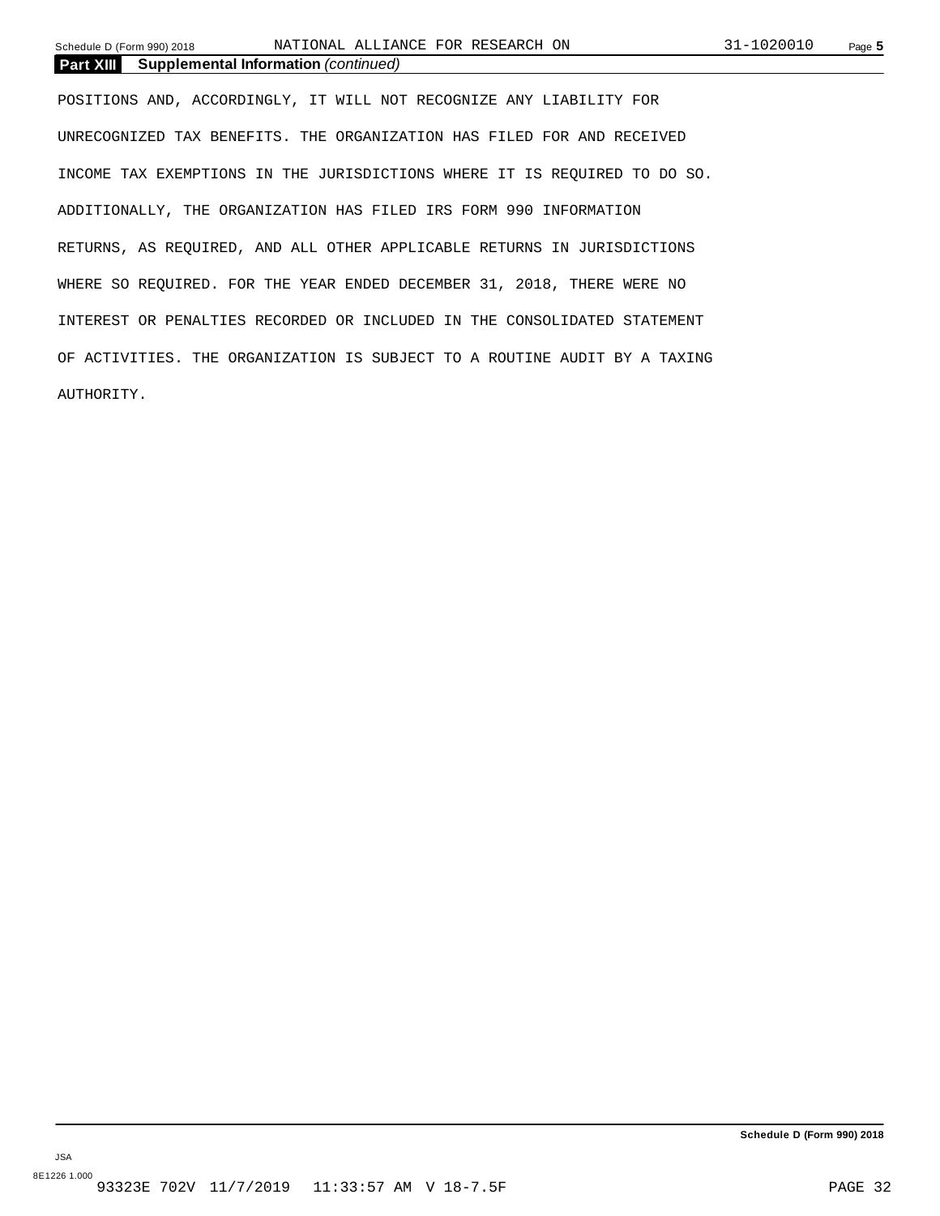**Part XIII Supplemental Information** *(continued)*

POSITIONS AND, ACCORDINGLY, IT WILL NOT RECOGNIZE ANY LIABILITY FOR UNRECOGNIZED TAX BENEFITS. THE ORGANIZATION HAS FILED FOR AND RECEIVED INCOME TAX EXEMPTIONS IN THE JURISDICTIONS WHERE IT IS REQUIRED TO DO SO. ADDITIONALLY, THE ORGANIZATION HAS FILED IRS FORM 990 INFORMATION RETURNS, AS REQUIRED, AND ALL OTHER APPLICABLE RETURNS IN JURISDICTIONS WHERE SO REQUIRED. FOR THE YEAR ENDED DECEMBER 31, 2018, THERE WERE NO INTEREST OR PENALTIES RECORDED OR INCLUDED IN THE CONSOLIDATED STATEMENT OF ACTIVITIES. THE ORGANIZATION IS SUBJECT TO A ROUTINE AUDIT BY A TAXING AUTHORITY.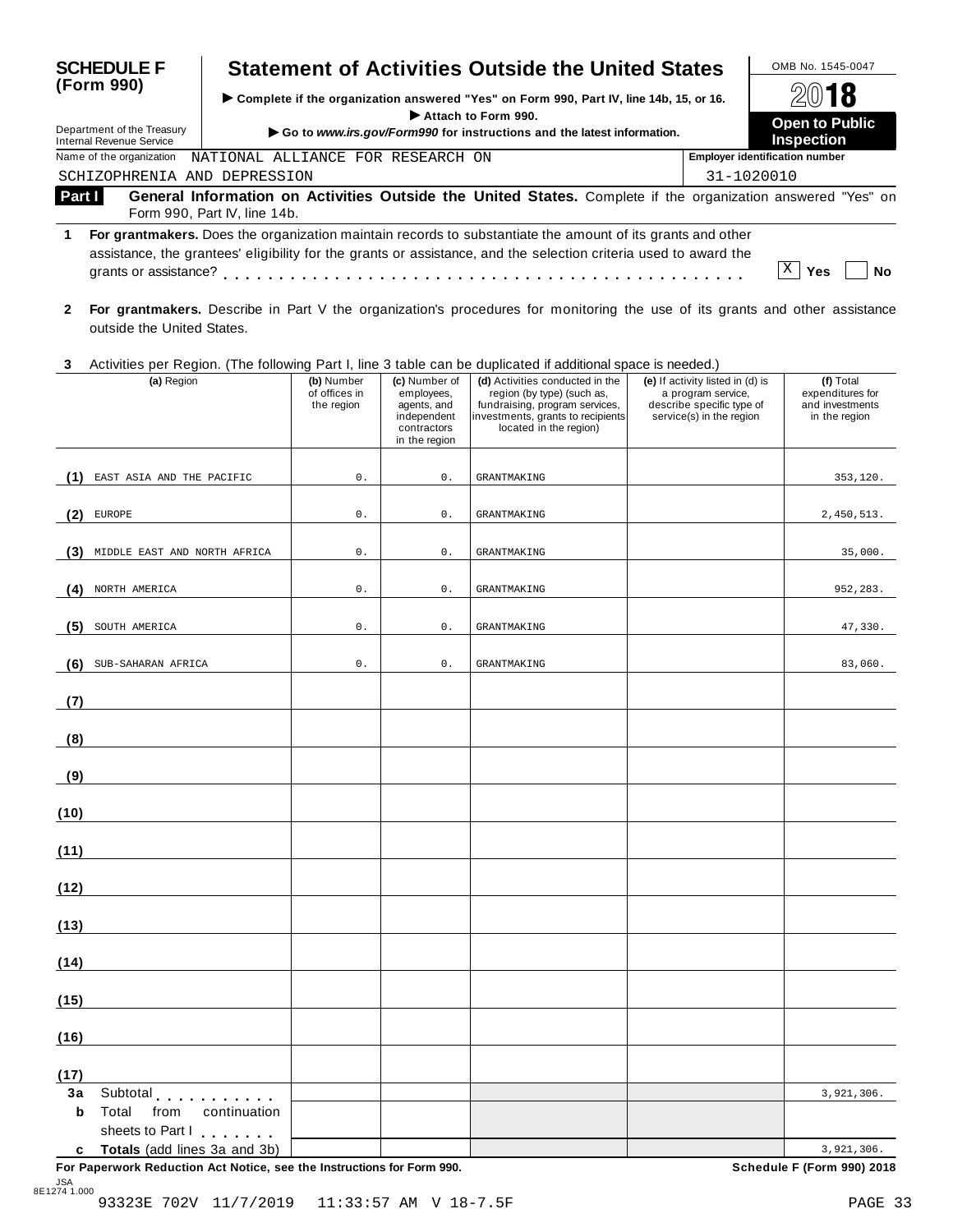**SCHEDULE F (Form 990)**

# Statement of Activities Outside the United States

▶ Complete if the organization answered "Yes" on Form 990, Part IV, line 14b, 15, or 16.
▶ Attach to Form 990.
▶ Go to *www.irs.gov/Form990* for instructions and the latest information.

Department of the Treasury
Internal Revenue Service

OMB No. 1545-0047
**2018**
**Open to Public Inspection**

Name of the organization: NATIONAL ALLIANCE FOR RESEARCH ON SCHIZOPHRENIA AND DEPRESSION

Employer identification number: 31-1020010

**Part I** **General Information on Activities Outside the United States.** Complete if the organization answered "Yes" on Form 990, Part IV, line 14b.

**1** **For grantmakers.** Does the organization maintain records to substantiate the amount of its grants and other assistance, the grantees' eligibility for the grants or assistance, and the selection criteria used to award the grants or assistance? . . . . . . . . . . . . . . . . . . . . . . . . . . . . . . . . . . . . . . . . . [X] **Yes** [ ] **No**

**2** **For grantmakers.** Describe in Part V the organization's procedures for monitoring the use of its grants and other assistance outside the United States.

**3** Activities per Region. (The following Part I, line 3 table can be duplicated if additional space is needed.)

| | (a) Region | (b) Number of offices in the region | (c) Number of employees, agents, and independent contractors in the region | (d) Activities conducted in the region (by type) (such as, fundraising, program services, investments, grants to recipients located in the region) | (e) If activity listed in (d) is a program service, describe specific type of service(s) in the region | (f) Total expenditures for and investments in the region |
|---|---|---|---|---|---|---|
| (1) | EAST ASIA AND THE PACIFIC | 0. | 0. | GRANTMAKING | | 353,120. |
| (2) | EUROPE | 0. | 0. | GRANTMAKING | | 2,450,513. |
| (3) | MIDDLE EAST AND NORTH AFRICA | 0. | 0. | GRANTMAKING | | 35,000. |
| (4) | NORTH AMERICA | 0. | 0. | GRANTMAKING | | 952,283. |
| (5) | SOUTH AMERICA | 0. | 0. | GRANTMAKING | | 47,330. |
| (6) | SUB-SAHARAN AFRICA | 0. | 0. | GRANTMAKING | | 83,060. |
| (7) | | | | | | |
| (8) | | | | | | |
| (9) | | | | | | |
| (10) | | | | | | |
| (11) | | | | | | |
| (12) | | | | | | |
| (13) | | | | | | |
| (14) | | | | | | |
| (15) | | | | | | |
| (16) | | | | | | |
| (17) | | | | | | |
| 3a | Subtotal . . . . . . . . . . | | | | | 3,921,306. |
| b | Total from continuation sheets to Part I . . . . . . . | | | | | |
| c | **Totals** (add lines 3a and 3b) | | | | | 3,921,306. |

**For Paperwork Reduction Act Notice, see the Instructions for Form 990.** **Schedule F (Form 990) 2018**

JSA
8E1274 1.000

93323E 702V 11/7/2019 11:33:57 AM V 18-7.5F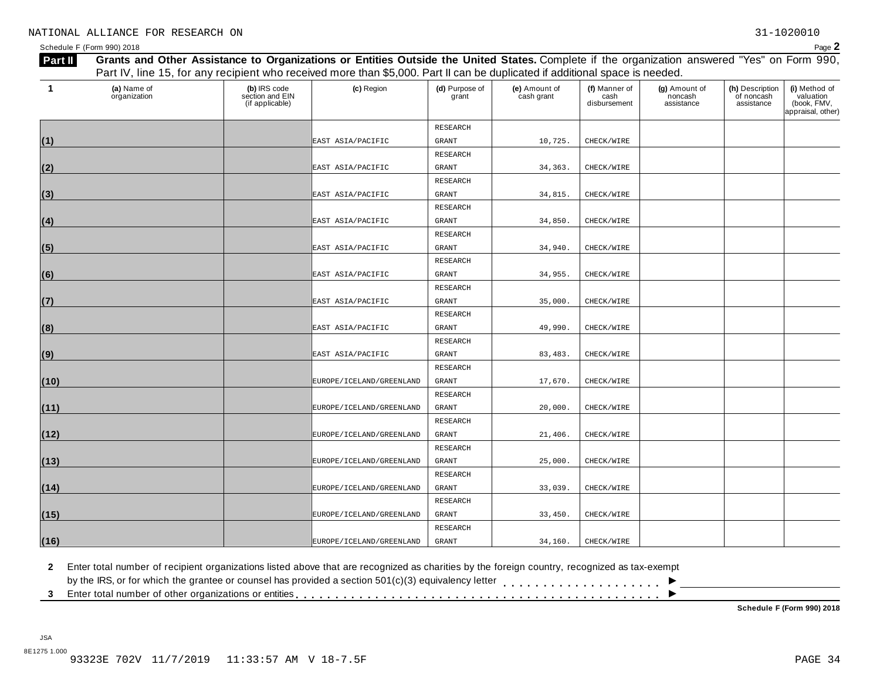NATIONAL ALLIANCE FOR RESEARCH ON 31-1020010

Schedule F (Form 990) 2018

**Part II** **Grants and Other Assistance to Organizations or Entities Outside the United States.** Complete if the organization answered "Yes" on Form 990, Part IV, line 15, for any recipient who received more than $5,000. Part II can be duplicated if additional space is needed.

| 1 | (a) Name of organization | (b) IRS code section and EIN (if applicable) | (c) Region | (d) Purpose of grant | (e) Amount of cash grant | (f) Manner of cash disbursement | (g) Amount of noncash assistance | (h) Description of noncash assistance | (i) Method of valuation (book, FMV, appraisal, other) |
|---|---|---|---|---|---|---|---|---|---|
| (1) | | | EAST ASIA/PACIFIC | RESEARCH GRANT | 10,725. | CHECK/WIRE | | | |
| (2) | | | EAST ASIA/PACIFIC | RESEARCH GRANT | 34,363. | CHECK/WIRE | | | |
| (3) | | | EAST ASIA/PACIFIC | RESEARCH GRANT | 34,815. | CHECK/WIRE | | | |
| (4) | | | EAST ASIA/PACIFIC | RESEARCH GRANT | 34,850. | CHECK/WIRE | | | |
| (5) | | | EAST ASIA/PACIFIC | RESEARCH GRANT | 34,940. | CHECK/WIRE | | | |
| (6) | | | EAST ASIA/PACIFIC | RESEARCH GRANT | 34,955. | CHECK/WIRE | | | |
| (7) | | | EAST ASIA/PACIFIC | RESEARCH GRANT | 35,000. | CHECK/WIRE | | | |
| (8) | | | EAST ASIA/PACIFIC | RESEARCH GRANT | 49,990. | CHECK/WIRE | | | |
| (9) | | | EAST ASIA/PACIFIC | RESEARCH GRANT | 83,483. | CHECK/WIRE | | | |
| (10) | | | EUROPE/ICELAND/GREENLAND | RESEARCH GRANT | 17,670. | CHECK/WIRE | | | |
| (11) | | | EUROPE/ICELAND/GREENLAND | RESEARCH GRANT | 20,000. | CHECK/WIRE | | | |
| (12) | | | EUROPE/ICELAND/GREENLAND | RESEARCH GRANT | 21,406. | CHECK/WIRE | | | |
| (13) | | | EUROPE/ICELAND/GREENLAND | RESEARCH GRANT | 25,000. | CHECK/WIRE | | | |
| (14) | | | EUROPE/ICELAND/GREENLAND | RESEARCH GRANT | 33,039. | CHECK/WIRE | | | |
| (15) | | | EUROPE/ICELAND/GREENLAND | RESEARCH GRANT | 33,450. | CHECK/WIRE | | | |
| (16) | | | EUROPE/ICELAND/GREENLAND | RESEARCH GRANT | 34,160. | CHECK/WIRE | | | |

**2** Enter total number of recipient organizations listed above that are recognized as charities by the foreign country, recognized as tax-exempt by the IRS, or for which the grantee or counsel has provided a section 501(c)(3) equivalency letter . . . . . . . . . . . . . . . . . . . . ▶

**3** Enter total number of other organizations or entities . . . . . . . . . . . . . . . . . . . . . . . . . . . . . . . . . . . . . . . . . . . . ▶

**Schedule F (Form 990) 2018**

JSA
8E1275 1.000
93323E 702V 11/7/2019 11:33:57 AM V 18-7.5F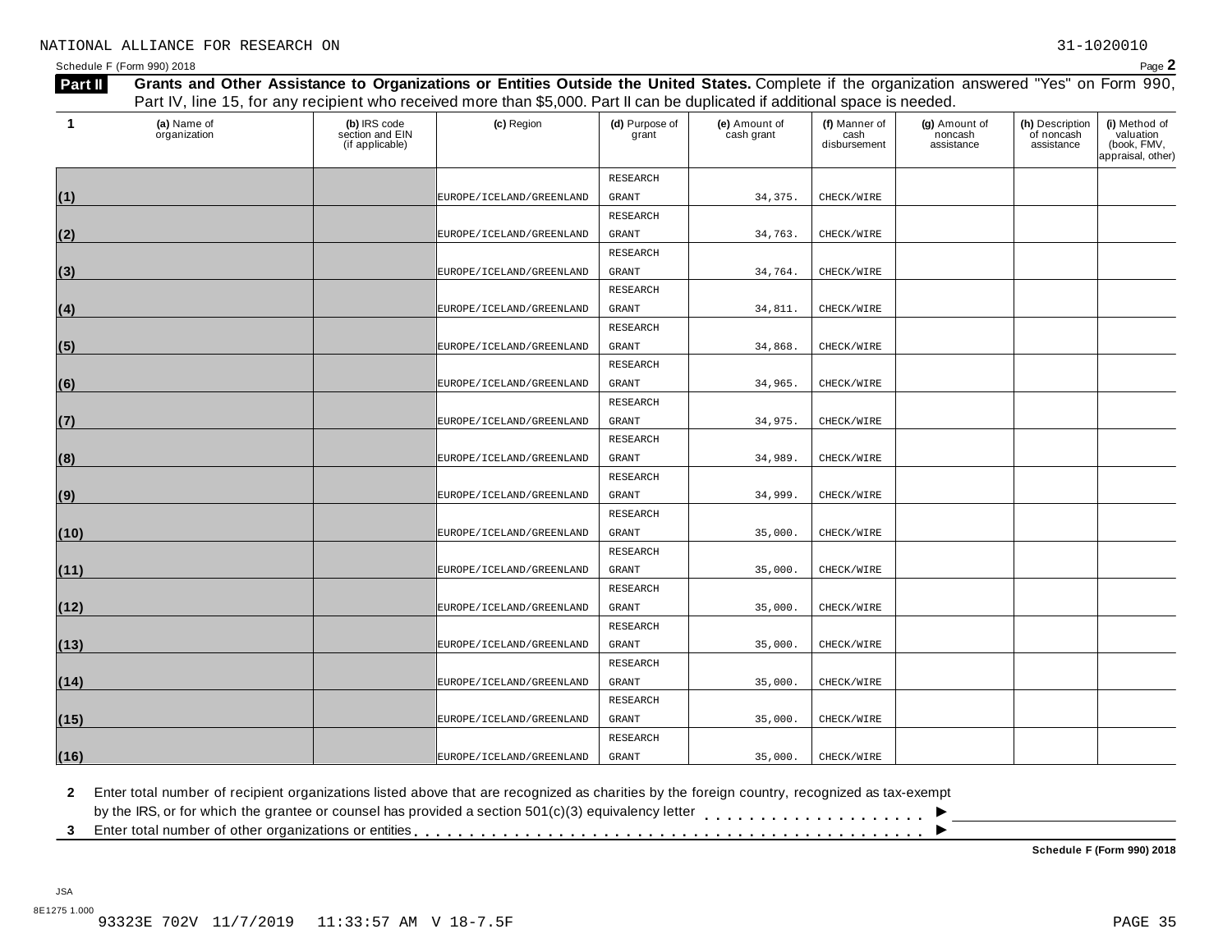NATIONAL ALLIANCE FOR RESEARCH ON 31-1020010

Schedule F (Form 990) 2018

## Part II — Grants and Other Assistance to Organizations or Entities Outside the United States.

**Grants and Other Assistance to Organizations or Entities Outside the United States.** Complete if the organization answered "Yes" on Form 990, Part IV, line 15, for any recipient who received more than $5,000. Part II can be duplicated if additional space is needed.

| 1 | (a) Name of organization | (b) IRS code section and EIN (if applicable) | (c) Region | (d) Purpose of grant | (e) Amount of cash grant | (f) Manner of cash disbursement | (g) Amount of noncash assistance | (h) Description of noncash assistance | (i) Method of valuation (book, FMV, appraisal, other) |
|---|---|---|---|---|---|---|---|---|---|
| (1) | | | EUROPE/ICELAND/GREENLAND | RESEARCH GRANT | 34,375. | CHECK/WIRE | | | |
| (2) | | | EUROPE/ICELAND/GREENLAND | RESEARCH GRANT | 34,763. | CHECK/WIRE | | | |
| (3) | | | EUROPE/ICELAND/GREENLAND | RESEARCH GRANT | 34,764. | CHECK/WIRE | | | |
| (4) | | | EUROPE/ICELAND/GREENLAND | RESEARCH GRANT | 34,811. | CHECK/WIRE | | | |
| (5) | | | EUROPE/ICELAND/GREENLAND | RESEARCH GRANT | 34,868. | CHECK/WIRE | | | |
| (6) | | | EUROPE/ICELAND/GREENLAND | RESEARCH GRANT | 34,965. | CHECK/WIRE | | | |
| (7) | | | EUROPE/ICELAND/GREENLAND | RESEARCH GRANT | 34,975. | CHECK/WIRE | | | |
| (8) | | | EUROPE/ICELAND/GREENLAND | RESEARCH GRANT | 34,989. | CHECK/WIRE | | | |
| (9) | | | EUROPE/ICELAND/GREENLAND | RESEARCH GRANT | 34,999. | CHECK/WIRE | | | |
| (10) | | | EUROPE/ICELAND/GREENLAND | RESEARCH GRANT | 35,000. | CHECK/WIRE | | | |
| (11) | | | EUROPE/ICELAND/GREENLAND | RESEARCH GRANT | 35,000. | CHECK/WIRE | | | |
| (12) | | | EUROPE/ICELAND/GREENLAND | RESEARCH GRANT | 35,000. | CHECK/WIRE | | | |
| (13) | | | EUROPE/ICELAND/GREENLAND | RESEARCH GRANT | 35,000. | CHECK/WIRE | | | |
| (14) | | | EUROPE/ICELAND/GREENLAND | RESEARCH GRANT | 35,000. | CHECK/WIRE | | | |
| (15) | | | EUROPE/ICELAND/GREENLAND | RESEARCH GRANT | 35,000. | CHECK/WIRE | | | |
| (16) | | | EUROPE/ICELAND/GREENLAND | RESEARCH GRANT | 35,000. | CHECK/WIRE | | | |

**2** Enter total number of recipient organizations listed above that are recognized as charities by the foreign country, recognized as tax-exempt by the IRS, or for which the grantee or counsel has provided a section 501(c)(3) equivalency letter . . . . . . . . . . . . . . . . . . . . ▶

**3** Enter total number of other organizations or entities . . . . . . . . . . . . . . . . . . . . . . . . . . . . . . . . . . . . . . . . . . ▶

**Schedule F (Form 990) 2018**

JSA
8E1275 1.000
93323E 702V 11/7/2019 11:33:57 AM V 18-7.5F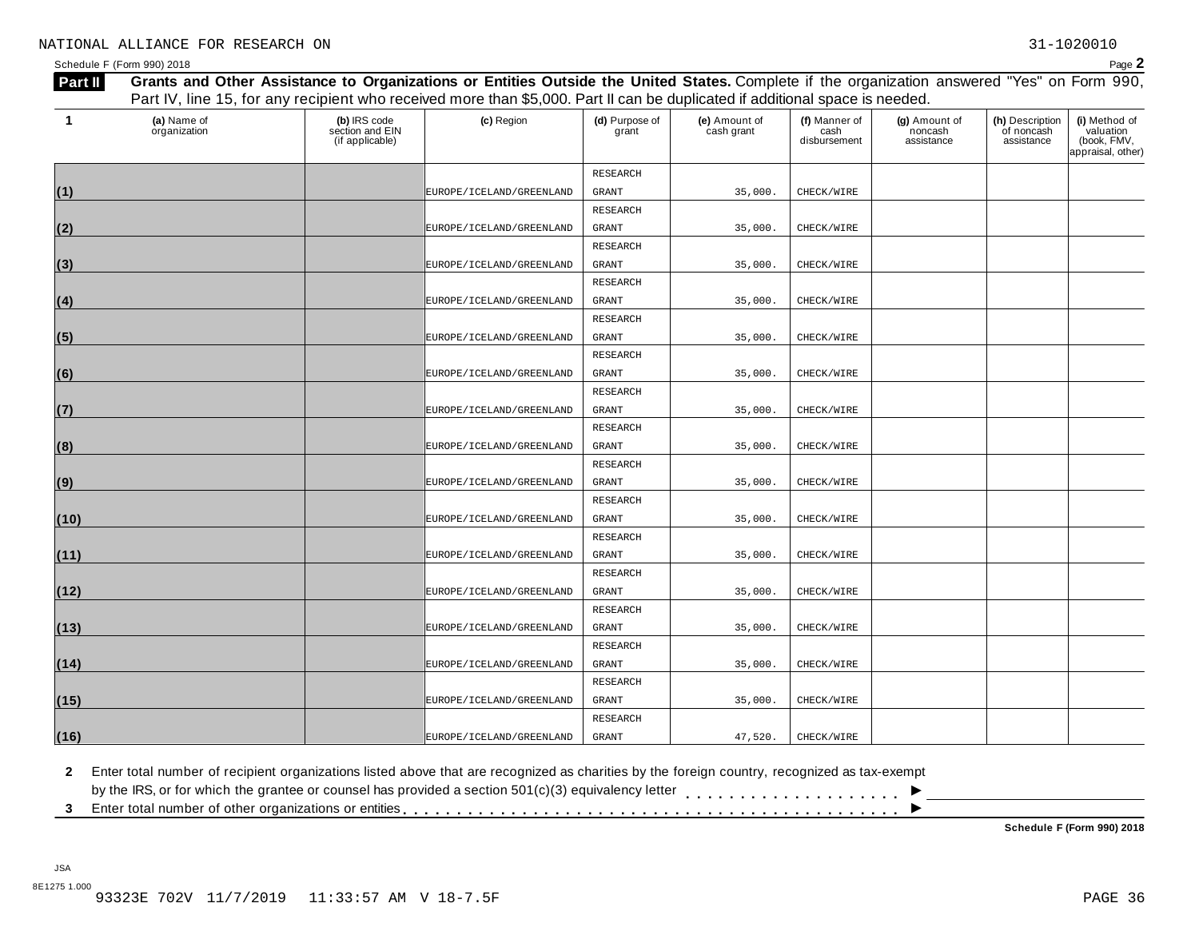NATIONAL ALLIANCE FOR RESEARCH ON 31-1020010

Schedule F (Form 990) 2018 Page **2**

**Part II** **Grants and Other Assistance to Organizations or Entities Outside the United States.** Complete if the organization answered "Yes" on Form 990, Part IV, line 15, for any recipient who received more than $5,000. Part II can be duplicated if additional space is needed.

| 1 (a) Name of organization | (b) IRS code section and EIN (if applicable) | (c) Region | (d) Purpose of grant | (e) Amount of cash grant | (f) Manner of cash disbursement | (g) Amount of noncash assistance | (h) Description of noncash assistance | (i) Method of valuation (book, FMV, appraisal, other) |
|---|---|---|---|---|---|---|---|---|
| (1) | | EUROPE/ICELAND/GREENLAND | RESEARCH GRANT | 35,000. | CHECK/WIRE | | | |
| (2) | | EUROPE/ICELAND/GREENLAND | RESEARCH GRANT | 35,000. | CHECK/WIRE | | | |
| (3) | | EUROPE/ICELAND/GREENLAND | RESEARCH GRANT | 35,000. | CHECK/WIRE | | | |
| (4) | | EUROPE/ICELAND/GREENLAND | RESEARCH GRANT | 35,000. | CHECK/WIRE | | | |
| (5) | | EUROPE/ICELAND/GREENLAND | RESEARCH GRANT | 35,000. | CHECK/WIRE | | | |
| (6) | | EUROPE/ICELAND/GREENLAND | RESEARCH GRANT | 35,000. | CHECK/WIRE | | | |
| (7) | | EUROPE/ICELAND/GREENLAND | RESEARCH GRANT | 35,000. | CHECK/WIRE | | | |
| (8) | | EUROPE/ICELAND/GREENLAND | RESEARCH GRANT | 35,000. | CHECK/WIRE | | | |
| (9) | | EUROPE/ICELAND/GREENLAND | RESEARCH GRANT | 35,000. | CHECK/WIRE | | | |
| (10) | | EUROPE/ICELAND/GREENLAND | RESEARCH GRANT | 35,000. | CHECK/WIRE | | | |
| (11) | | EUROPE/ICELAND/GREENLAND | RESEARCH GRANT | 35,000. | CHECK/WIRE | | | |
| (12) | | EUROPE/ICELAND/GREENLAND | RESEARCH GRANT | 35,000. | CHECK/WIRE | | | |
| (13) | | EUROPE/ICELAND/GREENLAND | RESEARCH GRANT | 35,000. | CHECK/WIRE | | | |
| (14) | | EUROPE/ICELAND/GREENLAND | RESEARCH GRANT | 35,000. | CHECK/WIRE | | | |
| (15) | | EUROPE/ICELAND/GREENLAND | RESEARCH GRANT | 35,000. | CHECK/WIRE | | | |
| (16) | | EUROPE/ICELAND/GREENLAND | RESEARCH GRANT | 47,520. | CHECK/WIRE | | | |

**2** Enter total number of recipient organizations listed above that are recognized as charities by the foreign country, recognized as tax-exempt by the IRS, or for which the grantee or counsel has provided a section 501(c)(3) equivalency letter . . . . . . . . . . . . . . . . . . . . ►

**3** Enter total number of other organizations or entities . . . . . . . . . . . . . . . . . . . . . . . . . . . . . . . . . . . . . . . . . . . ►

**Schedule F (Form 990) 2018**

JSA
8E1275 1.000
93323E 702V 11/7/2019 11:33:57 AM V 18-7.5F PAGE 36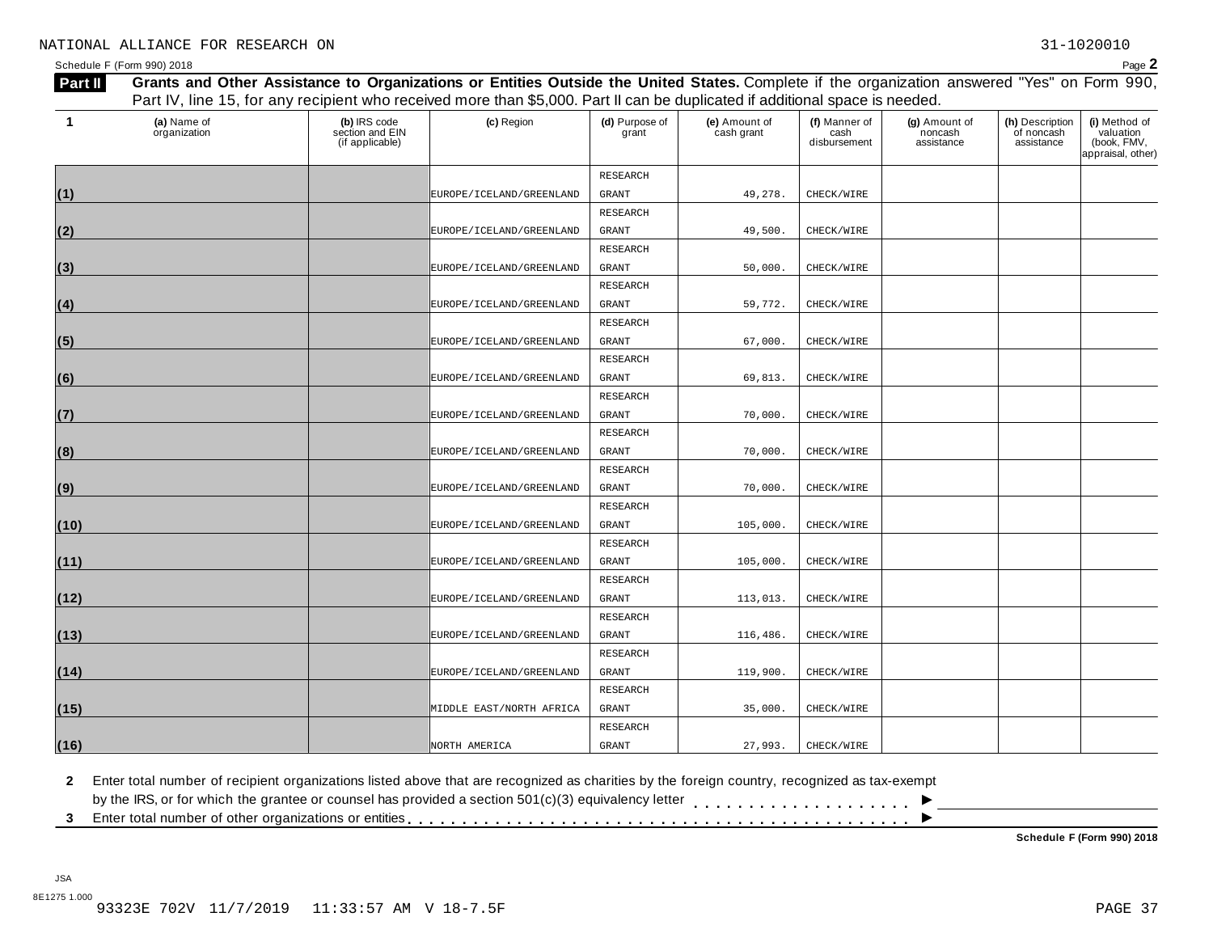NATIONAL ALLIANCE FOR RESEARCH ON 31-1020010

Schedule F (Form 990) 2018 Page **2**

**Part II** **Grants and Other Assistance to Organizations or Entities Outside the United States.** Complete if the organization answered "Yes" on Form 990, Part IV, line 15, for any recipient who received more than $5,000. Part II can be duplicated if additional space is needed.

| 1 (a) Name of organization | (b) IRS code section and EIN (if applicable) | (c) Region | (d) Purpose of grant | (e) Amount of cash grant | (f) Manner of cash disbursement | (g) Amount of noncash assistance | (h) Description of noncash assistance | (i) Method of valuation (book, FMV, appraisal, other) |
|---|---|---|---|---|---|---|---|---|
| (1) | | EUROPE/ICELAND/GREENLAND | RESEARCH GRANT | 49,278. | CHECK/WIRE | | | |
| (2) | | EUROPE/ICELAND/GREENLAND | RESEARCH GRANT | 49,500. | CHECK/WIRE | | | |
| (3) | | EUROPE/ICELAND/GREENLAND | RESEARCH GRANT | 50,000. | CHECK/WIRE | | | |
| (4) | | EUROPE/ICELAND/GREENLAND | RESEARCH GRANT | 59,772. | CHECK/WIRE | | | |
| (5) | | EUROPE/ICELAND/GREENLAND | RESEARCH GRANT | 67,000. | CHECK/WIRE | | | |
| (6) | | EUROPE/ICELAND/GREENLAND | RESEARCH GRANT | 69,813. | CHECK/WIRE | | | |
| (7) | | EUROPE/ICELAND/GREENLAND | RESEARCH GRANT | 70,000. | CHECK/WIRE | | | |
| (8) | | EUROPE/ICELAND/GREENLAND | RESEARCH GRANT | 70,000. | CHECK/WIRE | | | |
| (9) | | EUROPE/ICELAND/GREENLAND | RESEARCH GRANT | 70,000. | CHECK/WIRE | | | |
| (10) | | EUROPE/ICELAND/GREENLAND | RESEARCH GRANT | 105,000. | CHECK/WIRE | | | |
| (11) | | EUROPE/ICELAND/GREENLAND | RESEARCH GRANT | 105,000. | CHECK/WIRE | | | |
| (12) | | EUROPE/ICELAND/GREENLAND | RESEARCH GRANT | 113,013. | CHECK/WIRE | | | |
| (13) | | EUROPE/ICELAND/GREENLAND | RESEARCH GRANT | 116,486. | CHECK/WIRE | | | |
| (14) | | EUROPE/ICELAND/GREENLAND | RESEARCH GRANT | 119,900. | CHECK/WIRE | | | |
| (15) | | MIDDLE EAST/NORTH AFRICA | RESEARCH GRANT | 35,000. | CHECK/WIRE | | | |
| (16) | | NORTH AMERICA | RESEARCH GRANT | 27,993. | CHECK/WIRE | | | |

**2** Enter total number of recipient organizations listed above that are recognized as charities by the foreign country, recognized as tax-exempt by the IRS, or for which the grantee or counsel has provided a section 501(c)(3) equivalency letter . . . . . . . . . . . . . . . . . . . . ▶

**3** Enter total number of other organizations or entities . . . . . . . . . . . . . . . . . . . . . . . . . . . . . . . . . . . . . . . . . . . ▶

**Schedule F (Form 990) 2018**

JSA
8E1275 1.000
93323E 702V 11/7/2019 11:33:57 AM V 18-7.5F PAGE 37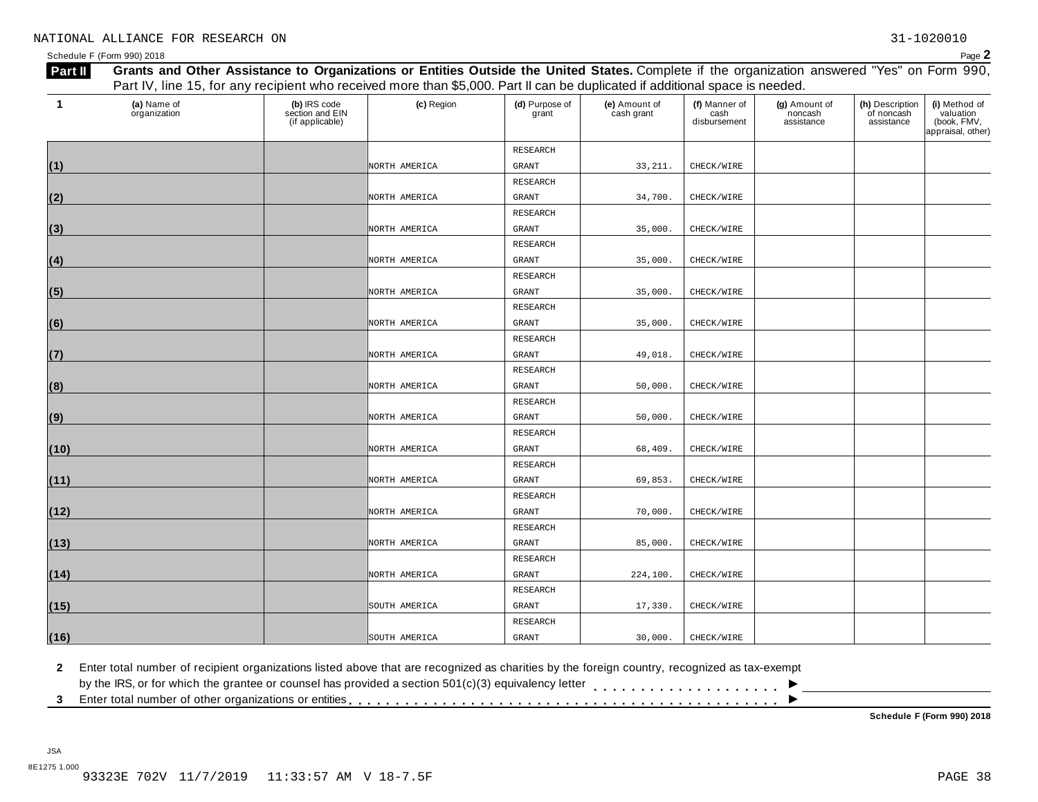NATIONAL ALLIANCE FOR RESEARCH ON 31-1020010

Schedule F (Form 990) 2018

**Part II** **Grants and Other Assistance to Organizations or Entities Outside the United States.** Complete if the organization answered "Yes" on Form 990, Part IV, line 15, for any recipient who received more than $5,000. Part II can be duplicated if additional space is needed.

| 1 | (a) Name of organization | (b) IRS code section and EIN (if applicable) | (c) Region | (d) Purpose of grant | (e) Amount of cash grant | (f) Manner of cash disbursement | (g) Amount of noncash assistance | (h) Description of noncash assistance | (i) Method of valuation (book, FMV, appraisal, other) |
|---|---|---|---|---|---|---|---|---|---|
| (1) | | | NORTH AMERICA | RESEARCH GRANT | 33,211. | CHECK/WIRE | | | |
| (2) | | | NORTH AMERICA | RESEARCH GRANT | 34,700. | CHECK/WIRE | | | |
| (3) | | | NORTH AMERICA | RESEARCH GRANT | 35,000. | CHECK/WIRE | | | |
| (4) | | | NORTH AMERICA | RESEARCH GRANT | 35,000. | CHECK/WIRE | | | |
| (5) | | | NORTH AMERICA | RESEARCH GRANT | 35,000. | CHECK/WIRE | | | |
| (6) | | | NORTH AMERICA | RESEARCH GRANT | 35,000. | CHECK/WIRE | | | |
| (7) | | | NORTH AMERICA | RESEARCH GRANT | 49,018. | CHECK/WIRE | | | |
| (8) | | | NORTH AMERICA | RESEARCH GRANT | 50,000. | CHECK/WIRE | | | |
| (9) | | | NORTH AMERICA | RESEARCH GRANT | 50,000. | CHECK/WIRE | | | |
| (10) | | | NORTH AMERICA | RESEARCH GRANT | 68,409. | CHECK/WIRE | | | |
| (11) | | | NORTH AMERICA | RESEARCH GRANT | 69,853. | CHECK/WIRE | | | |
| (12) | | | NORTH AMERICA | RESEARCH GRANT | 70,000. | CHECK/WIRE | | | |
| (13) | | | NORTH AMERICA | RESEARCH GRANT | 85,000. | CHECK/WIRE | | | |
| (14) | | | NORTH AMERICA | RESEARCH GRANT | 224,100. | CHECK/WIRE | | | |
| (15) | | | SOUTH AMERICA | RESEARCH GRANT | 17,330. | CHECK/WIRE | | | |
| (16) | | | SOUTH AMERICA | RESEARCH GRANT | 30,000. | CHECK/WIRE | | | |

**2** Enter total number of recipient organizations listed above that are recognized as charities by the foreign country, recognized as tax-exempt by the IRS, or for which the grantee or counsel has provided a section 501(c)(3) equivalency letter . . . . . . . . . . . . . . . . . . . . ►

**3** Enter total number of other organizations or entities . . . . . . . . . . . . . . . . . . . . . . . . . . . . . . . . . . . . . . . . . . . . ►

**Schedule F (Form 990) 2018**

JSA
8E1275 1.000
93323E 702V 11/7/2019 11:33:57 AM V 18-7.5F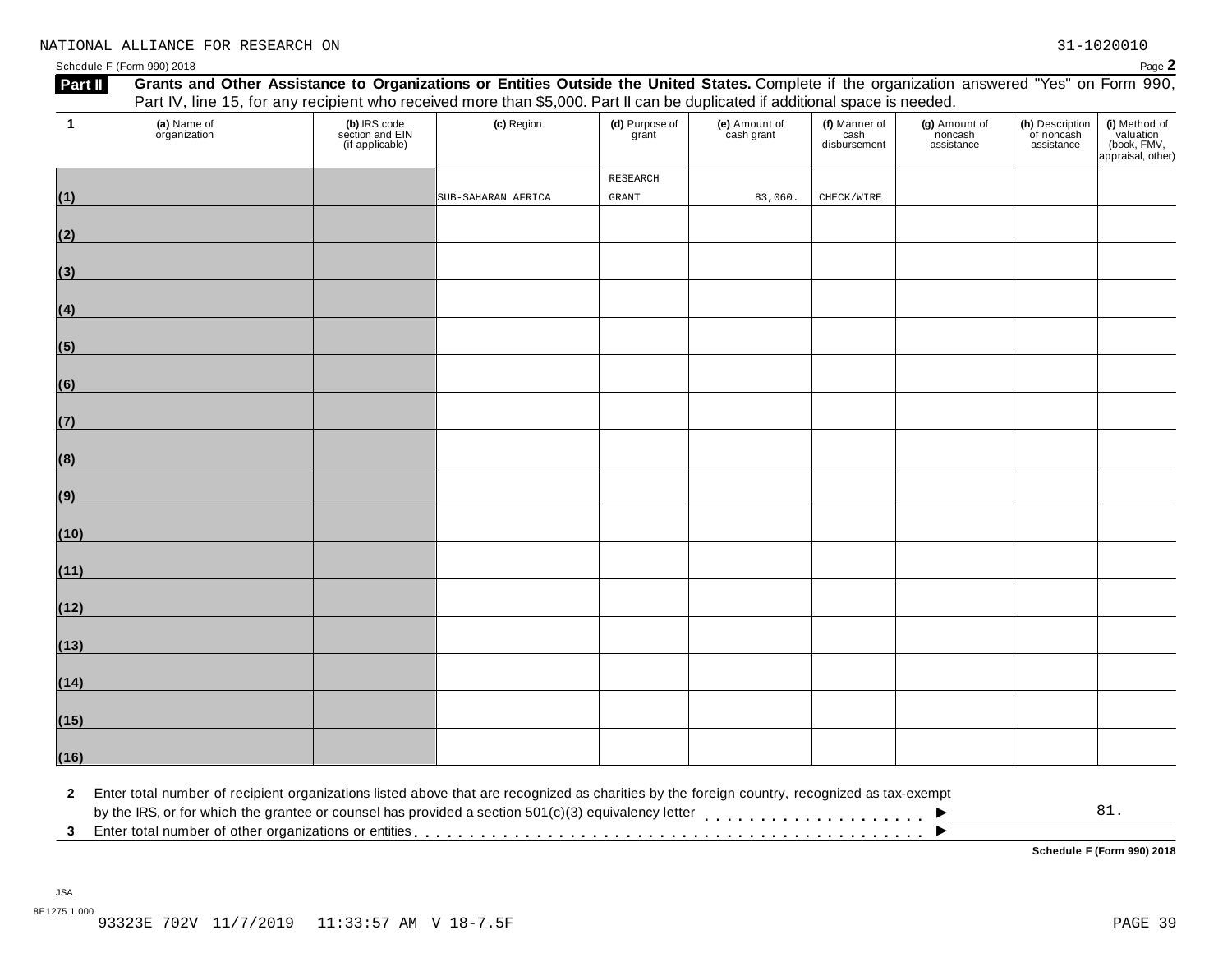NATIONAL ALLIANCE FOR RESEARCH ON 31-1020010

Schedule F (Form 990) 2018

**Part II** **Grants and Other Assistance to Organizations or Entities Outside the United States.** Complete if the organization answered "Yes" on Form 990, Part IV, line 15, for any recipient who received more than $5,000. Part II can be duplicated if additional space is needed.

| 1 (a) Name of organization | (b) IRS code section and EIN (if applicable) | (c) Region | (d) Purpose of grant | (e) Amount of cash grant | (f) Manner of cash disbursement | (g) Amount of noncash assistance | (h) Description of noncash assistance | (i) Method of valuation (book, FMV, appraisal, other) |
|---|---|---|---|---|---|---|---|---|
| (1) | | SUB-SAHARAN AFRICA | RESEARCH GRANT | 83,060. | CHECK/WIRE | | | |
| (2) | | | | | | | | |
| (3) | | | | | | | | |
| (4) | | | | | | | | |
| (5) | | | | | | | | |
| (6) | | | | | | | | |
| (7) | | | | | | | | |
| (8) | | | | | | | | |
| (9) | | | | | | | | |
| (10) | | | | | | | | |
| (11) | | | | | | | | |
| (12) | | | | | | | | |
| (13) | | | | | | | | |
| (14) | | | | | | | | |
| (15) | | | | | | | | |
| (16) | | | | | | | | |

**2** Enter total number of recipient organizations listed above that are recognized as charities by the foreign country, recognized as tax-exempt by the IRS, or for which the grantee or counsel has provided a section 501(c)(3) equivalency letter . . . . . . . . . . . . . . . . . . . . ▶ 81.

**3** Enter total number of other organizations or entities . . . . . . . . . . . . . . . . . . . . . . . . . . . . . . . . . . . . . . . . . . . ▶

**Schedule F (Form 990) 2018**

JSA
8E1275 1.000
93323E 702V 11/7/2019 11:33:57 AM V 18-7.5F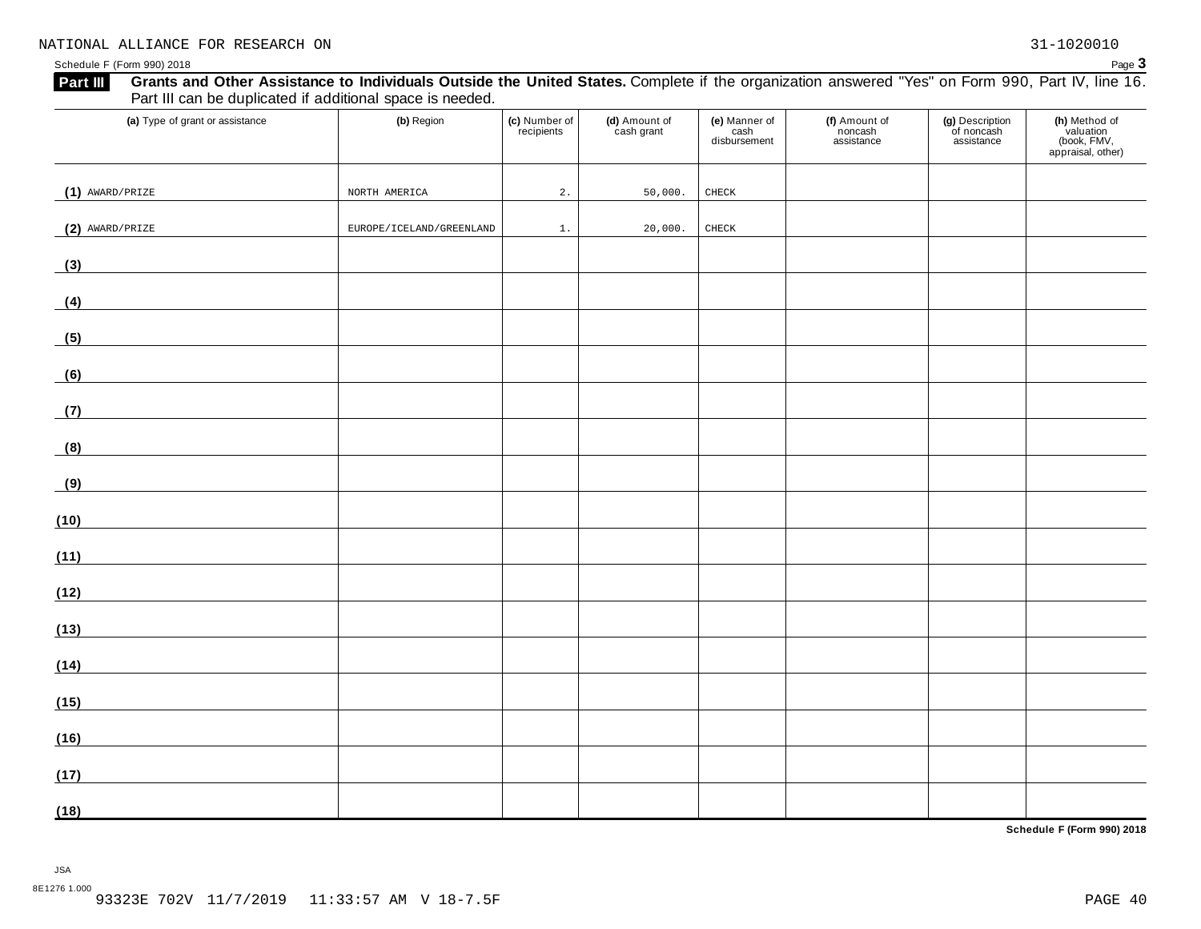NATIONAL ALLIANCE FOR RESEARCH ON 31-1020010

Schedule F (Form 990) 2018

**Part III** **Grants and Other Assistance to Individuals Outside the United States.** Complete if the organization answered "Yes" on Form 990, Part IV, line 16. Part III can be duplicated if additional space is needed.

| (a) Type of grant or assistance | (b) Region | (c) Number of recipients | (d) Amount of cash grant | (e) Manner of cash disbursement | (f) Amount of noncash assistance | (g) Description of noncash assistance | (h) Method of valuation (book, FMV, appraisal, other) |
|---|---|---|---|---|---|---|---|
| (1) AWARD/PRIZE | NORTH AMERICA | 2. | 50,000. | CHECK | | | |
| (2) AWARD/PRIZE | EUROPE/ICELAND/GREENLAND | 1. | 20,000. | CHECK | | | |
| (3) | | | | | | | |
| (4) | | | | | | | |
| (5) | | | | | | | |
| (6) | | | | | | | |
| (7) | | | | | | | |
| (8) | | | | | | | |
| (9) | | | | | | | |
| (10) | | | | | | | |
| (11) | | | | | | | |
| (12) | | | | | | | |
| (13) | | | | | | | |
| (14) | | | | | | | |
| (15) | | | | | | | |
| (16) | | | | | | | |
| (17) | | | | | | | |
| (18) | | | | | | | |

**Schedule F (Form 990) 2018**

JSA
8E1276 1.000
93323E 702V 11/7/2019 11:33:57 AM V 18-7.5F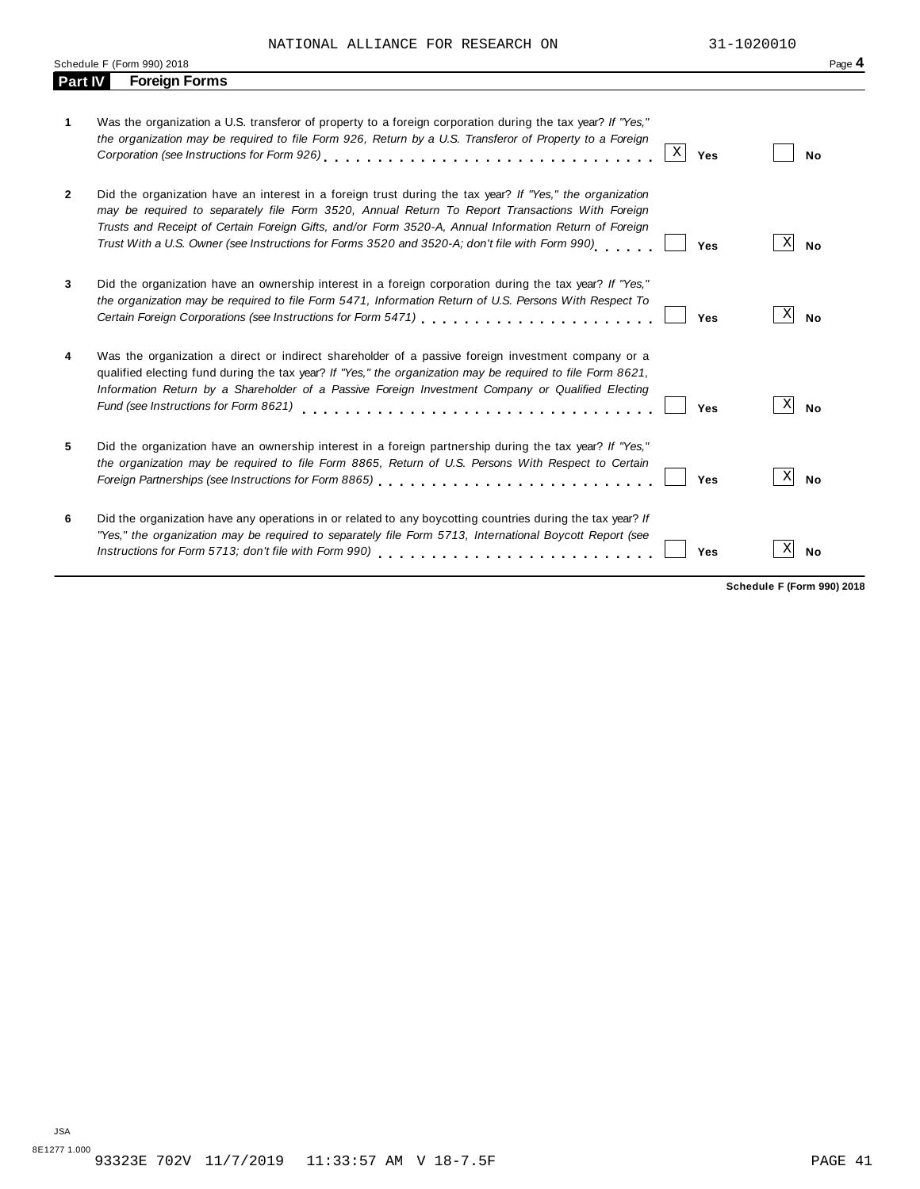NATIONAL ALLIANCE FOR RESEARCH ON 31-1020010

Schedule F (Form 990) 2018

## Part IV Foreign Forms

| | | Yes | No |
|---|---|---|---|
| **1** | Was the organization a U.S. transferor of property to a foreign corporation during the tax year? *If "Yes," the organization may be required to file Form 926, Return by a U.S. Transferor of Property to a Foreign Corporation (see Instructions for Form 926)* | X | |
| **2** | Did the organization have an interest in a foreign trust during the tax year? *If "Yes," the organization may be required to separately file Form 3520, Annual Return To Report Transactions With Foreign Trusts and Receipt of Certain Foreign Gifts, and/or Form 3520-A, Annual Information Return of Foreign Trust With a U.S. Owner (see Instructions for Forms 3520 and 3520-A; don't file with Form 990)* | | X |
| **3** | Did the organization have an ownership interest in a foreign corporation during the tax year? *If "Yes," the organization may be required to file Form 5471, Information Return of U.S. Persons With Respect To Certain Foreign Corporations (see Instructions for Form 5471)* | | X |
| **4** | Was the organization a direct or indirect shareholder of a passive foreign investment company or a qualified electing fund during the tax year? *If "Yes," the organization may be required to file Form 8621, Information Return by a Shareholder of a Passive Foreign Investment Company or Qualified Electing Fund (see Instructions for Form 8621)* | | X |
| **5** | Did the organization have an ownership interest in a foreign partnership during the tax year? *If "Yes," the organization may be required to file Form 8865, Return of U.S. Persons With Respect to Certain Foreign Partnerships (see Instructions for Form 8865)* | | X |
| **6** | Did the organization have any operations in or related to any boycotting countries during the tax year? *If "Yes," the organization may be required to separately file Form 5713, International Boycott Report (see Instructions for Form 5713; don't file with Form 990)* | | X |

**Schedule F (Form 990) 2018**

JSA
8E1277 1.000

93323E 702V 11/7/2019 11:33:57 AM V 18-7.5F PAGE 41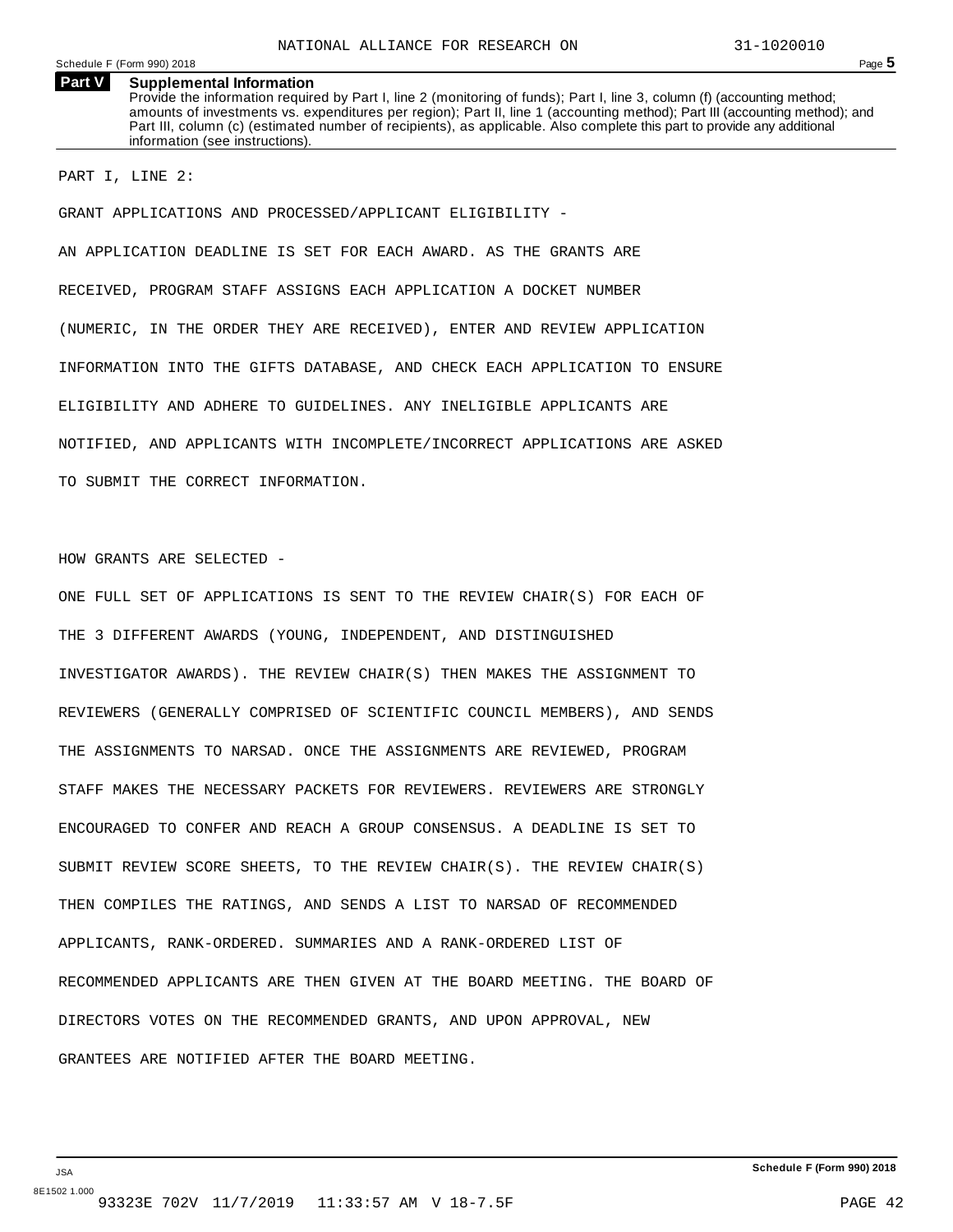## Part V Supplemental Information

Provide the information required by Part I, line 2 (monitoring of funds); Part I, line 3, column (f) (accounting method; amounts of investments vs. expenditures per region); Part II, line 1 (accounting method); Part III (accounting method); and Part III, column (c) (estimated number of recipients), as applicable. Also complete this part to provide any additional information (see instructions).

PART I, LINE 2:

GRANT APPLICATIONS AND PROCESSED/APPLICANT ELIGIBILITY -

AN APPLICATION DEADLINE IS SET FOR EACH AWARD. AS THE GRANTS ARE RECEIVED, PROGRAM STAFF ASSIGNS EACH APPLICATION A DOCKET NUMBER (NUMERIC, IN THE ORDER THEY ARE RECEIVED), ENTER AND REVIEW APPLICATION INFORMATION INTO THE GIFTS DATABASE, AND CHECK EACH APPLICATION TO ENSURE ELIGIBILITY AND ADHERE TO GUIDELINES. ANY INELIGIBLE APPLICANTS ARE NOTIFIED, AND APPLICANTS WITH INCOMPLETE/INCORRECT APPLICATIONS ARE ASKED TO SUBMIT THE CORRECT INFORMATION.

HOW GRANTS ARE SELECTED -

ONE FULL SET OF APPLICATIONS IS SENT TO THE REVIEW CHAIR(S) FOR EACH OF THE 3 DIFFERENT AWARDS (YOUNG, INDEPENDENT, AND DISTINGUISHED INVESTIGATOR AWARDS). THE REVIEW CHAIR(S) THEN MAKES THE ASSIGNMENT TO REVIEWERS (GENERALLY COMPRISED OF SCIENTIFIC COUNCIL MEMBERS), AND SENDS THE ASSIGNMENTS TO NARSAD. ONCE THE ASSIGNMENTS ARE REVIEWED, PROGRAM STAFF MAKES THE NECESSARY PACKETS FOR REVIEWERS. REVIEWERS ARE STRONGLY ENCOURAGED TO CONFER AND REACH A GROUP CONSENSUS. A DEADLINE IS SET TO SUBMIT REVIEW SCORE SHEETS, TO THE REVIEW CHAIR(S). THE REVIEW CHAIR(S) THEN COMPILES THE RATINGS, AND SENDS A LIST TO NARSAD OF RECOMMENDED APPLICANTS, RANK-ORDERED. SUMMARIES AND A RANK-ORDERED LIST OF RECOMMENDED APPLICANTS ARE THEN GIVEN AT THE BOARD MEETING. THE BOARD OF DIRECTORS VOTES ON THE RECOMMENDED GRANTS, AND UPON APPROVAL, NEW GRANTEES ARE NOTIFIED AFTER THE BOARD MEETING.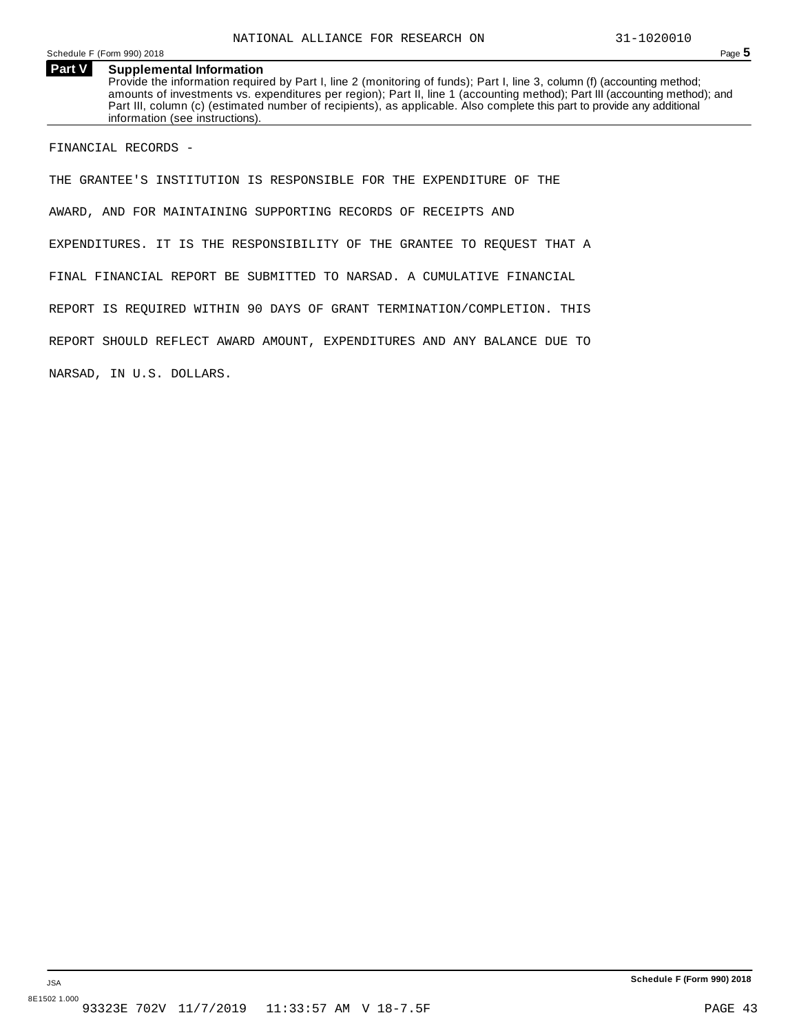## Part V Supplemental Information

Provide the information required by Part I, line 2 (monitoring of funds); Part I, line 3, column (f) (accounting method; amounts of investments vs. expenditures per region); Part II, line 1 (accounting method); Part III (accounting method); and Part III, column (c) (estimated number of recipients), as applicable. Also complete this part to provide any additional information (see instructions).

FINANCIAL RECORDS -

THE GRANTEE'S INSTITUTION IS RESPONSIBLE FOR THE EXPENDITURE OF THE AWARD, AND FOR MAINTAINING SUPPORTING RECORDS OF RECEIPTS AND EXPENDITURES. IT IS THE RESPONSIBILITY OF THE GRANTEE TO REQUEST THAT A FINAL FINANCIAL REPORT BE SUBMITTED TO NARSAD. A CUMULATIVE FINANCIAL REPORT IS REQUIRED WITHIN 90 DAYS OF GRANT TERMINATION/COMPLETION. THIS REPORT SHOULD REFLECT AWARD AMOUNT, EXPENDITURES AND ANY BALANCE DUE TO NARSAD, IN U.S. DOLLARS.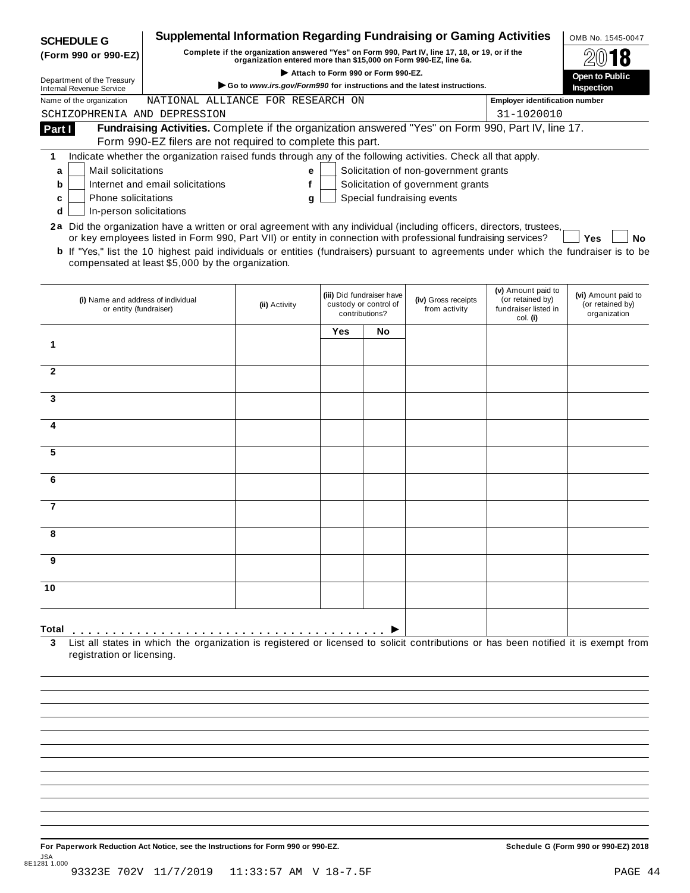**SCHEDULE G (Form 990 or 990-EZ)**

Department of the Treasury
Internal Revenue Service

# Supplemental Information Regarding Fundraising or Gaming Activities

**Complete if the organization answered "Yes" on Form 990, Part IV, line 17, 18, or 19, or if the organization entered more than $15,000 on Form 990-EZ, line 6a.**

▶ Attach to Form 990 or Form 990-EZ.

▶ Go to *www.irs.gov/Form990* for instructions and the latest instructions.

OMB No. 1545-0047

**2018**

**Open to Public Inspection**

Name of the organization: NATIONAL ALLIANCE FOR RESEARCH ON SCHIZOPHRENIA AND DEPRESSION

Employer identification number: 31-1020010

**Part I** **Fundraising Activities.** Complete if the organization answered "Yes" on Form 990, Part IV, line 17. Form 990-EZ filers are not required to complete this part.

**1** Indicate whether the organization raised funds through any of the following activities. Check all that apply.

- **a** ☐ Mail solicitations
- **b** ☐ Internet and email solicitations
- **c** ☐ Phone solicitations
- **d** ☐ In-person solicitations
- **e** ☐ Solicitation of non-government grants
- **f** ☐ Solicitation of government grants
- **g** ☐ Special fundraising events

**2a** Did the organization have a written or oral agreement with any individual (including officers, directors, trustees, or key employees listed in Form 990, Part VII) or entity in connection with professional fundraising services? ☐ **Yes** ☐ **No**

**b** If "Yes," list the 10 highest paid individuals or entities (fundraisers) pursuant to agreements under which the fundraiser is to be compensated at least $5,000 by the organization.

| | (i) Name and address of individual or entity (fundraiser) | (ii) Activity | (iii) Did fundraiser have custody or control of contributions? Yes | No | (iv) Gross receipts from activity | (v) Amount paid to (or retained by) fundraiser listed in col. (i) | (vi) Amount paid to (or retained by) organization |
|---|---|---|---|---|---|---|---|
| 1 | | | | | | | |
| 2 | | | | | | | |
| 3 | | | | | | | |
| 4 | | | | | | | |
| 5 | | | | | | | |
| 6 | | | | | | | |
| 7 | | | | | | | |
| 8 | | | | | | | |
| 9 | | | | | | | |
| 10 | | | | | | | |
| **Total** ▶ | | | | | | | |

**3** List all states in which the organization is registered or licensed to solicit contributions or has been notified it is exempt from registration or licensing.

**For Paperwork Reduction Act Notice, see the Instructions for Form 990 or 990-EZ.** **Schedule G (Form 990 or 990-EZ) 2018**

JSA 8E1281 1.000

93323E 702V 11/7/2019 11:33:57 AM V 18-7.5F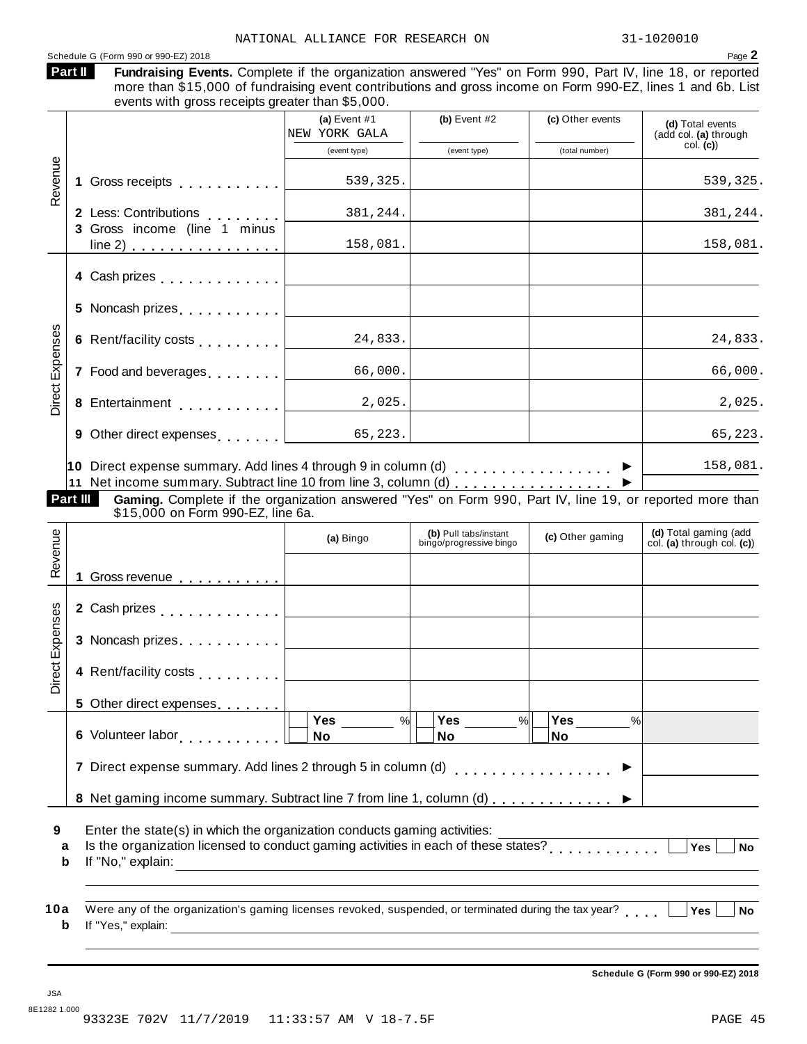NATIONAL ALLIANCE FOR RESEARCH ON 31-1020010

Schedule G (Form 990 or 990-EZ) 2018

**Part II** **Fundraising Events.** Complete if the organization answered "Yes" on Form 990, Part IV, line 18, or reported more than $15,000 of fundraising event contributions and gross income on Form 990-EZ, lines 1 and 6b. List events with gross receipts greater than $5,000.

| | | (a) Event #1 NEW YORK GALA (event type) | (b) Event #2 (event type) | (c) Other events (total number) | (d) Total events (add col. (a) through col. (c)) |
|---|---|---|---|---|---|
| Revenue | 1 Gross receipts | 539,325. | | | 539,325. |
| | 2 Less: Contributions | 381,244. | | | 381,244. |
| | 3 Gross income (line 1 minus line 2) | 158,081. | | | 158,081. |
| Direct Expenses | 4 Cash prizes | | | | |
| | 5 Noncash prizes | | | | |
| | 6 Rent/facility costs | 24,833. | | | 24,833. |
| | 7 Food and beverages | 66,000. | | | 66,000. |
| | 8 Entertainment | 2,025. | | | 2,025. |
| | 9 Other direct expenses | 65,223. | | | 65,223. |
| | 10 Direct expense summary. Add lines 4 through 9 in column (d) | | | | 158,081. |
| | 11 Net income summary. Subtract line 10 from line 3, column (d) | | | | |

**Part III** **Gaming.** Complete if the organization answered "Yes" on Form 990, Part IV, line 19, or reported more than $15,000 on Form 990-EZ, line 6a.

| | | (a) Bingo | (b) Pull tabs/instant bingo/progressive bingo | (c) Other gaming | (d) Total gaming (add col. (a) through col. (c)) |
|---|---|---|---|---|---|
| Revenue | 1 Gross revenue | | | | |
| Direct Expenses | 2 Cash prizes | | | | |
| | 3 Noncash prizes | | | | |
| | 4 Rent/facility costs | | | | |
| | 5 Other direct expenses | | | | |
| | 6 Volunteer labor | Yes ____ % / No | Yes ____ % / No | Yes ____ % / No | |
| | 7 Direct expense summary. Add lines 2 through 5 in column (d) | | | | |
| | 8 Net gaming income summary. Subtract line 7 from line 1, column (d) | | | | |

9 Enter the state(s) in which the organization conducts gaming activities: ______

a Is the organization licensed to conduct gaming activities in each of these states? Yes No

b If "No," explain: ______

10a Were any of the organization's gaming licenses revoked, suspended, or terminated during the tax year? Yes No

b If "Yes," explain: ______

Schedule G (Form 990 or 990-EZ) 2018

JSA 8E1282 1.000

93323E 702V 11/7/2019 11:33:57 AM V 18-7.5F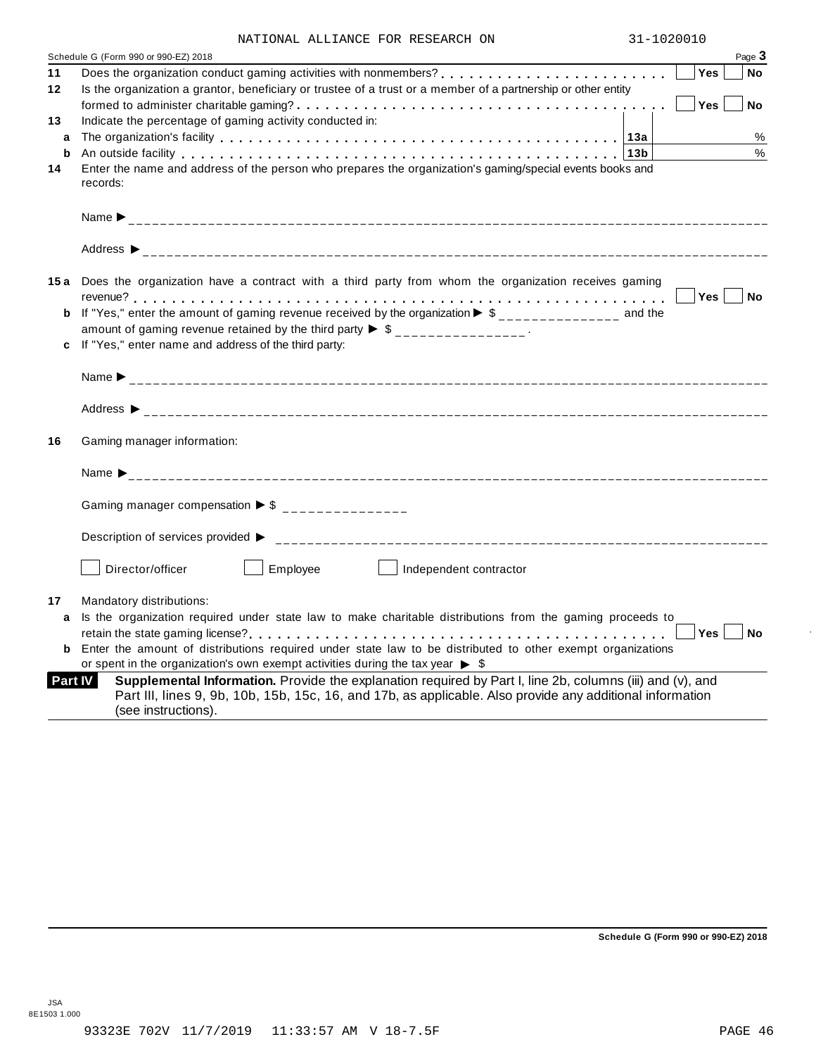NATIONAL ALLIANCE FOR RESEARCH ON 31-1020010

Schedule G (Form 990 or 990-EZ) 2018 Page **3**

**11** Does the organization conduct gaming activities with nonmembers? . . . . . . . . . . . . . . . . . . . . . . . . ☐ **Yes** ☐ **No**

**12** Is the organization a grantor, beneficiary or trustee of a trust or a member of a partnership or other entity formed to administer charitable gaming? . . . . . . . . . . . . . . . . . . . . . . . . . . . . . . . . . . . . . ☐ **Yes** ☐ **No**

**13** Indicate the percentage of gaming activity conducted in:

| | | | |
|---|---|---|---|
| **a** | The organization's facility . . . . . . . . . . . . . . . . . . . . . . . . . . . . . . . . . . . . . . . . | **13a** | % |
| **b** | An outside facility . . . . . . . . . . . . . . . . . . . . . . . . . . . . . . . . . . . . . . . . . . . . . | **13b** | % |

**14** Enter the name and address of the person who prepares the organization's gaming/special events books and records:

Name ▶ ______________________________

Address ▶ ______________________________

**15 a** Does the organization have a contract with a third party from whom the organization receives gaming revenue? . . . . . . . . . . . . . . . . . . . . . . . . . . . . . . . . . . . . . . . . . . . . . . . . . . . . . . . . . ☐ **Yes** ☐ **No**

**b** If "Yes," enter the amount of gaming revenue received by the organization ▶ $ _______________ and the amount of gaming revenue retained by the third party ▶ $ _______________ .

**c** If "Yes," enter name and address of the third party:

Name ▶ ______________________________

Address ▶ ______________________________

**16** Gaming manager information:

Name ▶ ______________________________

Gaming manager compensation ▶ $ _______________

Description of services provided ▶ ______________________________

☐ Director/officer ☐ Employee ☐ Independent contractor

**17** Mandatory distributions:

**a** Is the organization required under state law to make charitable distributions from the gaming proceeds to retain the state gaming license? . . . . . . . . . . . . . . . . . . . . . . . . . . . . . . . . . . . . . . . . . . . . ☐ **Yes** ☐ **No**

**b** Enter the amount of distributions required under state law to be distributed to other exempt organizations or spent in the organization's own exempt activities during the tax year ▶ $

**Part IV** **Supplemental Information.** Provide the explanation required by Part I, line 2b, columns (iii) and (v), and Part III, lines 9, 9b, 10b, 15b, 15c, 16, and 17b, as applicable. Also provide any additional information (see instructions).

**Schedule G (Form 990 or 990-EZ) 2018**

JSA
8E1503 1.000

93323E 702V 11/7/2019 11:33:57 AM V 18-7.5F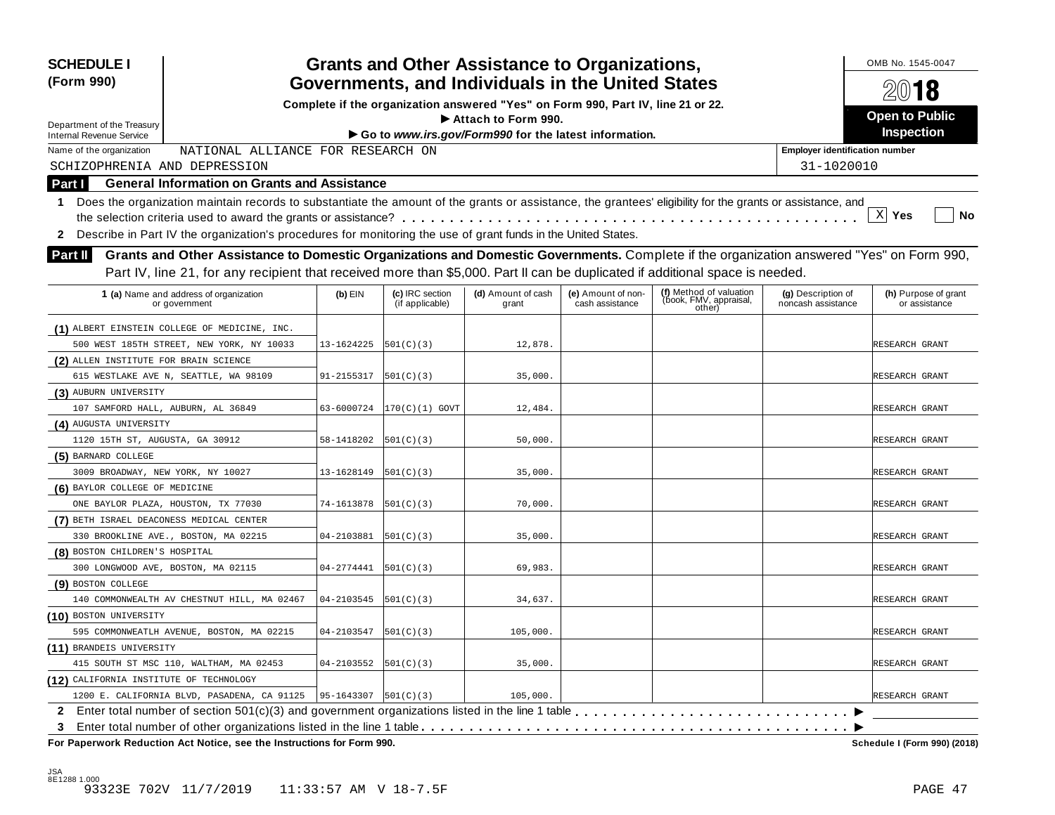**SCHEDULE I (Form 990)**

Department of the Treasury
Internal Revenue Service

# Grants and Other Assistance to Organizations, Governments, and Individuals in the United States

**Complete if the organization answered "Yes" on Form 990, Part IV, line 21 or 22.**
**▶ Attach to Form 990.**
**▶ Go to *www.irs.gov/Form990* for the latest information.**

OMB No. 1545-0047

**2018**

**Open to Public Inspection**

Name of the organization: NATIONAL ALLIANCE FOR RESEARCH ON SCHIZOPHRENIA AND DEPRESSION

Employer identification number: 31-1020010

## Part I General Information on Grants and Assistance

1 Does the organization maintain records to substantiate the amount of the grants or assistance, the grantees' eligibility for the grants or assistance, and the selection criteria used to award the grants or assistance? . . . . . [X] Yes [ ] No

2 Describe in Part IV the organization's procedures for monitoring the use of grant funds in the United States.

## Part II Grants and Other Assistance to Domestic Organizations and Domestic Governments.

Complete if the organization answered "Yes" on Form 990, Part IV, line 21, for any recipient that received more than $5,000. Part II can be duplicated if additional space is needed.

| 1 (a) Name and address of organization or government | (b) EIN | (c) IRC section (if applicable) | (d) Amount of cash grant | (e) Amount of non-cash assistance | (f) Method of valuation (book, FMV, appraisal, other) | (g) Description of noncash assistance | (h) Purpose of grant or assistance |
|---|---|---|---|---|---|---|---|
| (1) ALBERT EINSTEIN COLLEGE OF MEDICINE, INC. 500 WEST 185TH STREET, NEW YORK, NY 10033 | 13-1624225 | 501(C)(3) | 12,878. | | | | RESEARCH GRANT |
| (2) ALLEN INSTITUTE FOR BRAIN SCIENCE 615 WESTLAKE AVE N, SEATTLE, WA 98109 | 91-2155317 | 501(C)(3) | 35,000. | | | | RESEARCH GRANT |
| (3) AUBURN UNIVERSITY 107 SAMFORD HALL, AUBURN, AL 36849 | 63-6000724 | 170(C)(1) GOVT | 12,484. | | | | RESEARCH GRANT |
| (4) AUGUSTA UNIVERSITY 1120 15TH ST, AUGUSTA, GA 30912 | 58-1418202 | 501(C)(3) | 50,000. | | | | RESEARCH GRANT |
| (5) BARNARD COLLEGE 3009 BROADWAY, NEW YORK, NY 10027 | 13-1628149 | 501(C)(3) | 35,000. | | | | RESEARCH GRANT |
| (6) BAYLOR COLLEGE OF MEDICINE ONE BAYLOR PLAZA, HOUSTON, TX 77030 | 74-1613878 | 501(C)(3) | 70,000. | | | | RESEARCH GRANT |
| (7) BETH ISRAEL DEACONESS MEDICAL CENTER 330 BROOKLINE AVE., BOSTON, MA 02215 | 04-2103881 | 501(C)(3) | 35,000. | | | | RESEARCH GRANT |
| (8) BOSTON CHILDREN'S HOSPITAL 300 LONGWOOD AVE, BOSTON, MA 02115 | 04-2774441 | 501(C)(3) | 69,983. | | | | RESEARCH GRANT |
| (9) BOSTON COLLEGE 140 COMMONWEALTH AV CHESTNUT HILL, MA 02467 | 04-2103545 | 501(C)(3) | 34,637. | | | | RESEARCH GRANT |
| (10) BOSTON UNIVERSITY 595 COMMONWEATLH AVENUE, BOSTON, MA 02215 | 04-2103547 | 501(C)(3) | 105,000. | | | | RESEARCH GRANT |
| (11) BRANDEIS UNIVERSITY 415 SOUTH ST MSC 110, WALTHAM, MA 02453 | 04-2103552 | 501(C)(3) | 35,000. | | | | RESEARCH GRANT |
| (12) CALIFORNIA INSTITUTE OF TECHNOLOGY 1200 E. CALIFORNIA BLVD, PASADENA, CA 91125 | 95-1643307 | 501(C)(3) | 105,000. | | | | RESEARCH GRANT |

2 Enter total number of section 501(c)(3) and government organizations listed in the line 1 table . . . . . ▶

3 Enter total number of other organizations listed in the line 1 table . . . . . ▶

**For Paperwork Reduction Act Notice, see the Instructions for Form 990.** **Schedule I (Form 990) (2018)**

JSA
8E1288 1.000
93323E 702V 11/7/2019 11:33:57 AM V 18-7.5F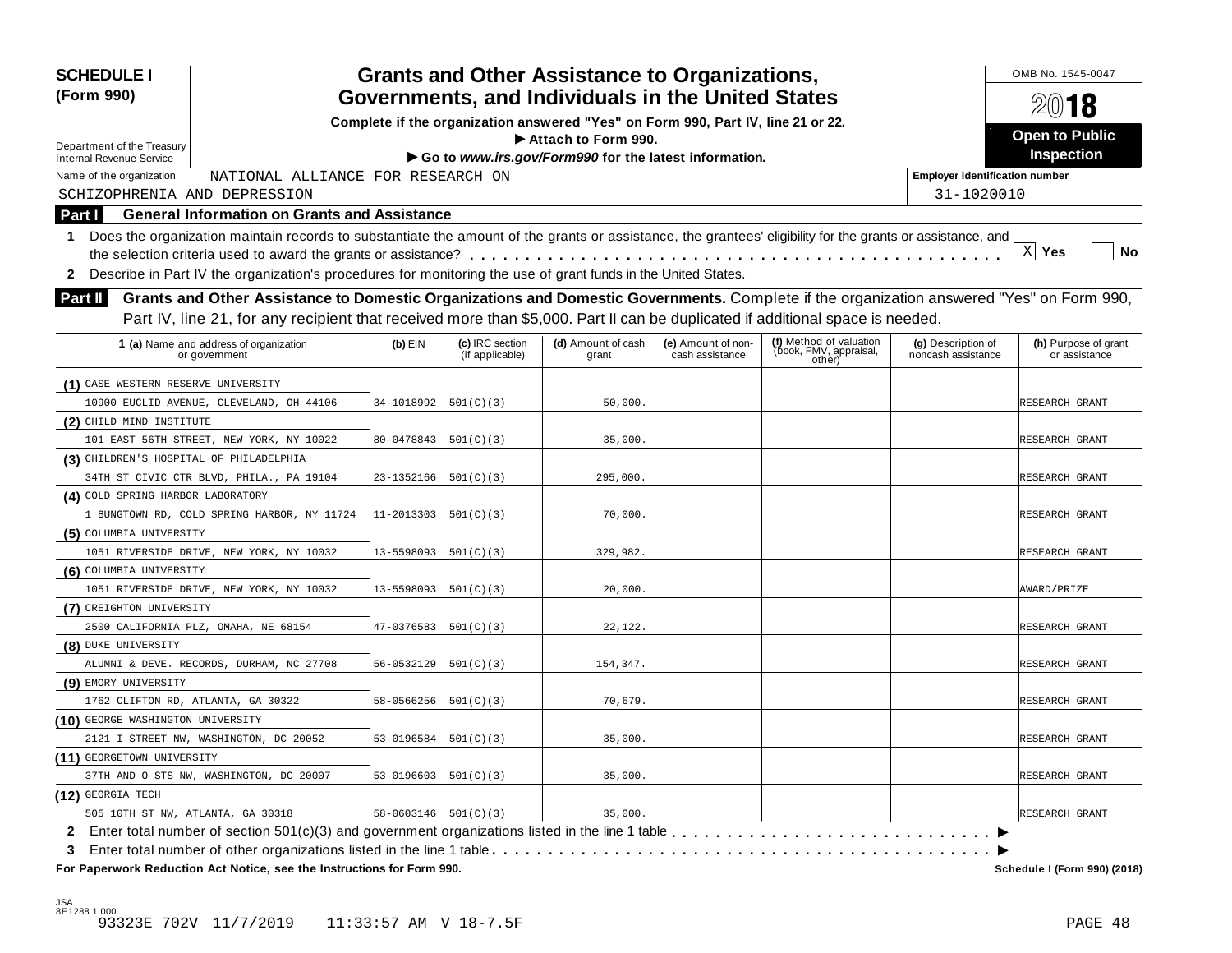**SCHEDULE I**
**(Form 990)**

Department of the Treasury
Internal Revenue Service

# Grants and Other Assistance to Organizations, Governments, and Individuals in the United States

**Complete if the organization answered "Yes" on Form 990, Part IV, line 21 or 22.**
**▶ Attach to Form 990.**
**▶ Go to *www.irs.gov/Form990* for the latest information.**

OMB No. 1545-0047

**2018**

**Open to Public Inspection**

Name of the organization: NATIONAL ALLIANCE FOR RESEARCH ON SCHIZOPHRENIA AND DEPRESSION

Employer identification number: 31-1020010

## Part I General Information on Grants and Assistance

**1** Does the organization maintain records to substantiate the amount of the grants or assistance, the grantees' eligibility for the grants or assistance, and the selection criteria used to award the grants or assistance? . . . . . . . . . . [X] Yes [ ] No

**2** Describe in Part IV the organization's procedures for monitoring the use of grant funds in the United States.

## Part II Grants and Other Assistance to Domestic Organizations and Domestic Governments.

Complete if the organization answered "Yes" on Form 990, Part IV, line 21, for any recipient that received more than $5,000. Part II can be duplicated if additional space is needed.

| 1 (a) Name and address of organization or government | (b) EIN | (c) IRC section (if applicable) | (d) Amount of cash grant | (e) Amount of non-cash assistance | (f) Method of valuation (book, FMV, appraisal, other) | (g) Description of noncash assistance | (h) Purpose of grant or assistance |
|---|---|---|---|---|---|---|---|
| (1) CASE WESTERN RESERVE UNIVERSITY<br>10900 EUCLID AVENUE, CLEVELAND, OH 44106 | 34-1018992 | 501(C)(3) | 50,000. | | | | RESEARCH GRANT |
| (2) CHILD MIND INSTITUTE<br>101 EAST 56TH STREET, NEW YORK, NY 10022 | 80-0478843 | 501(C)(3) | 35,000. | | | | RESEARCH GRANT |
| (3) CHILDREN'S HOSPITAL OF PHILADELPHIA<br>34TH ST CIVIC CTR BLVD, PHILA., PA 19104 | 23-1352166 | 501(C)(3) | 295,000. | | | | RESEARCH GRANT |
| (4) COLD SPRING HARBOR LABORATORY<br>1 BUNGTOWN RD, COLD SPRING HARBOR, NY 11724 | 11-2013303 | 501(C)(3) | 70,000. | | | | RESEARCH GRANT |
| (5) COLUMBIA UNIVERSITY<br>1051 RIVERSIDE DRIVE, NEW YORK, NY 10032 | 13-5598093 | 501(C)(3) | 329,982. | | | | RESEARCH GRANT |
| (6) COLUMBIA UNIVERSITY<br>1051 RIVERSIDE DRIVE, NEW YORK, NY 10032 | 13-5598093 | 501(C)(3) | 20,000. | | | | AWARD/PRIZE |
| (7) CREIGHTON UNIVERSITY<br>2500 CALIFORNIA PLZ, OMAHA, NE 68154 | 47-0376583 | 501(C)(3) | 22,122. | | | | RESEARCH GRANT |
| (8) DUKE UNIVERSITY<br>ALUMNI & DEVE. RECORDS, DURHAM, NC 27708 | 56-0532129 | 501(C)(3) | 154,347. | | | | RESEARCH GRANT |
| (9) EMORY UNIVERSITY<br>1762 CLIFTON RD, ATLANTA, GA 30322 | 58-0566256 | 501(C)(3) | 70,679. | | | | RESEARCH GRANT |
| (10) GEORGE WASHINGTON UNIVERSITY<br>2121 I STREET NW, WASHINGTON, DC 20052 | 53-0196584 | 501(C)(3) | 35,000. | | | | RESEARCH GRANT |
| (11) GEORGETOWN UNIVERSITY<br>37TH AND O STS NW, WASHINGTON, DC 20007 | 53-0196603 | 501(C)(3) | 35,000. | | | | RESEARCH GRANT |
| (12) GEORGIA TECH<br>505 10TH ST NW, ATLANTA, GA 30318 | 58-0603146 | 501(C)(3) | 35,000. | | | | RESEARCH GRANT |

**2** Enter total number of section 501(c)(3) and government organizations listed in the line 1 table . . . . . . . . ▶

**3** Enter total number of other organizations listed in the line 1 table . . . . . . . . ▶

**For Paperwork Reduction Act Notice, see the Instructions for Form 990.** **Schedule I (Form 990) (2018)**

JSA
8E1288 1.000
93323E 702V 11/7/2019 11:33:57 AM V 18-7.5F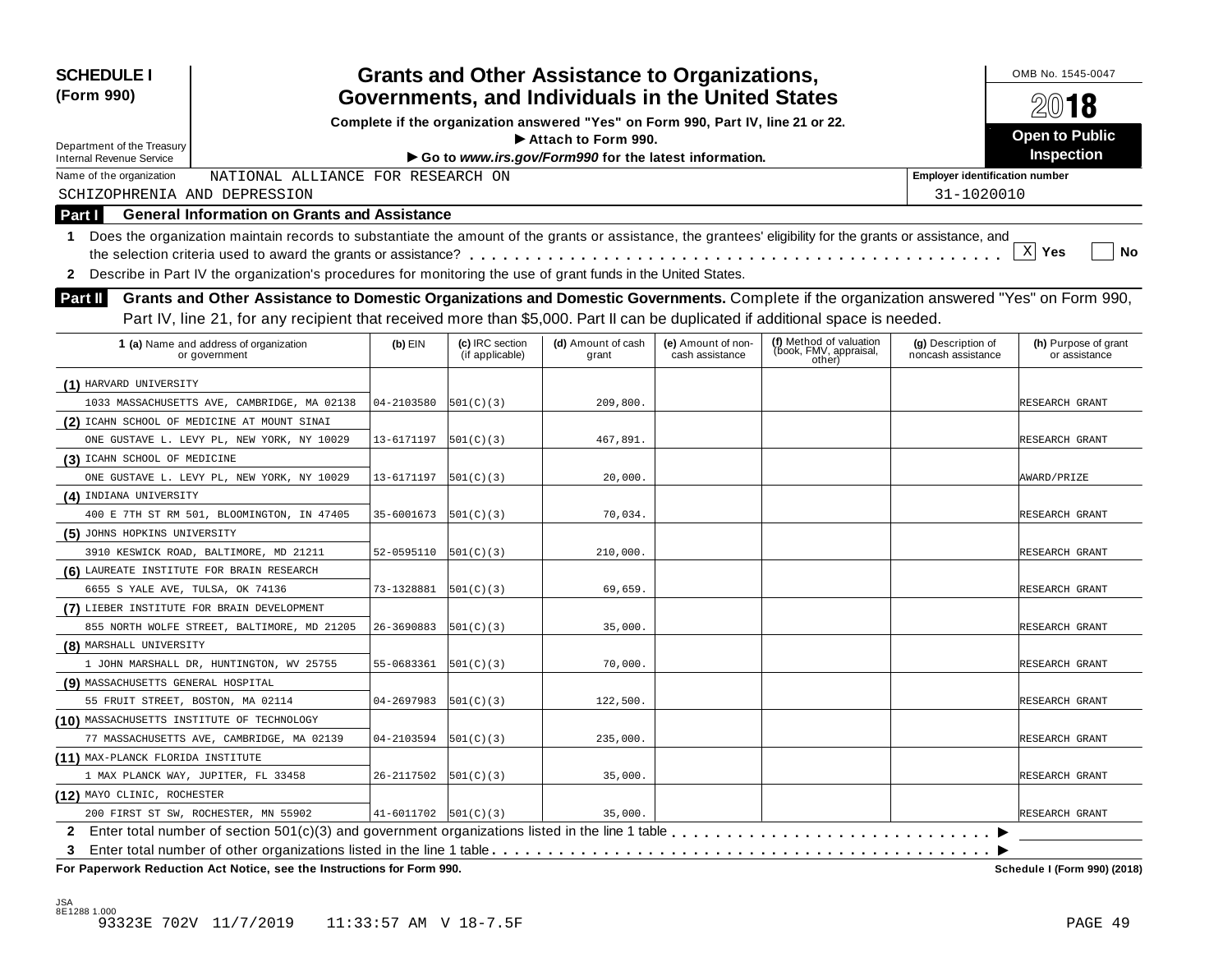**SCHEDULE I (Form 990)**

Department of the Treasury
Internal Revenue Service

# Grants and Other Assistance to Organizations, Governments, and Individuals in the United States

**Complete if the organization answered "Yes" on Form 990, Part IV, line 21 or 22.**
**▶ Attach to Form 990.**
**▶ Go to *www.irs.gov/Form990* for the latest information.**

OMB No. 1545-0047

**2018**

**Open to Public Inspection**

Name of the organization: NATIONAL ALLIANCE FOR RESEARCH ON SCHIZOPHRENIA AND DEPRESSION

Employer identification number: 31-1020010

## Part I General Information on Grants and Assistance

**1** Does the organization maintain records to substantiate the amount of the grants or assistance, the grantees' eligibility for the grants or assistance, and the selection criteria used to award the grants or assistance? . . . . . . . . . . . . . . . . . . . . . . . . . . . . . . . . . . . . . [X] Yes [ ] No

**2** Describe in Part IV the organization's procedures for monitoring the use of grant funds in the United States.

## Part II Grants and Other Assistance to Domestic Organizations and Domestic Governments.

Complete if the organization answered "Yes" on Form 990, Part IV, line 21, for any recipient that received more than $5,000. Part II can be duplicated if additional space is needed.

| 1 (a) Name and address of organization or government | (b) EIN | (c) IRC section (if applicable) | (d) Amount of cash grant | (e) Amount of non-cash assistance | (f) Method of valuation (book, FMV, appraisal, other) | (g) Description of noncash assistance | (h) Purpose of grant or assistance |
|---|---|---|---|---|---|---|---|
| (1) HARVARD UNIVERSITY<br>1033 MASSACHUSETTS AVE, CAMBRIDGE, MA 02138 | 04-2103580 | 501(C)(3) | 209,800. | | | | RESEARCH GRANT |
| (2) ICAHN SCHOOL OF MEDICINE AT MOUNT SINAI<br>ONE GUSTAVE L. LEVY PL, NEW YORK, NY 10029 | 13-6171197 | 501(C)(3) | 467,891. | | | | RESEARCH GRANT |
| (3) ICAHN SCHOOL OF MEDICINE<br>ONE GUSTAVE L. LEVY PL, NEW YORK, NY 10029 | 13-6171197 | 501(C)(3) | 20,000. | | | | AWARD/PRIZE |
| (4) INDIANA UNIVERSITY<br>400 E 7TH ST RM 501, BLOOMINGTON, IN 47405 | 35-6001673 | 501(C)(3) | 70,034. | | | | RESEARCH GRANT |
| (5) JOHNS HOPKINS UNIVERSITY<br>3910 KESWICK ROAD, BALTIMORE, MD 21211 | 52-0595110 | 501(C)(3) | 210,000. | | | | RESEARCH GRANT |
| (6) LAUREATE INSTITUTE FOR BRAIN RESEARCH<br>6655 S YALE AVE, TULSA, OK 74136 | 73-1328881 | 501(C)(3) | 69,659. | | | | RESEARCH GRANT |
| (7) LIEBER INSTITUTE FOR BRAIN DEVELOPMENT<br>855 NORTH WOLFE STREET, BALTIMORE, MD 21205 | 26-3690883 | 501(C)(3) | 35,000. | | | | RESEARCH GRANT |
| (8) MARSHALL UNIVERSITY<br>1 JOHN MARSHALL DR, HUNTINGTON, WV 25755 | 55-0683361 | 501(C)(3) | 70,000. | | | | RESEARCH GRANT |
| (9) MASSACHUSETTS GENERAL HOSPITAL<br>55 FRUIT STREET, BOSTON, MA 02114 | 04-2697983 | 501(C)(3) | 122,500. | | | | RESEARCH GRANT |
| (10) MASSACHUSETTS INSTITUTE OF TECHNOLOGY<br>77 MASSACHUSETTS AVE, CAMBRIDGE, MA 02139 | 04-2103594 | 501(C)(3) | 235,000. | | | | RESEARCH GRANT |
| (11) MAX-PLANCK FLORIDA INSTITUTE<br>1 MAX PLANCK WAY, JUPITER, FL 33458 | 26-2117502 | 501(C)(3) | 35,000. | | | | RESEARCH GRANT |
| (12) MAYO CLINIC, ROCHESTER<br>200 FIRST ST SW, ROCHESTER, MN 55902 | 41-6011702 | 501(C)(3) | 35,000. | | | | RESEARCH GRANT |

**2** Enter total number of section 501(c)(3) and government organizations listed in the line 1 table . . . . . . . . . . . . . . . . . . . . . . . . . . . . . ▶

**3** Enter total number of other organizations listed in the line 1 table . . . . . . . . . . . . . . . . . . . . . . . . . . . . . . . . . . . . . . . . . . . . . . ▶

**For Paperwork Reduction Act Notice, see the Instructions for Form 990.** **Schedule I (Form 990) (2018)**

JSA
8E1288 1.000
93323E 702V 11/7/2019 11:33:57 AM V 18-7.5F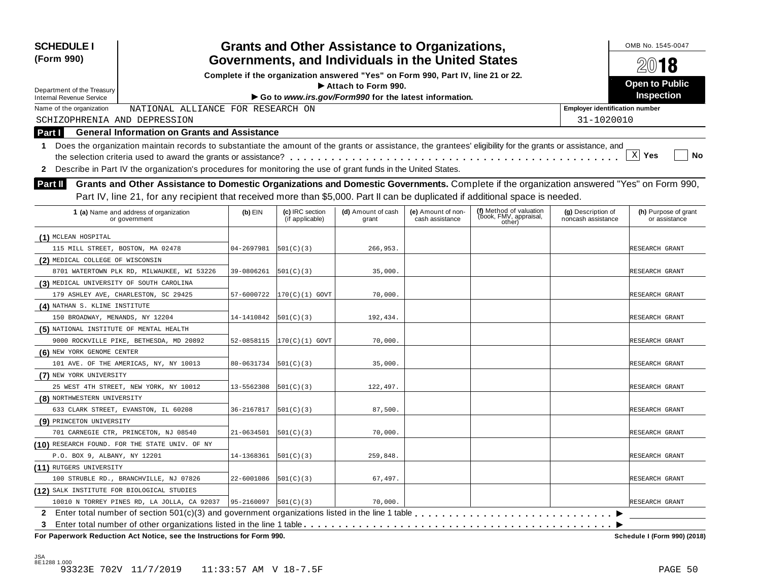**SCHEDULE I (Form 990)**

Department of the Treasury
Internal Revenue Service

# Grants and Other Assistance to Organizations, Governments, and Individuals in the United States

**Complete if the organization answered "Yes" on Form 990, Part IV, line 21 or 22.**
**► Attach to Form 990.**
**► Go to *www.irs.gov/Form990* for the latest information.**

OMB No. 1545-0047

**2018**

**Open to Public Inspection**

Name of the organization: NATIONAL ALLIANCE FOR RESEARCH ON SCHIZOPHRENIA AND DEPRESSION

Employer identification number: 31-1020010

## Part I General Information on Grants and Assistance

**1** Does the organization maintain records to substantiate the amount of the grants or assistance, the grantees' eligibility for the grants or assistance, and the selection criteria used to award the grants or assistance? . . . . . . . . [X] Yes [ ] No

**2** Describe in Part IV the organization's procedures for monitoring the use of grant funds in the United States.

## Part II Grants and Other Assistance to Domestic Organizations and Domestic Governments.

Complete if the organization answered "Yes" on Form 990, Part IV, line 21, for any recipient that received more than $5,000. Part II can be duplicated if additional space is needed.

| 1 (a) Name and address of organization or government | (b) EIN | (c) IRC section (if applicable) | (d) Amount of cash grant | (e) Amount of non-cash assistance | (f) Method of valuation (book, FMV, appraisal, other) | (g) Description of noncash assistance | (h) Purpose of grant or assistance |
|---|---|---|---|---|---|---|---|
| (1) MCLEAN HOSPITAL<br>115 MILL STREET, BOSTON, MA 02478 | 04-2697981 | 501(C)(3) | 266,953. | | | | RESEARCH GRANT |
| (2) MEDICAL COLLEGE OF WISCONSIN<br>8701 WATERTOWN PLK RD, MILWAUKEE, WI 53226 | 39-0806261 | 501(C)(3) | 35,000. | | | | RESEARCH GRANT |
| (3) MEDICAL UNIVERSITY OF SOUTH CAROLINA<br>179 ASHLEY AVE, CHARLESTON, SC 29425 | 57-6000722 | 170(C)(1) GOVT | 70,000. | | | | RESEARCH GRANT |
| (4) NATHAN S. KLINE INSTITUTE<br>150 BROADWAY, MENANDS, NY 12204 | 14-1410842 | 501(C)(3) | 192,434. | | | | RESEARCH GRANT |
| (5) NATIONAL INSTITUTE OF MENTAL HEALTH<br>9000 ROCKVILLE PIKE, BETHESDA, MD 20892 | 52-0858115 | 170(C)(1) GOVT | 70,000. | | | | RESEARCH GRANT |
| (6) NEW YORK GENOME CENTER<br>101 AVE. OF THE AMERICAS, NY, NY 10013 | 80-0631734 | 501(C)(3) | 35,000. | | | | RESEARCH GRANT |
| (7) NEW YORK UNIVERSITY<br>25 WEST 4TH STREET, NEW YORK, NY 10012 | 13-5562308 | 501(C)(3) | 122,497. | | | | RESEARCH GRANT |
| (8) NORTHWESTERN UNIVERSITY<br>633 CLARK STREET, EVANSTON, IL 60208 | 36-2167817 | 501(C)(3) | 87,500. | | | | RESEARCH GRANT |
| (9) PRINCETON UNIVERSITY<br>701 CARNEGIE CTR, PRINCETON, NJ 08540 | 21-0634501 | 501(C)(3) | 70,000. | | | | RESEARCH GRANT |
| (10) RESEARCH FOUND. FOR THE STATE UNIV. OF NY<br>P.O. BOX 9, ALBANY, NY 12201 | 14-1368361 | 501(C)(3) | 259,848. | | | | RESEARCH GRANT |
| (11) RUTGERS UNIVERSITY<br>100 STRUBLE RD., BRANCHVILLE, NJ 07826 | 22-6001086 | 501(C)(3) | 67,497. | | | | RESEARCH GRANT |
| (12) SALK INSTITUTE FOR BIOLOGICAL STUDIES<br>10010 N TORREY PINES RD, LA JOLLA, CA 92037 | 95-2160097 | 501(C)(3) | 70,000. | | | | RESEARCH GRANT |

**2** Enter total number of section 501(c)(3) and government organizations listed in the line 1 table . . . . . . . . ►

**3** Enter total number of other organizations listed in the line 1 table . . . . . . . . ►

**For Paperwork Reduction Act Notice, see the Instructions for Form 990.** **Schedule I (Form 990) (2018)**

JSA
8E1288 1.000
93323E 702V 11/7/2019 11:33:57 AM V 18-7.5F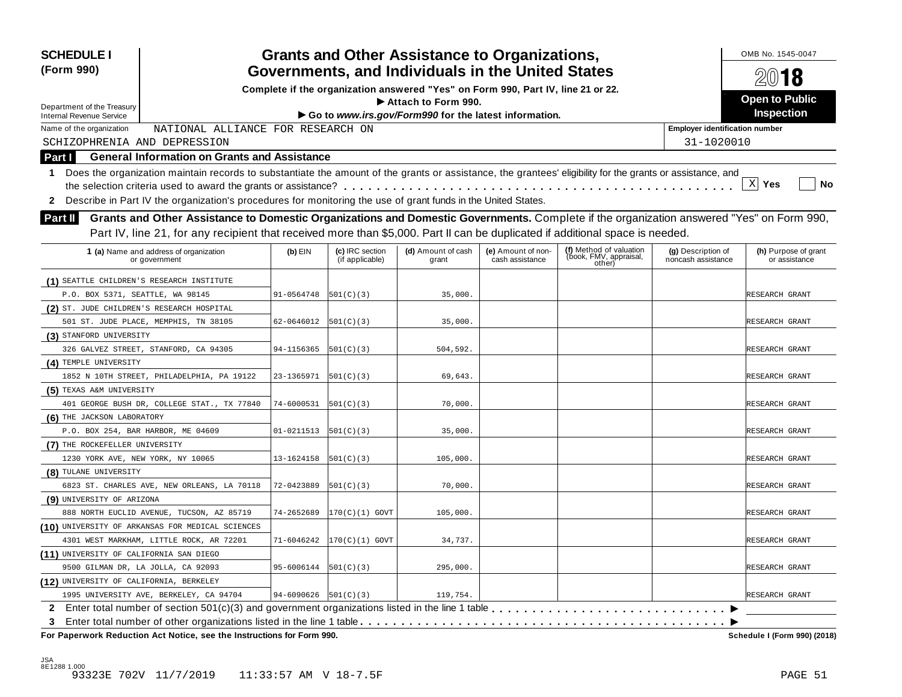**SCHEDULE I (Form 990)**

Department of the Treasury
Internal Revenue Service

# Grants and Other Assistance to Organizations, Governments, and Individuals in the United States

**Complete if the organization answered "Yes" on Form 990, Part IV, line 21 or 22.**
**▶ Attach to Form 990.**
**▶ Go to *www.irs.gov/Form990* for the latest information.**

OMB No. 1545-0047

**2018**

**Open to Public Inspection**

Name of the organization: NATIONAL ALLIANCE FOR RESEARCH ON SCHIZOPHRENIA AND DEPRESSION

Employer identification number: 31-1020010

## Part I General Information on Grants and Assistance

**1** Does the organization maintain records to substantiate the amount of the grants or assistance, the grantees' eligibility for the grants or assistance, and the selection criteria used to award the grants or assistance? . . . . . [X] **Yes** [ ] **No**

**2** Describe in Part IV the organization's procedures for monitoring the use of grant funds in the United States.

## Part II Grants and Other Assistance to Domestic Organizations and Domestic Governments.

Complete if the organization answered "Yes" on Form 990, Part IV, line 21, for any recipient that received more than $5,000. Part II can be duplicated if additional space is needed.

| | 1 (a) Name and address of organization or government | (b) EIN | (c) IRC section (if applicable) | (d) Amount of cash grant | (e) Amount of non-cash assistance | (f) Method of valuation (book, FMV, appraisal, other) | (g) Description of noncash assistance | (h) Purpose of grant or assistance |
|---|---|---|---|---|---|---|---|---|
| (1) | SEATTLE CHILDREN'S RESEARCH INSTITUTE<br>P.O. BOX 5371, SEATTLE, WA 98145 | 91-0564748 | 501(C)(3) | 35,000. | | | | RESEARCH GRANT |
| (2) | ST. JUDE CHILDREN'S RESEARCH HOSPITAL<br>501 ST. JUDE PLACE, MEMPHIS, TN 38105 | 62-0646012 | 501(C)(3) | 35,000. | | | | RESEARCH GRANT |
| (3) | STANFORD UNIVERSITY<br>326 GALVEZ STREET, STANFORD, CA 94305 | 94-1156365 | 501(C)(3) | 504,592. | | | | RESEARCH GRANT |
| (4) | TEMPLE UNIVERSITY<br>1852 N 10TH STREET, PHILADELPHIA, PA 19122 | 23-1365971 | 501(C)(3) | 69,643. | | | | RESEARCH GRANT |
| (5) | TEXAS A&M UNIVERSITY<br>401 GEORGE BUSH DR, COLLEGE STAT., TX 77840 | 74-6000531 | 501(C)(3) | 70,000. | | | | RESEARCH GRANT |
| (6) | THE JACKSON LABORATORY<br>P.O. BOX 254, BAR HARBOR, ME 04609 | 01-0211513 | 501(C)(3) | 35,000. | | | | RESEARCH GRANT |
| (7) | THE ROCKEFELLER UNIVERSITY<br>1230 YORK AVE, NEW YORK, NY 10065 | 13-1624158 | 501(C)(3) | 105,000. | | | | RESEARCH GRANT |
| (8) | TULANE UNIVERSITY<br>6823 ST. CHARLES AVE, NEW ORLEANS, LA 70118 | 72-0423889 | 501(C)(3) | 70,000. | | | | RESEARCH GRANT |
| (9) | UNIVERSITY OF ARIZONA<br>888 NORTH EUCLID AVENUE, TUCSON, AZ 85719 | 74-2652689 | 170(C)(1) GOVT | 105,000. | | | | RESEARCH GRANT |
| (10) | UNIVERSITY OF ARKANSAS FOR MEDICAL SCIENCES<br>4301 WEST MARKHAM, LITTLE ROCK, AR 72201 | 71-6046242 | 170(C)(1) GOVT | 34,737. | | | | RESEARCH GRANT |
| (11) | UNIVERSITY OF CALIFORNIA SAN DIEGO<br>9500 GILMAN DR, LA JOLLA, CA 92093 | 95-6006144 | 501(C)(3) | 295,000. | | | | RESEARCH GRANT |
| (12) | UNIVERSITY OF CALIFORNIA, BERKELEY<br>1995 UNIVERSITY AVE, BERKELEY, CA 94704 | 94-6090626 | 501(C)(3) | 119,754. | | | | RESEARCH GRANT |

**2** Enter total number of section 501(c)(3) and government organizations listed in the line 1 table . . . . . ▶

**3** Enter total number of other organizations listed in the line 1 table . . . . . ▶

**For Paperwork Reduction Act Notice, see the Instructions for Form 990.** **Schedule I (Form 990) (2018)**

JSA
8E1288 1.000
93323E 702V 11/7/2019 11:33:57 AM V 18-7.5F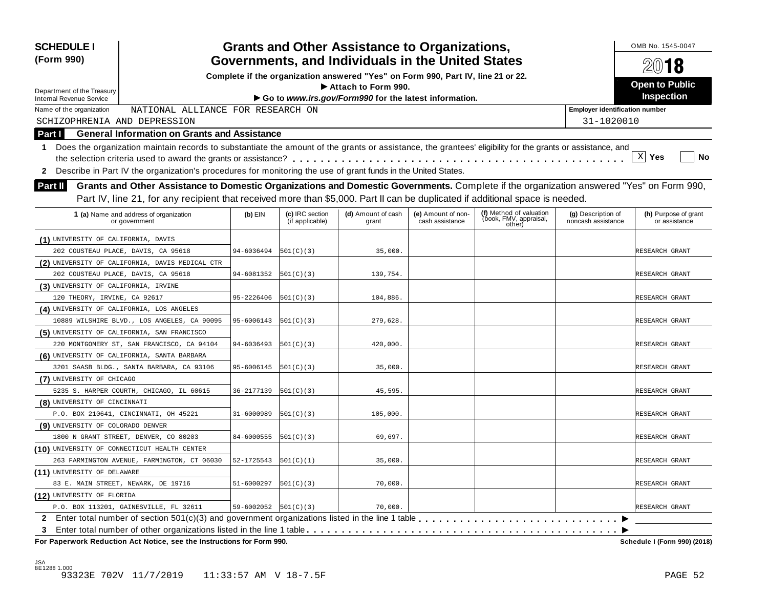**SCHEDULE I (Form 990)**

Department of the Treasury
Internal Revenue Service

# Grants and Other Assistance to Organizations, Governments, and Individuals in the United States

**Complete if the organization answered "Yes" on Form 990, Part IV, line 21 or 22.**
**▶ Attach to Form 990.**
**▶ Go to *www.irs.gov/Form990* for the latest information.**

OMB No. 1545-0047

**2018**

**Open to Public Inspection**

Name of the organization: NATIONAL ALLIANCE FOR RESEARCH ON SCHIZOPHRENIA AND DEPRESSION

**Employer identification number:** 31-1020010

## Part I General Information on Grants and Assistance

**1** Does the organization maintain records to substantiate the amount of the grants or assistance, the grantees' eligibility for the grants or assistance, and the selection criteria used to award the grants or assistance? . . . . . [X] **Yes** [ ] **No**

**2** Describe in Part IV the organization's procedures for monitoring the use of grant funds in the United States.

## Part II Grants and Other Assistance to Domestic Organizations and Domestic Governments.

Complete if the organization answered "Yes" on Form 990, Part IV, line 21, for any recipient that received more than $5,000. Part II can be duplicated if additional space is needed.

| 1 (a) Name and address of organization or government | (b) EIN | (c) IRC section (if applicable) | (d) Amount of cash grant | (e) Amount of non-cash assistance | (f) Method of valuation (book, FMV, appraisal, other) | (g) Description of noncash assistance | (h) Purpose of grant or assistance |
|---|---|---|---|---|---|---|---|
| (1) UNIVERSITY OF CALIFORNIA, DAVIS<br>202 COUSTEAU PLACE, DAVIS, CA 95618 | 94-6036494 | 501(C)(3) | 35,000. | | | | RESEARCH GRANT |
| (2) UNIVERSITY OF CALIFORNIA, DAVIS MEDICAL CTR<br>202 COUSTEAU PLACE, DAVIS, CA 95618 | 94-6081352 | 501(C)(3) | 139,754. | | | | RESEARCH GRANT |
| (3) UNIVERSITY OF CALIFORNIA, IRVINE<br>120 THEORY, IRVINE, CA 92617 | 95-2226406 | 501(C)(3) | 104,886. | | | | RESEARCH GRANT |
| (4) UNIVERSITY OF CALIFORNIA, LOS ANGELES<br>10889 WILSHIRE BLVD., LOS ANGELES, CA 90095 | 95-6006143 | 501(C)(3) | 279,628. | | | | RESEARCH GRANT |
| (5) UNIVERSITY OF CALIFORNIA, SAN FRANCISCO<br>220 MONTGOMERY ST, SAN FRANCISCO, CA 94104 | 94-6036493 | 501(C)(3) | 420,000. | | | | RESEARCH GRANT |
| (6) UNIVERSITY OF CALIFORNIA, SANTA BARBARA<br>3201 SAASB BLDG., SANTA BARBARA, CA 93106 | 95-6006145 | 501(C)(3) | 35,000. | | | | RESEARCH GRANT |
| (7) UNIVERSITY OF CHICAGO<br>5235 S. HARPER COURTH, CHICAGO, IL 60615 | 36-2177139 | 501(C)(3) | 45,595. | | | | RESEARCH GRANT |
| (8) UNIVERSITY OF CINCINNATI<br>P.O. BOX 210641, CINCINNATI, OH 45221 | 31-6000989 | 501(C)(3) | 105,000. | | | | RESEARCH GRANT |
| (9) UNIVERSITY OF COLORADO DENVER<br>1800 N GRANT STREET, DENVER, CO 80203 | 84-6000555 | 501(C)(3) | 69,697. | | | | RESEARCH GRANT |
| (10) UNIVERSITY OF CONNECTICUT HEALTH CENTER<br>263 FARMINGTON AVENUE, FARMINGTON, CT 06030 | 52-1725543 | 501(C)(1) | 35,000. | | | | RESEARCH GRANT |
| (11) UNIVERSITY OF DELAWARE<br>83 E. MAIN STREET, NEWARK, DE 19716 | 51-6000297 | 501(C)(3) | 70,000. | | | | RESEARCH GRANT |
| (12) UNIVERSITY OF FLORIDA<br>P.O. BOX 113201, GAINESVILLE, FL 32611 | 59-6002052 | 501(C)(3) | 70,000. | | | | RESEARCH GRANT |

**2** Enter total number of section 501(c)(3) and government organizations listed in the line 1 table . . . . . ▶

**3** Enter total number of other organizations listed in the line 1 table . . . . . ▶

**For Paperwork Reduction Act Notice, see the Instructions for Form 990.** **Schedule I (Form 990) (2018)**

JSA
8E1288 1.000
93323E 702V 11/7/2019 11:33:57 AM V 18-7.5F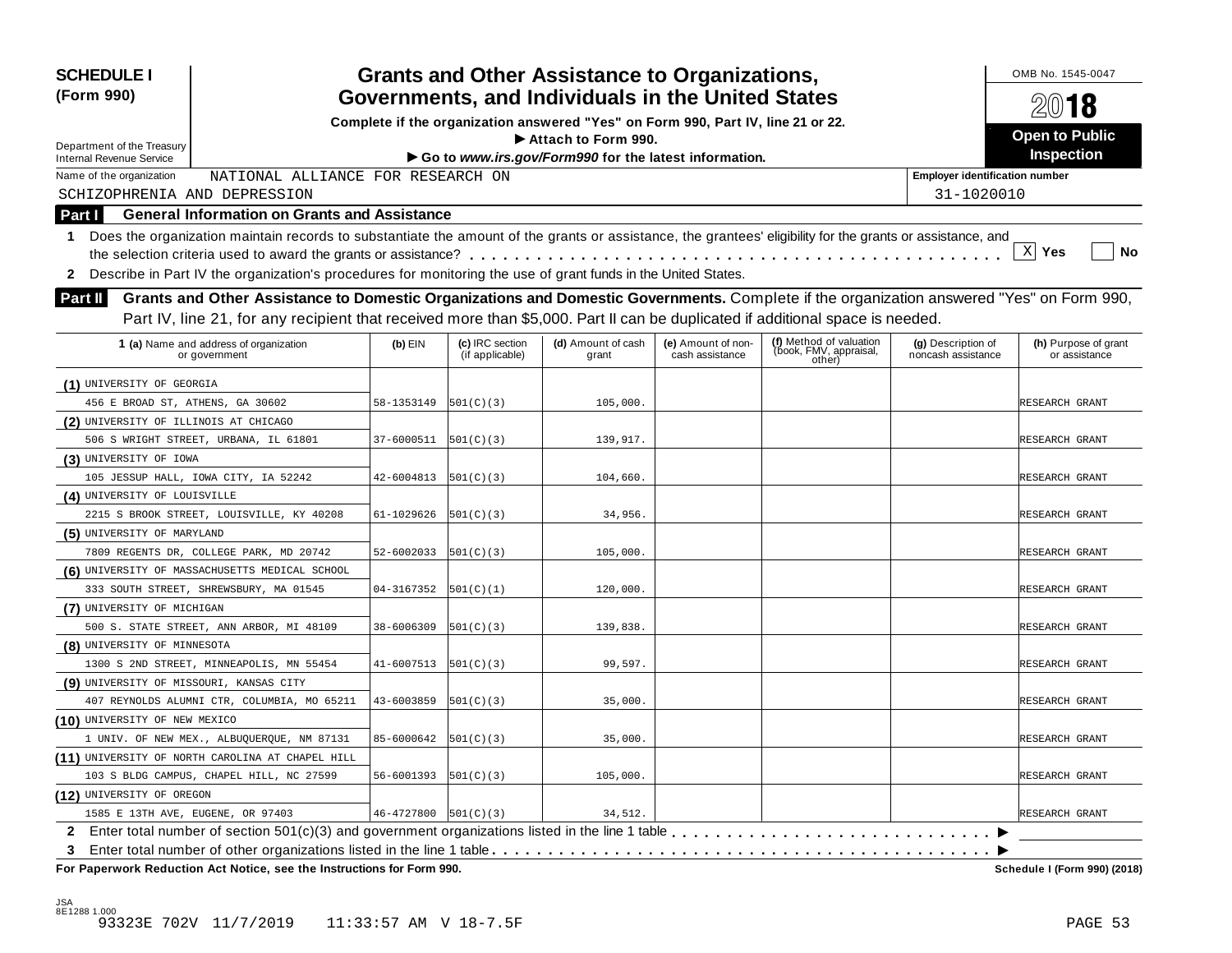**SCHEDULE I (Form 990)**

Department of the Treasury
Internal Revenue Service

# Grants and Other Assistance to Organizations, Governments, and Individuals in the United States

**Complete if the organization answered "Yes" on Form 990, Part IV, line 21 or 22.**
**▶ Attach to Form 990.**
**▶ Go to *www.irs.gov/Form990* for the latest information.**

OMB No. 1545-0047

**2018**

**Open to Public Inspection**

Name of the organization: NATIONAL ALLIANCE FOR RESEARCH ON SCHIZOPHRENIA AND DEPRESSION

Employer identification number: 31-1020010

## Part I General Information on Grants and Assistance

**1** Does the organization maintain records to substantiate the amount of the grants or assistance, the grantees' eligibility for the grants or assistance, and the selection criteria used to award the grants or assistance? . . . . . [X] **Yes** [ ] **No**

**2** Describe in Part IV the organization's procedures for monitoring the use of grant funds in the United States.

## Part II Grants and Other Assistance to Domestic Organizations and Domestic Governments.

Complete if the organization answered "Yes" on Form 990, Part IV, line 21, for any recipient that received more than $5,000. Part II can be duplicated if additional space is needed.

| 1 (a) Name and address of organization or government | (b) EIN | (c) IRC section (if applicable) | (d) Amount of cash grant | (e) Amount of non-cash assistance | (f) Method of valuation (book, FMV, appraisal, other) | (g) Description of noncash assistance | (h) Purpose of grant or assistance |
|---|---|---|---|---|---|---|---|
| (1) UNIVERSITY OF GEORGIA<br>456 E BROAD ST, ATHENS, GA 30602 | 58-1353149 | 501(C)(3) | 105,000. | | | | RESEARCH GRANT |
| (2) UNIVERSITY OF ILLINOIS AT CHICAGO<br>506 S WRIGHT STREET, URBANA, IL 61801 | 37-6000511 | 501(C)(3) | 139,917. | | | | RESEARCH GRANT |
| (3) UNIVERSITY OF IOWA<br>105 JESSUP HALL, IOWA CITY, IA 52242 | 42-6004813 | 501(C)(3) | 104,660. | | | | RESEARCH GRANT |
| (4) UNIVERSITY OF LOUISVILLE<br>2215 S BROOK STREET, LOUISVILLE, KY 40208 | 61-1029626 | 501(C)(3) | 34,956. | | | | RESEARCH GRANT |
| (5) UNIVERSITY OF MARYLAND<br>7809 REGENTS DR, COLLEGE PARK, MD 20742 | 52-6002033 | 501(C)(3) | 105,000. | | | | RESEARCH GRANT |
| (6) UNIVERSITY OF MASSACHUSETTS MEDICAL SCHOOL<br>333 SOUTH STREET, SHREWSBURY, MA 01545 | 04-3167352 | 501(C)(1) | 120,000. | | | | RESEARCH GRANT |
| (7) UNIVERSITY OF MICHIGAN<br>500 S. STATE STREET, ANN ARBOR, MI 48109 | 38-6006309 | 501(C)(3) | 139,838. | | | | RESEARCH GRANT |
| (8) UNIVERSITY OF MINNESOTA<br>1300 S 2ND STREET, MINNEAPOLIS, MN 55454 | 41-6007513 | 501(C)(3) | 99,597. | | | | RESEARCH GRANT |
| (9) UNIVERSITY OF MISSOURI, KANSAS CITY<br>407 REYNOLDS ALUMNI CTR, COLUMBIA, MO 65211 | 43-6003859 | 501(C)(3) | 35,000. | | | | RESEARCH GRANT |
| (10) UNIVERSITY OF NEW MEXICO<br>1 UNIV. OF NEW MEX., ALBUQUERQUE, NM 87131 | 85-6000642 | 501(C)(3) | 35,000. | | | | RESEARCH GRANT |
| (11) UNIVERSITY OF NORTH CAROLINA AT CHAPEL HILL<br>103 S BLDG CAMPUS, CHAPEL HILL, NC 27599 | 56-6001393 | 501(C)(3) | 105,000. | | | | RESEARCH GRANT |
| (12) UNIVERSITY OF OREGON<br>1585 E 13TH AVE, EUGENE, OR 97403 | 46-4727800 | 501(C)(3) | 34,512. | | | | RESEARCH GRANT |

**2** Enter total number of section 501(c)(3) and government organizations listed in the line 1 table . . . . . ▶

**3** Enter total number of other organizations listed in the line 1 table . . . . . ▶

**For Paperwork Reduction Act Notice, see the Instructions for Form 990.** **Schedule I (Form 990) (2018)**

JSA
8E1288 1.000
93323E 702V 11/7/2019 11:33:57 AM V 18-7.5F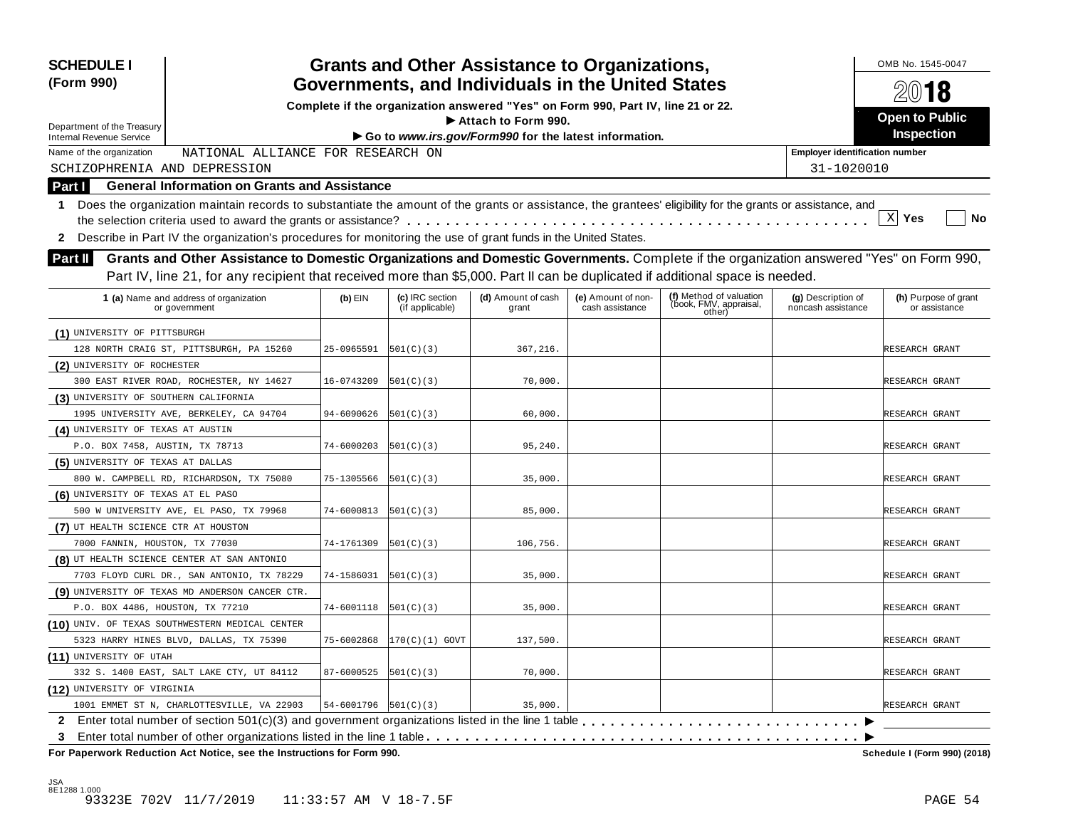**SCHEDULE I**
**(Form 990)**

Department of the Treasury
Internal Revenue Service

# Grants and Other Assistance to Organizations, Governments, and Individuals in the United States

**Complete if the organization answered "Yes" on Form 990, Part IV, line 21 or 22.**
**▶ Attach to Form 990.**
**▶ Go to *www.irs.gov/Form990* for the latest information.**

OMB No. 1545-0047

**2018**

**Open to Public Inspection**

Name of the organization: NATIONAL ALLIANCE FOR RESEARCH ON SCHIZOPHRENIA AND DEPRESSION

Employer identification number: 31-1020010

**Part I General Information on Grants and Assistance**

**1** Does the organization maintain records to substantiate the amount of the grants or assistance, the grantees' eligibility for the grants or assistance, and the selection criteria used to award the grants or assistance? . . . . . [X] Yes [ ] No

**2** Describe in Part IV the organization's procedures for monitoring the use of grant funds in the United States.

**Part II Grants and Other Assistance to Domestic Organizations and Domestic Governments.** Complete if the organization answered "Yes" on Form 990, Part IV, line 21, for any recipient that received more than $5,000. Part II can be duplicated if additional space is needed.

| 1 (a) Name and address of organization or government | (b) EIN | (c) IRC section (if applicable) | (d) Amount of cash grant | (e) Amount of non-cash assistance | (f) Method of valuation (book, FMV, appraisal, other) | (g) Description of noncash assistance | (h) Purpose of grant or assistance |
|---|---|---|---|---|---|---|---|
| (1) UNIVERSITY OF PITTSBURGH<br>128 NORTH CRAIG ST, PITTSBURGH, PA 15260 | 25-0965591 | 501(C)(3) | 367,216. | | | | RESEARCH GRANT |
| (2) UNIVERSITY OF ROCHESTER<br>300 EAST RIVER ROAD, ROCHESTER, NY 14627 | 16-0743209 | 501(C)(3) | 70,000. | | | | RESEARCH GRANT |
| (3) UNIVERSITY OF SOUTHERN CALIFORNIA<br>1995 UNIVERSITY AVE, BERKELEY, CA 94704 | 94-6090626 | 501(C)(3) | 60,000. | | | | RESEARCH GRANT |
| (4) UNIVERSITY OF TEXAS AT AUSTIN<br>P.O. BOX 7458, AUSTIN, TX 78713 | 74-6000203 | 501(C)(3) | 95,240. | | | | RESEARCH GRANT |
| (5) UNIVERSITY OF TEXAS AT DALLAS<br>800 W. CAMPBELL RD, RICHARDSON, TX 75080 | 75-1305566 | 501(C)(3) | 35,000. | | | | RESEARCH GRANT |
| (6) UNIVERSITY OF TEXAS AT EL PASO<br>500 W UNIVERSITY AVE, EL PASO, TX 79968 | 74-6000813 | 501(C)(3) | 85,000. | | | | RESEARCH GRANT |
| (7) UT HEALTH SCIENCE CTR AT HOUSTON<br>7000 FANNIN, HOUSTON, TX 77030 | 74-1761309 | 501(C)(3) | 106,756. | | | | RESEARCH GRANT |
| (8) UT HEALTH SCIENCE CENTER AT SAN ANTONIO<br>7703 FLOYD CURL DR., SAN ANTONIO, TX 78229 | 74-1586031 | 501(C)(3) | 35,000. | | | | RESEARCH GRANT |
| (9) UNIVERSITY OF TEXAS MD ANDERSON CANCER CTR.<br>P.O. BOX 4486, HOUSTON, TX 77210 | 74-6001118 | 501(C)(3) | 35,000. | | | | RESEARCH GRANT |
| (10) UNIV. OF TEXAS SOUTHWESTERN MEDICAL CENTER<br>5323 HARRY HINES BLVD, DALLAS, TX 75390 | 75-6002868 | 170(C)(1) GOVT | 137,500. | | | | RESEARCH GRANT |
| (11) UNIVERSITY OF UTAH<br>332 S. 1400 EAST, SALT LAKE CTY, UT 84112 | 87-6000525 | 501(C)(3) | 70,000. | | | | RESEARCH GRANT |
| (12) UNIVERSITY OF VIRGINIA<br>1001 EMMET ST N, CHARLOTTESVILLE, VA 22903 | 54-6001796 | 501(C)(3) | 35,000. | | | | RESEARCH GRANT |

**2** Enter total number of section 501(c)(3) and government organizations listed in the line 1 table . . . . . ▶

**3** Enter total number of other organizations listed in the line 1 table . . . . . ▶

**For Paperwork Reduction Act Notice, see the Instructions for Form 990.** **Schedule I (Form 990) (2018)**

JSA
8E1288 1.000
93323E 702V 11/7/2019 11:33:57 AM V 18-7.5F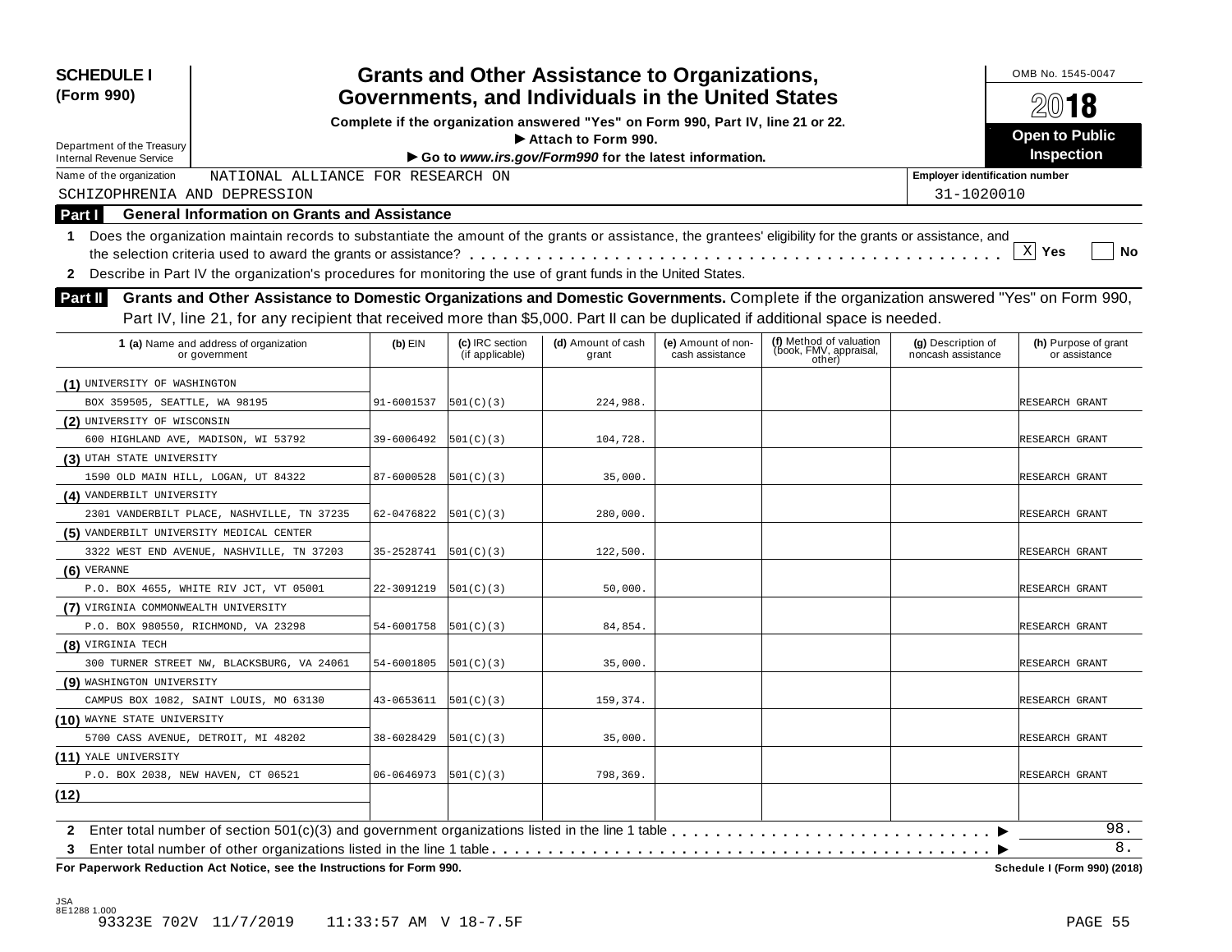**SCHEDULE I (Form 990)**

Department of the Treasury
Internal Revenue Service

# Grants and Other Assistance to Organizations, Governments, and Individuals in the United States

**Complete if the organization answered "Yes" on Form 990, Part IV, line 21 or 22.**
**► Attach to Form 990.**
**► Go to *www.irs.gov/Form990* for the latest information.**

OMB No. 1545-0047

**2018**

**Open to Public Inspection**

Name of the organization: NATIONAL ALLIANCE FOR RESEARCH ON SCHIZOPHRENIA AND DEPRESSION

Employer identification number: 31-1020010

## Part I General Information on Grants and Assistance

**1** Does the organization maintain records to substantiate the amount of the grants or assistance, the grantees' eligibility for the grants or assistance, and the selection criteria used to award the grants or assistance? . . . . . [X] Yes [ ] No

**2** Describe in Part IV the organization's procedures for monitoring the use of grant funds in the United States.

## Part II Grants and Other Assistance to Domestic Organizations and Domestic Governments.

Complete if the organization answered "Yes" on Form 990, Part IV, line 21, for any recipient that received more than $5,000. Part II can be duplicated if additional space is needed.

| 1 (a) Name and address of organization or government | (b) EIN | (c) IRC section (if applicable) | (d) Amount of cash grant | (e) Amount of non-cash assistance | (f) Method of valuation (book, FMV, appraisal, other) | (g) Description of noncash assistance | (h) Purpose of grant or assistance |
|---|---|---|---|---|---|---|---|
| (1) UNIVERSITY OF WASHINGTON<br>BOX 359505, SEATTLE, WA 98195 | 91-6001537 | 501(C)(3) | 224,988. | | | | RESEARCH GRANT |
| (2) UNIVERSITY OF WISCONSIN<br>600 HIGHLAND AVE, MADISON, WI 53792 | 39-6006492 | 501(C)(3) | 104,728. | | | | RESEARCH GRANT |
| (3) UTAH STATE UNIVERSITY<br>1590 OLD MAIN HILL, LOGAN, UT 84322 | 87-6000528 | 501(C)(3) | 35,000. | | | | RESEARCH GRANT |
| (4) VANDERBILT UNIVERSITY<br>2301 VANDERBILT PLACE, NASHVILLE, TN 37235 | 62-0476822 | 501(C)(3) | 280,000. | | | | RESEARCH GRANT |
| (5) VANDERBILT UNIVERSITY MEDICAL CENTER<br>3322 WEST END AVENUE, NASHVILLE, TN 37203 | 35-2528741 | 501(C)(3) | 122,500. | | | | RESEARCH GRANT |
| (6) VERANNE<br>P.O. BOX 4655, WHITE RIV JCT, VT 05001 | 22-3091219 | 501(C)(3) | 50,000. | | | | RESEARCH GRANT |
| (7) VIRGINIA COMMONWEALTH UNIVERSITY<br>P.O. BOX 980550, RICHMOND, VA 23298 | 54-6001758 | 501(C)(3) | 84,854. | | | | RESEARCH GRANT |
| (8) VIRGINIA TECH<br>300 TURNER STREET NW, BLACKSBURG, VA 24061 | 54-6001805 | 501(C)(3) | 35,000. | | | | RESEARCH GRANT |
| (9) WASHINGTON UNIVERSITY<br>CAMPUS BOX 1082, SAINT LOUIS, MO 63130 | 43-0653611 | 501(C)(3) | 159,374. | | | | RESEARCH GRANT |
| (10) WAYNE STATE UNIVERSITY<br>5700 CASS AVENUE, DETROIT, MI 48202 | 38-6028429 | 501(C)(3) | 35,000. | | | | RESEARCH GRANT |
| (11) YALE UNIVERSITY<br>P.O. BOX 2038, NEW HAVEN, CT 06521 | 06-0646973 | 501(C)(3) | 798,369. | | | | RESEARCH GRANT |
| (12) | | | | | | | |

**2** Enter total number of section 501(c)(3) and government organizations listed in the line 1 table . . . . . ► 98.

**3** Enter total number of other organizations listed in the line 1 table . . . . . ► 8.

**For Paperwork Reduction Act Notice, see the Instructions for Form 990.** **Schedule I (Form 990) (2018)**

JSA 8E1288 1.000
93323E 702V 11/7/2019 11:33:57 AM V 18-7.5F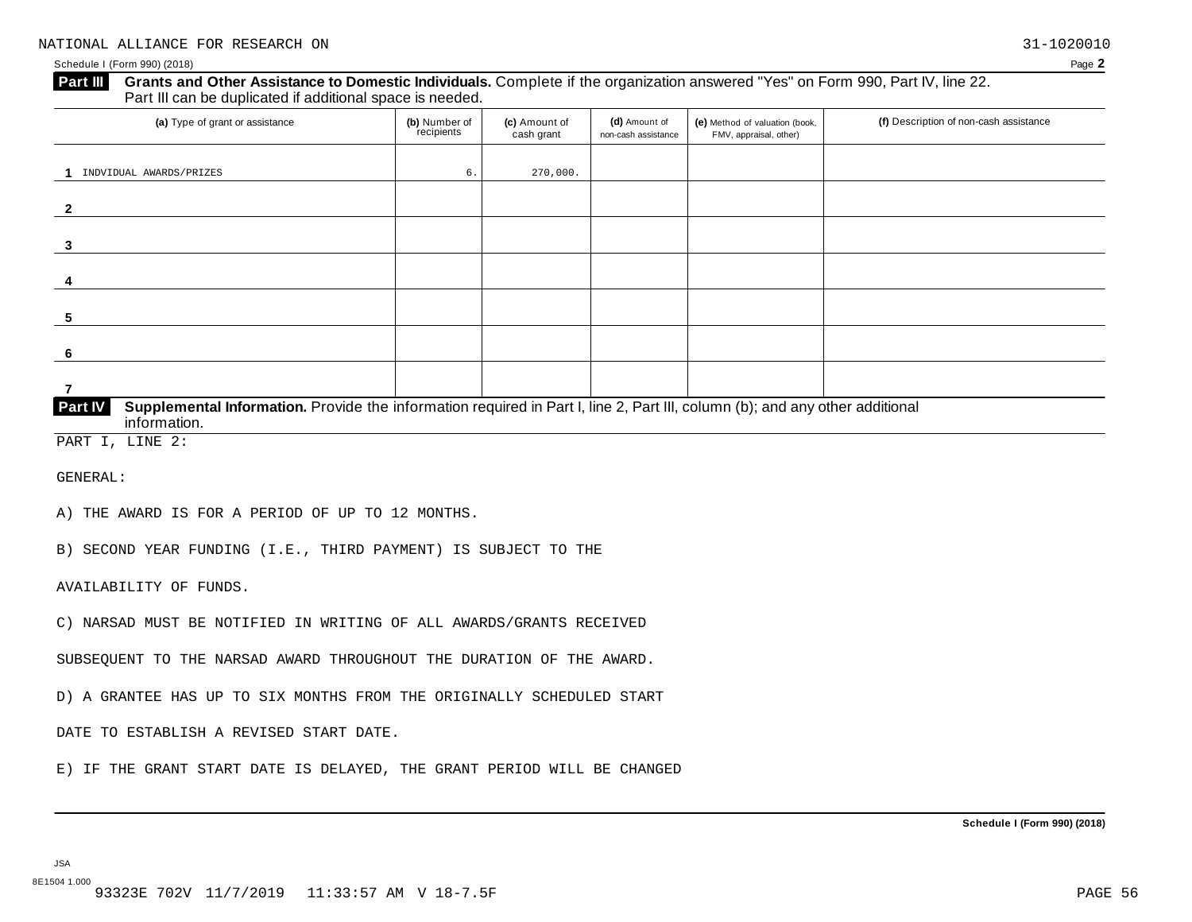NATIONAL ALLIANCE FOR RESEARCH ON 31-1020010

Schedule I (Form 990) (2018)

**Part III** **Grants and Other Assistance to Domestic Individuals.** Complete if the organization answered "Yes" on Form 990, Part IV, line 22. Part III can be duplicated if additional space is needed.

| (a) Type of grant or assistance | (b) Number of recipients | (c) Amount of cash grant | (d) Amount of non-cash assistance | (e) Method of valuation (book, FMV, appraisal, other) | (f) Description of non-cash assistance |
|---|---|---|---|---|---|
| 1 INDVIDUAL AWARDS/PRIZES | 6. | 270,000. | | | |
| 2 | | | | | |
| 3 | | | | | |
| 4 | | | | | |
| 5 | | | | | |
| 6 | | | | | |
| 7 | | | | | |

**Part IV** **Supplemental Information.** Provide the information required in Part I, line 2, Part III, column (b); and any other additional information.

PART I, LINE 2:

GENERAL:

A) THE AWARD IS FOR A PERIOD OF UP TO 12 MONTHS.

B) SECOND YEAR FUNDING (I.E., THIRD PAYMENT) IS SUBJECT TO THE

AVAILABILITY OF FUNDS.

C) NARSAD MUST BE NOTIFIED IN WRITING OF ALL AWARDS/GRANTS RECEIVED

SUBSEQUENT TO THE NARSAD AWARD THROUGHOUT THE DURATION OF THE AWARD.

D) A GRANTEE HAS UP TO SIX MONTHS FROM THE ORIGINALLY SCHEDULED START

DATE TO ESTABLISH A REVISED START DATE.

E) IF THE GRANT START DATE IS DELAYED, THE GRANT PERIOD WILL BE CHANGED

**Schedule I (Form 990) (2018)**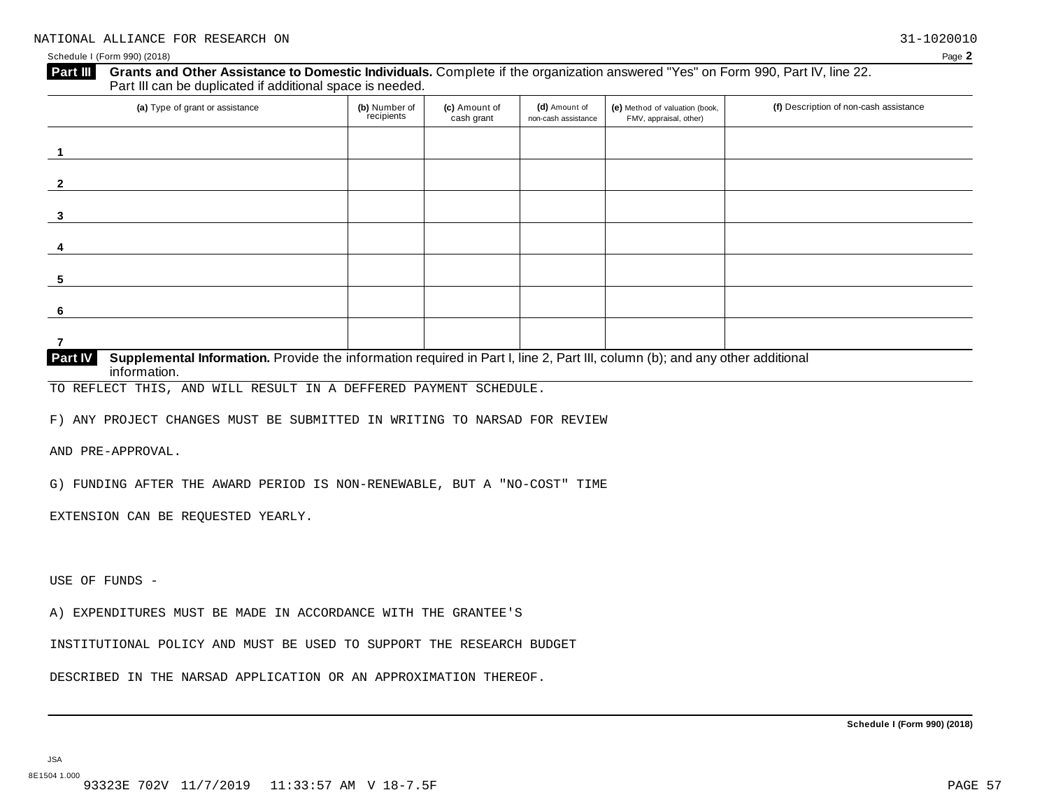NATIONAL ALLIANCE FOR RESEARCH ON 31-1020010

Schedule I (Form 990) (2018)

**Part III Grants and Other Assistance to Domestic Individuals.** Complete if the organization answered "Yes" on Form 990, Part IV, line 22. Part III can be duplicated if additional space is needed.

| | (a) Type of grant or assistance | (b) Number of recipients | (c) Amount of cash grant | (d) Amount of non-cash assistance | (e) Method of valuation (book, FMV, appraisal, other) | (f) Description of non-cash assistance |
|---|---|---|---|---|---|---|
| 1 | | | | | | |
| 2 | | | | | | |
| 3 | | | | | | |
| 4 | | | | | | |
| 5 | | | | | | |
| 6 | | | | | | |
| 7 | | | | | | |

**Part IV Supplemental Information.** Provide the information required in Part I, line 2, Part III, column (b); and any other additional information.

TO REFLECT THIS, AND WILL RESULT IN A DEFFERED PAYMENT SCHEDULE.

F) ANY PROJECT CHANGES MUST BE SUBMITTED IN WRITING TO NARSAD FOR REVIEW AND PRE-APPROVAL.

G) FUNDING AFTER THE AWARD PERIOD IS NON-RENEWABLE, BUT A "NO-COST" TIME EXTENSION CAN BE REQUESTED YEARLY.

USE OF FUNDS -

A) EXPENDITURES MUST BE MADE IN ACCORDANCE WITH THE GRANTEE'S INSTITUTIONAL POLICY AND MUST BE USED TO SUPPORT THE RESEARCH BUDGET DESCRIBED IN THE NARSAD APPLICATION OR AN APPROXIMATION THEREOF.

**Schedule I (Form 990) (2018)**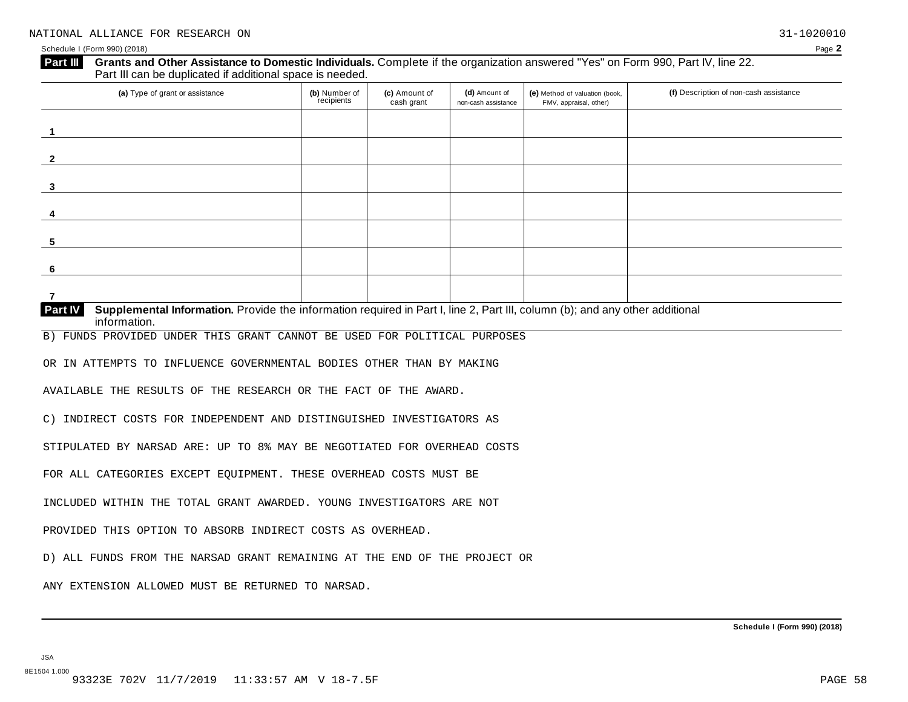NATIONAL ALLIANCE FOR RESEARCH ON 31-1020010

Schedule I (Form 990) (2018) Page 2

**Part III Grants and Other Assistance to Domestic Individuals.** Complete if the organization answered "Yes" on Form 990, Part IV, line 22. Part III can be duplicated if additional space is needed.

| (a) Type of grant or assistance | (b) Number of recipients | (c) Amount of cash grant | (d) Amount of non-cash assistance | (e) Method of valuation (book, FMV, appraisal, other) | (f) Description of non-cash assistance |
|---|---|---|---|---|---|
| 1 | | | | | |
| 2 | | | | | |
| 3 | | | | | |
| 4 | | | | | |
| 5 | | | | | |
| 6 | | | | | |
| 7 | | | | | |

**Part IV Supplemental Information.** Provide the information required in Part I, line 2, Part III, column (b); and any other additional information.

B) FUNDS PROVIDED UNDER THIS GRANT CANNOT BE USED FOR POLITICAL PURPOSES OR IN ATTEMPTS TO INFLUENCE GOVERNMENTAL BODIES OTHER THAN BY MAKING AVAILABLE THE RESULTS OF THE RESEARCH OR THE FACT OF THE AWARD.

C) INDIRECT COSTS FOR INDEPENDENT AND DISTINGUISHED INVESTIGATORS AS STIPULATED BY NARSAD ARE: UP TO 8% MAY BE NEGOTIATED FOR OVERHEAD COSTS FOR ALL CATEGORIES EXCEPT EQUIPMENT. THESE OVERHEAD COSTS MUST BE INCLUDED WITHIN THE TOTAL GRANT AWARDED. YOUNG INVESTIGATORS ARE NOT PROVIDED THIS OPTION TO ABSORB INDIRECT COSTS AS OVERHEAD.

D) ALL FUNDS FROM THE NARSAD GRANT REMAINING AT THE END OF THE PROJECT OR ANY EXTENSION ALLOWED MUST BE RETURNED TO NARSAD.

Schedule I (Form 990) (2018)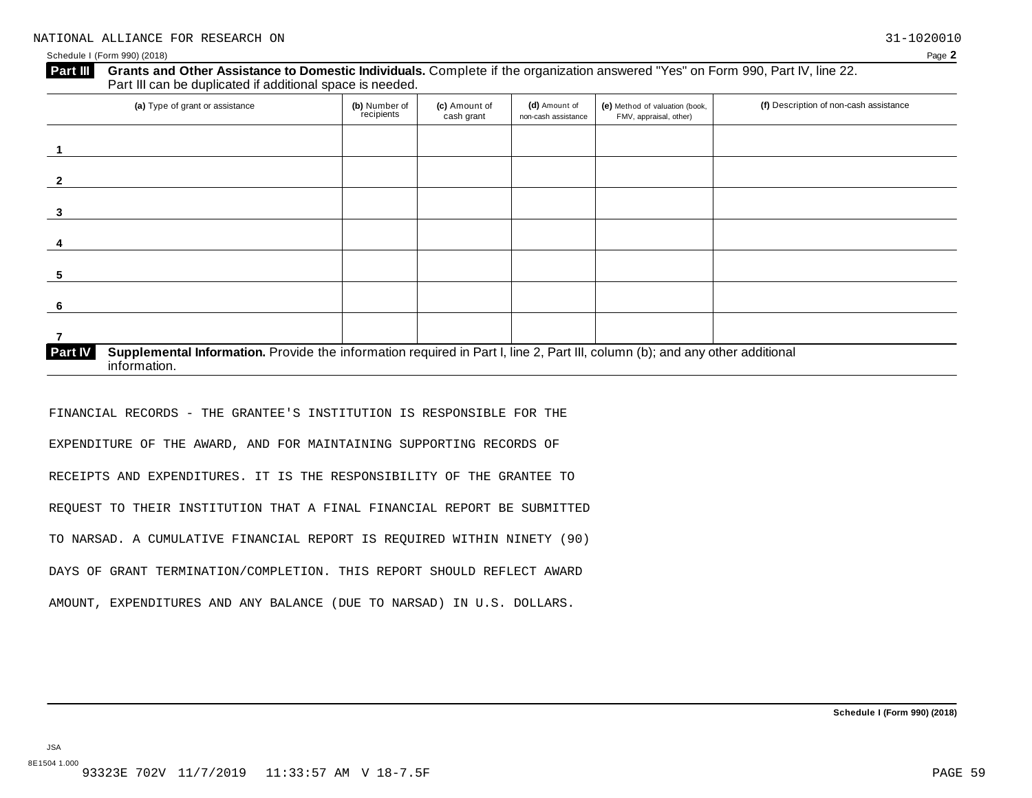NATIONAL ALLIANCE FOR RESEARCH ON 31-1020010

Schedule I (Form 990) (2018)

**Part III Grants and Other Assistance to Domestic Individuals.** Complete if the organization answered "Yes" on Form 990, Part IV, line 22. Part III can be duplicated if additional space is needed.

| (a) Type of grant or assistance | (b) Number of recipients | (c) Amount of cash grant | (d) Amount of non-cash assistance | (e) Method of valuation (book, FMV, appraisal, other) | (f) Description of non-cash assistance |
|---|---|---|---|---|---|
| 1 | | | | | |
| 2 | | | | | |
| 3 | | | | | |
| 4 | | | | | |
| 5 | | | | | |
| 6 | | | | | |
| 7 | | | | | |

**Part IV Supplemental Information.** Provide the information required in Part I, line 2, Part III, column (b); and any other additional information.

FINANCIAL RECORDS - THE GRANTEE'S INSTITUTION IS RESPONSIBLE FOR THE EXPENDITURE OF THE AWARD, AND FOR MAINTAINING SUPPORTING RECORDS OF RECEIPTS AND EXPENDITURES. IT IS THE RESPONSIBILITY OF THE GRANTEE TO REQUEST TO THEIR INSTITUTION THAT A FINAL FINANCIAL REPORT BE SUBMITTED TO NARSAD. A CUMULATIVE FINANCIAL REPORT IS REQUIRED WITHIN NINETY (90) DAYS OF GRANT TERMINATION/COMPLETION. THIS REPORT SHOULD REFLECT AWARD AMOUNT, EXPENDITURES AND ANY BALANCE (DUE TO NARSAD) IN U.S. DOLLARS.

**Schedule I (Form 990) (2018)**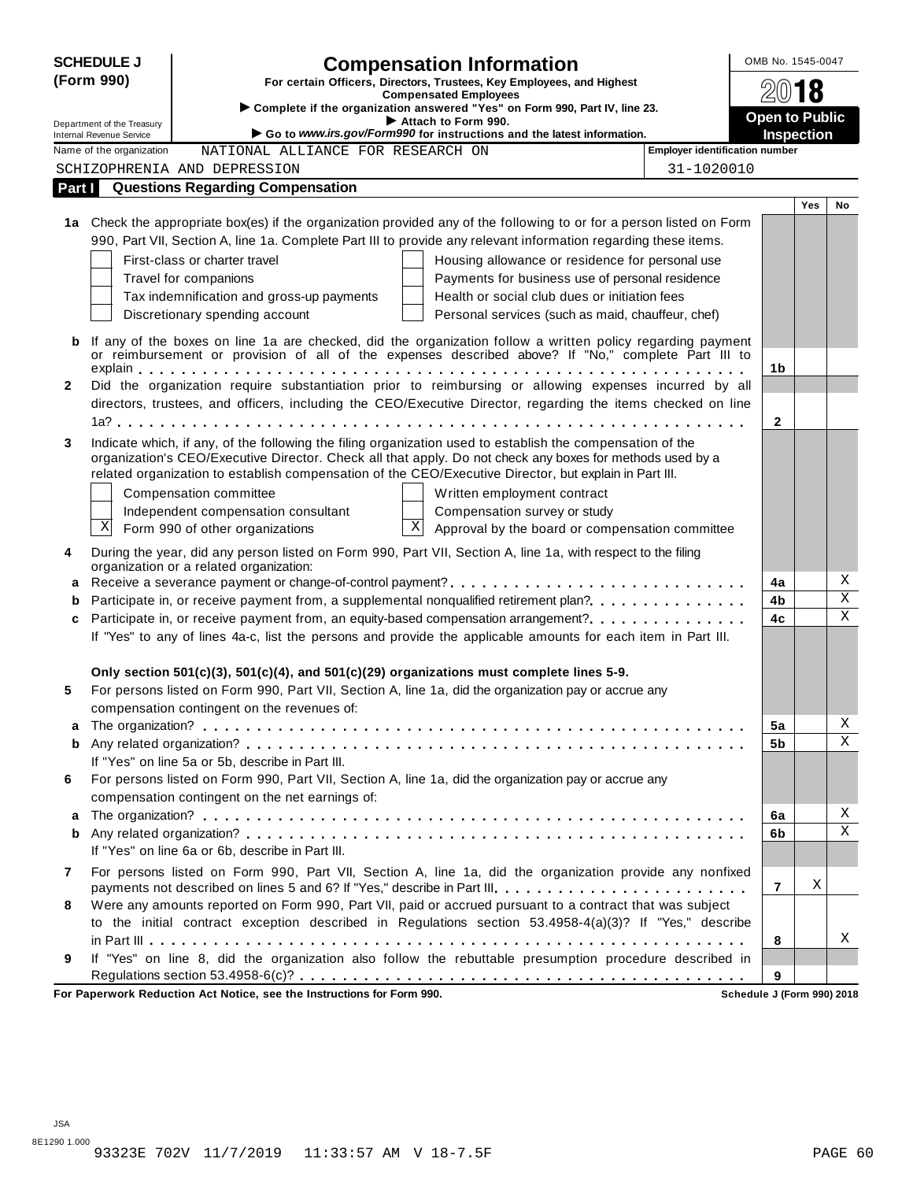**SCHEDULE J (Form 990)**

# Compensation Information

**For certain Officers, Directors, Trustees, Key Employees, and Highest Compensated Employees**

▶ **Complete if the organization answered "Yes" on Form 990, Part IV, line 23.**

▶ **Attach to Form 990.**

▶ **Go to *www.irs.gov/Form990* for instructions and the latest information.**

OMB No. 1545-0047

**2018**

**Open to Public Inspection**

Department of the Treasury
Internal Revenue Service

Name of the organization: NATIONAL ALLIANCE FOR RESEARCH ON SCHIZOPHRENIA AND DEPRESSION

Employer identification number: 31-1020010

## Part I Questions Regarding Compensation

| | | | Yes | No |
|---|---|---|---|---|
| **1a** | Check the appropriate box(es) if the organization provided any of the following to or for a person listed on Form 990, Part VII, Section A, line 1a. Complete Part III to provide any relevant information regarding these items.<br>☐ First-class or charter travel ☐ Housing allowance or residence for personal use<br>☐ Travel for companions ☐ Payments for business use of personal residence<br>☐ Tax indemnification and gross-up payments ☐ Health or social club dues or initiation fees<br>☐ Discretionary spending account ☐ Personal services (such as maid, chauffeur, chef) | | | |
| **b** | If any of the boxes on line 1a are checked, did the organization follow a written policy regarding payment or reimbursement or provision of all of the expenses described above? If "No," complete Part III to explain | 1b | | |
| **2** | Did the organization require substantiation prior to reimbursing or allowing expenses incurred by all directors, trustees, and officers, including the CEO/Executive Director, regarding the items checked on line 1a? | 2 | | |
| **3** | Indicate which, if any, of the following the filing organization used to establish the compensation of the organization's CEO/Executive Director. Check all that apply. Do not check any boxes for methods used by a related organization to establish compensation of the CEO/Executive Director, but explain in Part III.<br>☐ Compensation committee ☐ Written employment contract<br>☐ Independent compensation consultant ☐ Compensation survey or study<br>☒ Form 990 of other organizations ☒ Approval by the board or compensation committee | | | |
| **4** | During the year, did any person listed on Form 990, Part VII, Section A, line 1a, with respect to the filing organization or a related organization: | | | |
| **a** | Receive a severance payment or change-of-control payment? | 4a | | X |
| **b** | Participate in, or receive payment from, a supplemental nonqualified retirement plan? | 4b | | X |
| **c** | Participate in, or receive payment from, an equity-based compensation arrangement? | 4c | | X |
| | If "Yes" to any of lines 4a-c, list the persons and provide the applicable amounts for each item in Part III. | | | |
| | **Only section 501(c)(3), 501(c)(4), and 501(c)(29) organizations must complete lines 5-9.** | | | |
| **5** | For persons listed on Form 990, Part VII, Section A, line 1a, did the organization pay or accrue any compensation contingent on the revenues of: | | | |
| **a** | The organization? | 5a | | X |
| **b** | Any related organization? | 5b | | X |
| | If "Yes" on line 5a or 5b, describe in Part III. | | | |
| **6** | For persons listed on Form 990, Part VII, Section A, line 1a, did the organization pay or accrue any compensation contingent on the net earnings of: | | | |
| **a** | The organization? | 6a | | X |
| **b** | Any related organization? | 6b | | X |
| | If "Yes" on line 6a or 6b, describe in Part III. | | | |
| **7** | For persons listed on Form 990, Part VII, Section A, line 1a, did the organization provide any nonfixed payments not described on lines 5 and 6? If "Yes," describe in Part III | 7 | X | |
| **8** | Were any amounts reported on Form 990, Part VII, paid or accrued pursuant to a contract that was subject to the initial contract exception described in Regulations section 53.4958-4(a)(3)? If "Yes," describe in Part III | 8 | | X |
| **9** | If "Yes" on line 8, did the organization also follow the rebuttable presumption procedure described in Regulations section 53.4958-6(c)? | 9 | | |

**For Paperwork Reduction Act Notice, see the Instructions for Form 990.** **Schedule J (Form 990) 2018**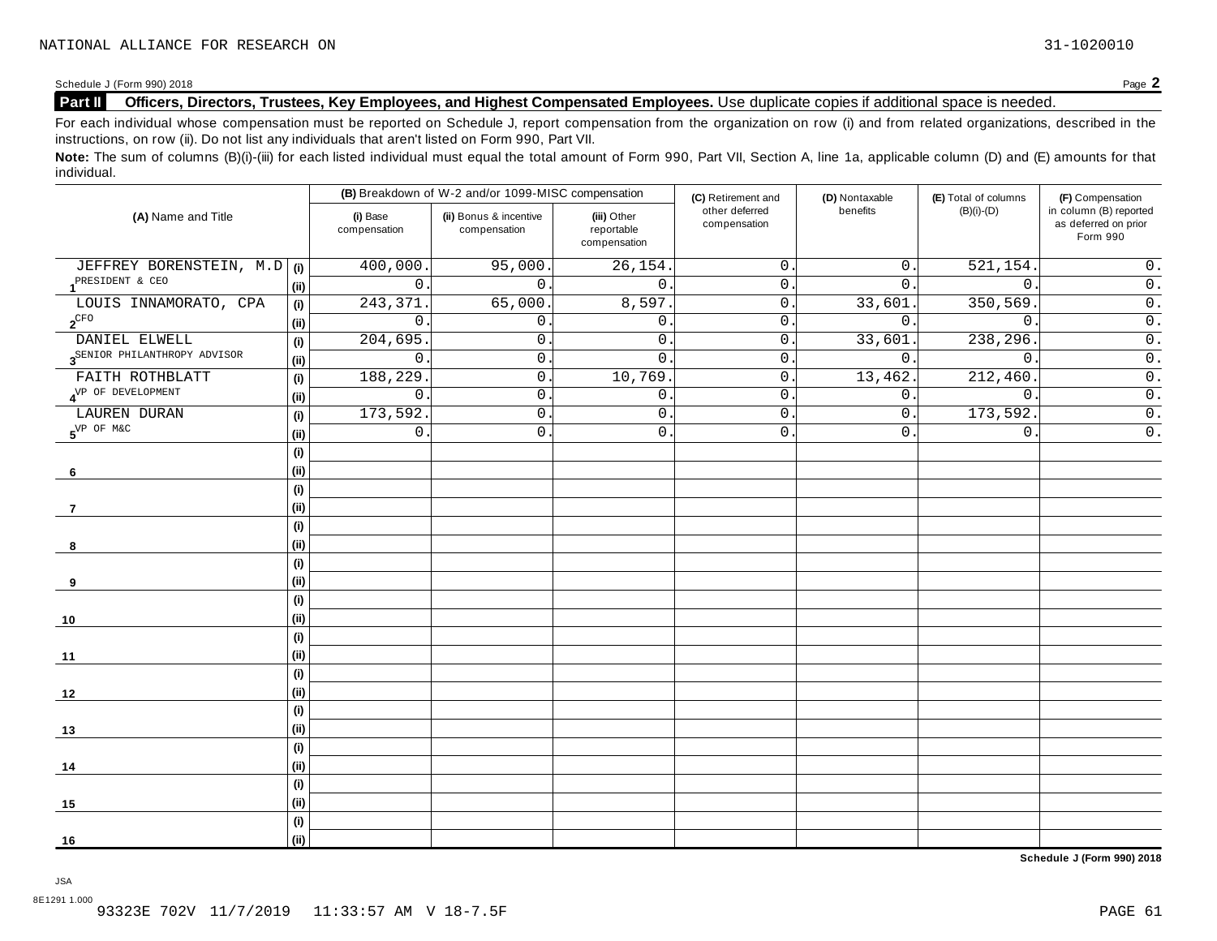NATIONAL ALLIANCE FOR RESEARCH ON 31-1020010

Schedule J (Form 990) 2018 Page **2**

**Part II** **Officers, Directors, Trustees, Key Employees, and Highest Compensated Employees.** Use duplicate copies if additional space is needed.

For each individual whose compensation must be reported on Schedule J, report compensation from the organization on row (i) and from related organizations, described in the instructions, on row (ii). Do not list any individuals that aren't listed on Form 990, Part VII.

**Note:** The sum of columns (B)(i)-(iii) for each listed individual must equal the total amount of Form 990, Part VII, Section A, line 1a, applicable column (D) and (E) amounts for that individual.

| (A) Name and Title | | (B) Breakdown of W-2 and/or 1099-MISC compensation | | | (C) Retirement and other deferred compensation | (D) Nontaxable benefits | (E) Total of columns (B)(i)-(D) | (F) Compensation in column (B) reported as deferred on prior Form 990 |
|---|---|---|---|---|---|---|---|---|
| | | (i) Base compensation | (ii) Bonus & incentive compensation | (iii) Other reportable compensation | | | | |
| 1 JEFFREY BORENSTEIN, M.D | (i) | 400,000. | 95,000. | 26,154. | 0. | 0. | 521,154. | 0. |
| PRESIDENT & CEO | (ii) | 0. | 0. | 0. | 0. | 0. | 0. | 0. |
| 2 LOUIS INNAMORATO, CPA | (i) | 243,371. | 65,000. | 8,597. | 0. | 33,601. | 350,569. | 0. |
| CFO | (ii) | 0. | 0. | 0. | 0. | 0. | 0. | 0. |
| 3 DANIEL ELWELL | (i) | 204,695. | 0. | 0. | 0. | 33,601. | 238,296. | 0. |
| SENIOR PHILANTHROPY ADVISOR | (ii) | 0. | 0. | 0. | 0. | 0. | 0. | 0. |
| 4 FAITH ROTHBLATT | (i) | 188,229. | 0. | 10,769. | 0. | 13,462. | 212,460. | 0. |
| VP OF DEVELOPMENT | (ii) | 0. | 0. | 0. | 0. | 0. | 0. | 0. |
| 5 LAUREN DURAN | (i) | 173,592. | 0. | 0. | 0. | 0. | 173,592. | 0. |
| VP OF M&C | (ii) | 0. | 0. | 0. | 0. | 0. | 0. | 0. |
| 6 | (i) | | | | | | | |
| | (ii) | | | | | | | |
| 7 | (i) | | | | | | | |
| | (ii) | | | | | | | |
| 8 | (i) | | | | | | | |
| | (ii) | | | | | | | |
| 9 | (i) | | | | | | | |
| | (ii) | | | | | | | |
| 10 | (i) | | | | | | | |
| | (ii) | | | | | | | |
| 11 | (i) | | | | | | | |
| | (ii) | | | | | | | |
| 12 | (i) | | | | | | | |
| | (ii) | | | | | | | |
| 13 | (i) | | | | | | | |
| | (ii) | | | | | | | |
| 14 | (i) | | | | | | | |
| | (ii) | | | | | | | |
| 15 | (i) | | | | | | | |
| | (ii) | | | | | | | |
| 16 | (i) | | | | | | | |
| | (ii) | | | | | | | |

**Schedule J (Form 990) 2018**

JSA
8E1291 1.000
93323E 702V 11/7/2019 11:33:57 AM V 18-7.5F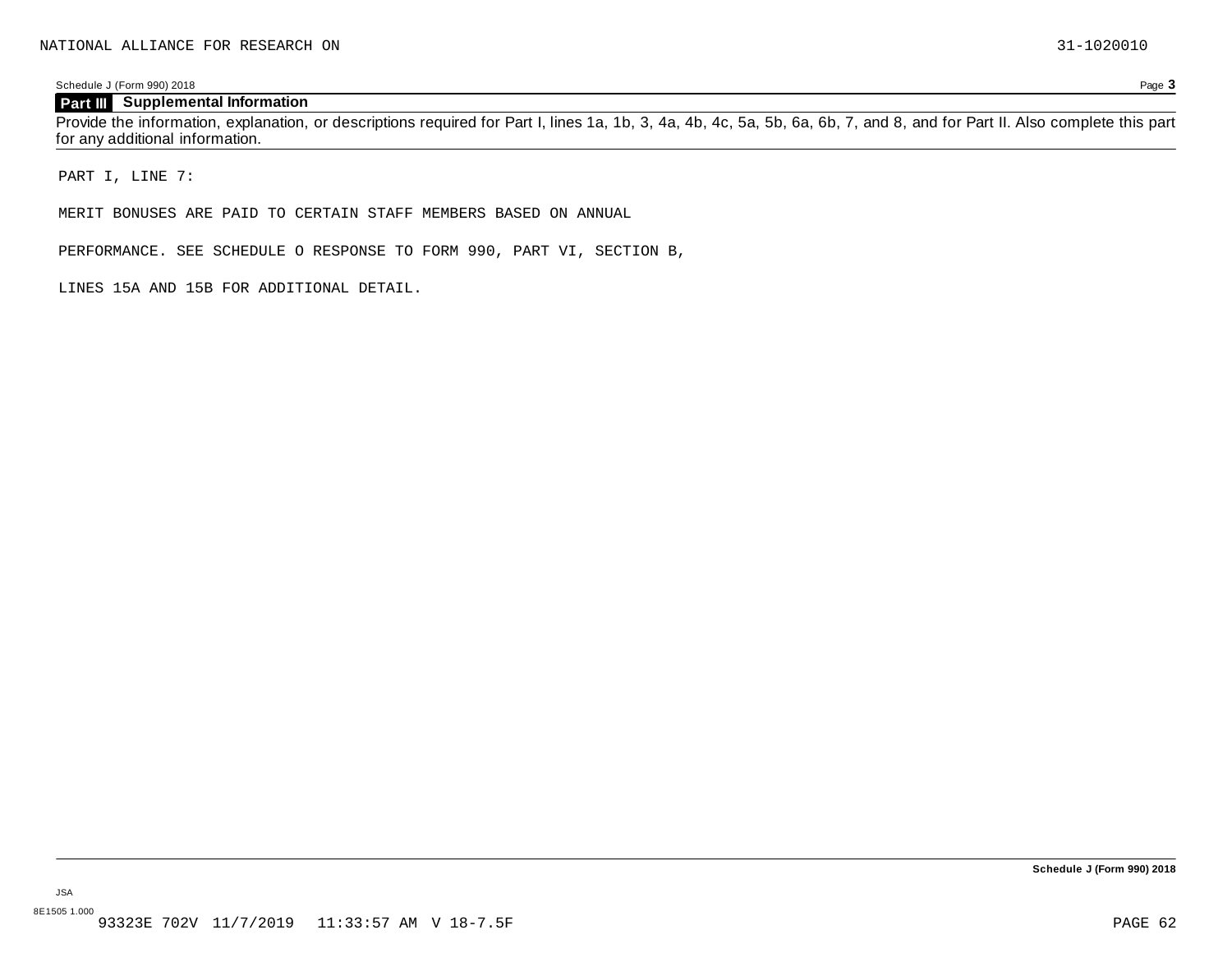## Part III Supplemental Information

Provide the information, explanation, or descriptions required for Part I, lines 1a, 1b, 3, 4a, 4b, 4c, 5a, 5b, 6a, 6b, 7, and 8, and for Part II. Also complete this part for any additional information.

PART I, LINE 7:

MERIT BONUSES ARE PAID TO CERTAIN STAFF MEMBERS BASED ON ANNUAL

PERFORMANCE. SEE SCHEDULE O RESPONSE TO FORM 990, PART VI, SECTION B,

LINES 15A AND 15B FOR ADDITIONAL DETAIL.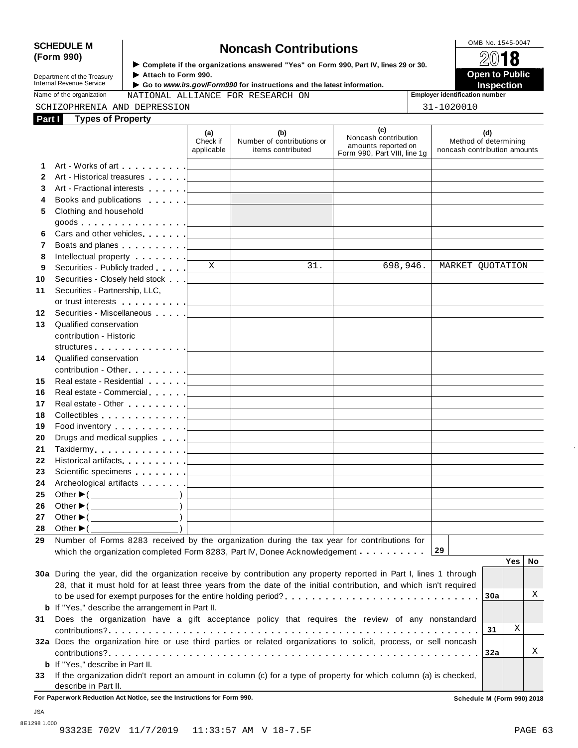**SCHEDULE M (Form 990)**

Department of the Treasury
Internal Revenue Service

# Noncash Contributions

▶ Complete if the organizations answered "Yes" on Form 990, Part IV, lines 29 or 30.
▶ Attach to Form 990.
▶ Go to *www.irs.gov/Form990* for instructions and the latest information.

OMB No. 1545-0047

**2018**

**Open to Public Inspection**

Name of the organization: NATIONAL ALLIANCE FOR RESEARCH ON SCHIZOPHRENIA AND DEPRESSION

Employer identification number: 31-1020010

## Part I Types of Property

| | | (a) Check if applicable | (b) Number of contributions or items contributed | (c) Noncash contribution amounts reported on Form 990, Part VIII, line 1g | (d) Method of determining noncash contribution amounts |
|---|---|---|---|---|---|
| 1 | Art - Works of art | | | | |
| 2 | Art - Historical treasures | | | | |
| 3 | Art - Fractional interests | | | | |
| 4 | Books and publications | | | | |
| 5 | Clothing and household goods | | | | |
| 6 | Cars and other vehicles | | | | |
| 7 | Boats and planes | | | | |
| 8 | Intellectual property | | | | |
| 9 | Securities - Publicly traded | X | 31. | 698,946. | MARKET QUOTATION |
| 10 | Securities - Closely held stock | | | | |
| 11 | Securities - Partnership, LLC, or trust interests | | | | |
| 12 | Securities - Miscellaneous | | | | |
| 13 | Qualified conservation contribution - Historic structures | | | | |
| 14 | Qualified conservation contribution - Other | | | | |
| 15 | Real estate - Residential | | | | |
| 16 | Real estate - Commercial | | | | |
| 17 | Real estate - Other | | | | |
| 18 | Collectibles | | | | |
| 19 | Food inventory | | | | |
| 20 | Drugs and medical supplies | | | | |
| 21 | Taxidermy | | | | |
| 22 | Historical artifacts | | | | |
| 23 | Scientific specimens | | | | |
| 24 | Archeological artifacts | | | | |
| 25 | Other ▶ ( ) | | | | |
| 26 | Other ▶ ( ) | | | | |
| 27 | Other ▶ ( ) | | | | |
| 28 | Other ▶ ( ) | | | | |

**29** Number of Forms 8283 received by the organization during the tax year for contributions for which the organization completed Form 8283, Part IV, Donee Acknowledgement . . . . . **29**

| | | | Yes | No |
|---|---|---|---|---|
| **30a** | During the year, did the organization receive by contribution any property reported in Part I, lines 1 through 28, that it must hold for at least three years from the date of the initial contribution, and which isn't required to be used for exempt purposes for the entire holding period? | 30a | | X |
| **b** | If "Yes," describe the arrangement in Part II. | | | |
| **31** | Does the organization have a gift acceptance policy that requires the review of any nonstandard contributions? | 31 | X | |
| **32a** | Does the organization hire or use third parties or related organizations to solicit, process, or sell noncash contributions? | 32a | | X |
| **b** | If "Yes," describe in Part II. | | | |
| **33** | If the organization didn't report an amount in column (c) for a type of property for which column (a) is checked, describe in Part II. | | | |

**For Paperwork Reduction Act Notice, see the Instructions for Form 990.** **Schedule M (Form 990) 2018**

JSA
8E1298 1.000
93323E 702V 11/7/2019 11:33:57 AM V 18-7.5F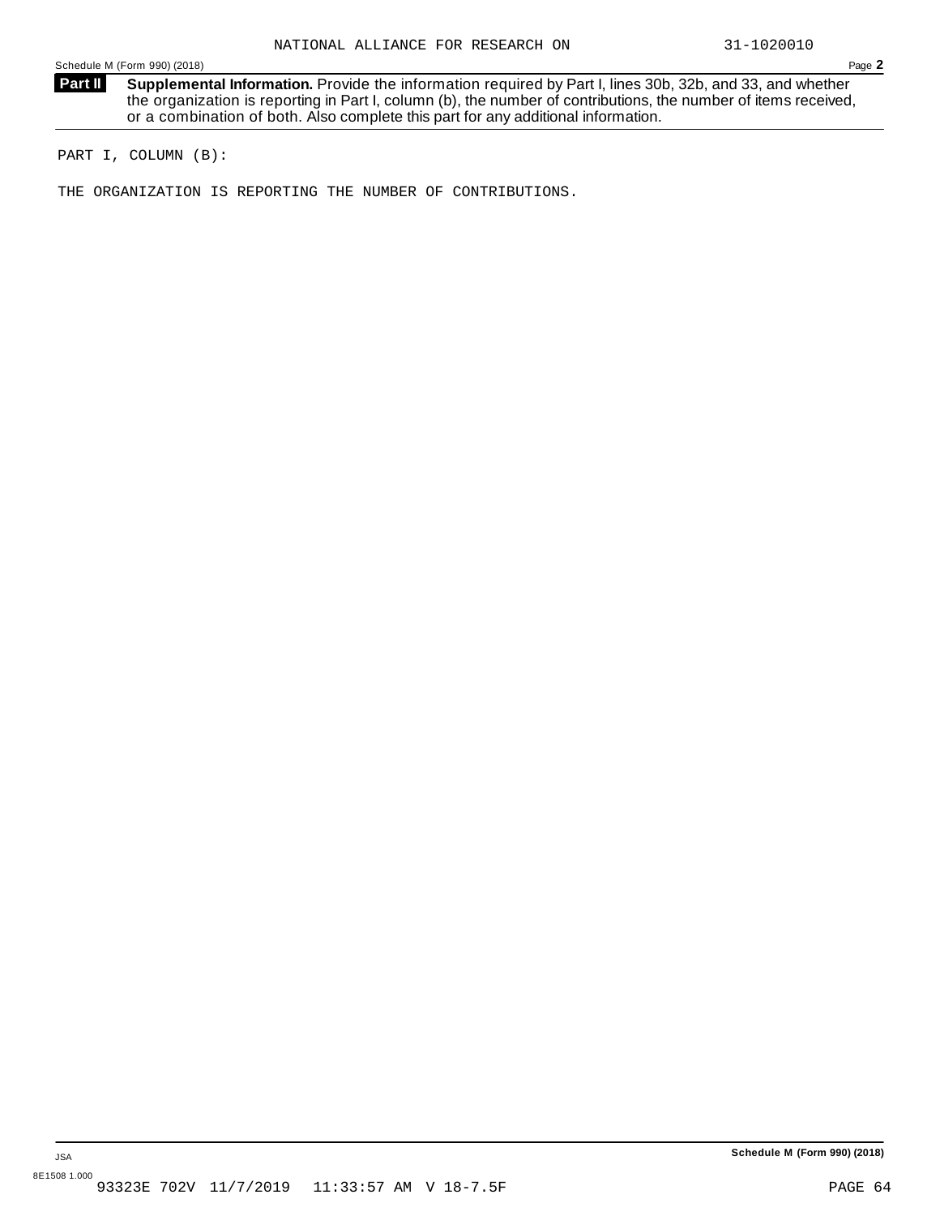NATIONAL ALLIANCE FOR RESEARCH ON 31-1020010

Schedule M (Form 990) (2018) Page **2**

**Part II** **Supplemental Information.** Provide the information required by Part I, lines 30b, 32b, and 33, and whether the organization is reporting in Part I, column (b), the number of contributions, the number of items received, or a combination of both. Also complete this part for any additional information.

PART I, COLUMN (B):

THE ORGANIZATION IS REPORTING THE NUMBER OF CONTRIBUTIONS.

JSA **Schedule M (Form 990) (2018)**

8E1508 1.000
93323E 702V 11/7/2019 11:33:57 AM V 18-7.5F PAGE 64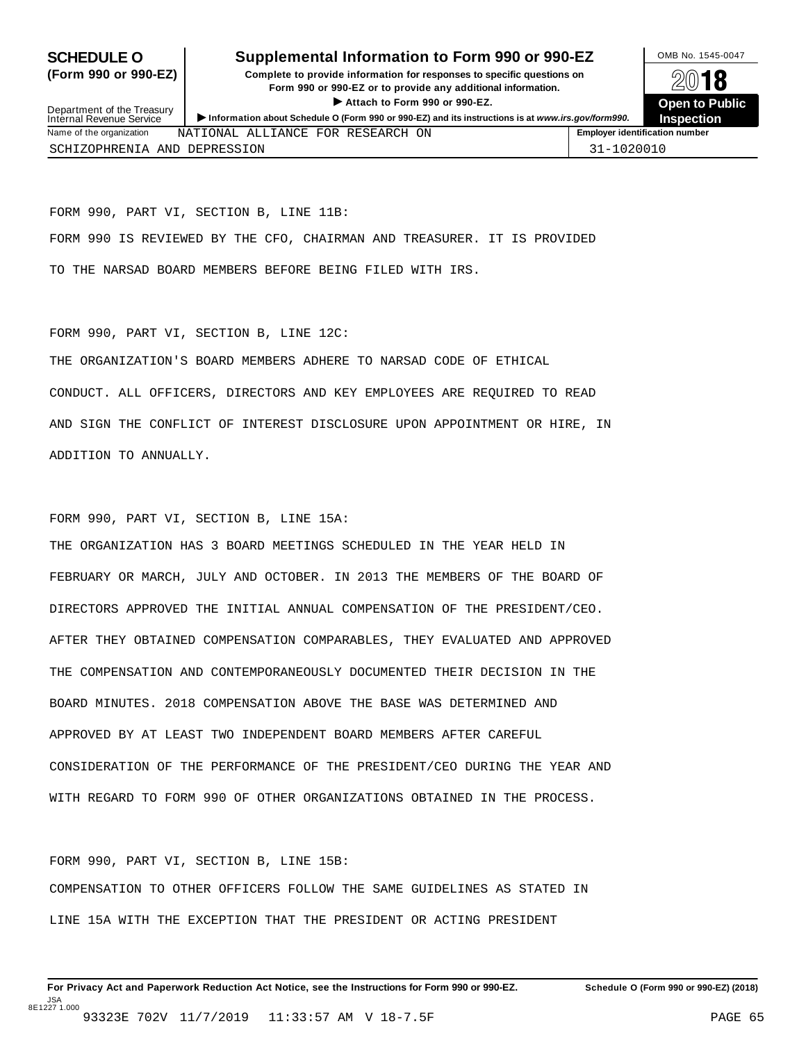# SCHEDULE O (Form 990 or 990-EZ)

## Supplemental Information to Form 990 or 990-EZ

**Complete to provide information for responses to specific questions on Form 990 or 990-EZ or to provide any additional information.**

▶ **Attach to Form 990 or 990-EZ.**

▶ **Information about Schedule O (Form 990 or 990-EZ) and its instructions is at www.irs.gov/form990.**

Department of the Treasury
Internal Revenue Service

OMB No. 1545-0047

**2018**

**Open to Public Inspection**

| Name of the organization | Employer identification number |
|---|---|
| NATIONAL ALLIANCE FOR RESEARCH ON SCHIZOPHRENIA AND DEPRESSION | 31-1020010 |

FORM 990, PART VI, SECTION B, LINE 11B:

FORM 990 IS REVIEWED BY THE CFO, CHAIRMAN AND TREASURER. IT IS PROVIDED TO THE NARSAD BOARD MEMBERS BEFORE BEING FILED WITH IRS.

FORM 990, PART VI, SECTION B, LINE 12C:

THE ORGANIZATION'S BOARD MEMBERS ADHERE TO NARSAD CODE OF ETHICAL CONDUCT. ALL OFFICERS, DIRECTORS AND KEY EMPLOYEES ARE REQUIRED TO READ AND SIGN THE CONFLICT OF INTEREST DISCLOSURE UPON APPOINTMENT OR HIRE, IN ADDITION TO ANNUALLY.

FORM 990, PART VI, SECTION B, LINE 15A:

THE ORGANIZATION HAS 3 BOARD MEETINGS SCHEDULED IN THE YEAR HELD IN FEBRUARY OR MARCH, JULY AND OCTOBER. IN 2013 THE MEMBERS OF THE BOARD OF DIRECTORS APPROVED THE INITIAL ANNUAL COMPENSATION OF THE PRESIDENT/CEO. AFTER THEY OBTAINED COMPENSATION COMPARABLES, THEY EVALUATED AND APPROVED THE COMPENSATION AND CONTEMPORANEOUSLY DOCUMENTED THEIR DECISION IN THE BOARD MINUTES. 2018 COMPENSATION ABOVE THE BASE WAS DETERMINED AND APPROVED BY AT LEAST TWO INDEPENDENT BOARD MEMBERS AFTER CAREFUL CONSIDERATION OF THE PERFORMANCE OF THE PRESIDENT/CEO DURING THE YEAR AND WITH REGARD TO FORM 990 OF OTHER ORGANIZATIONS OBTAINED IN THE PROCESS.

FORM 990, PART VI, SECTION B, LINE 15B:

COMPENSATION TO OTHER OFFICERS FOLLOW THE SAME GUIDELINES AS STATED IN LINE 15A WITH THE EXCEPTION THAT THE PRESIDENT OR ACTING PRESIDENT

**For Privacy Act and Paperwork Reduction Act Notice, see the Instructions for Form 990 or 990-EZ.** **Schedule O (Form 990 or 990-EZ) (2018)**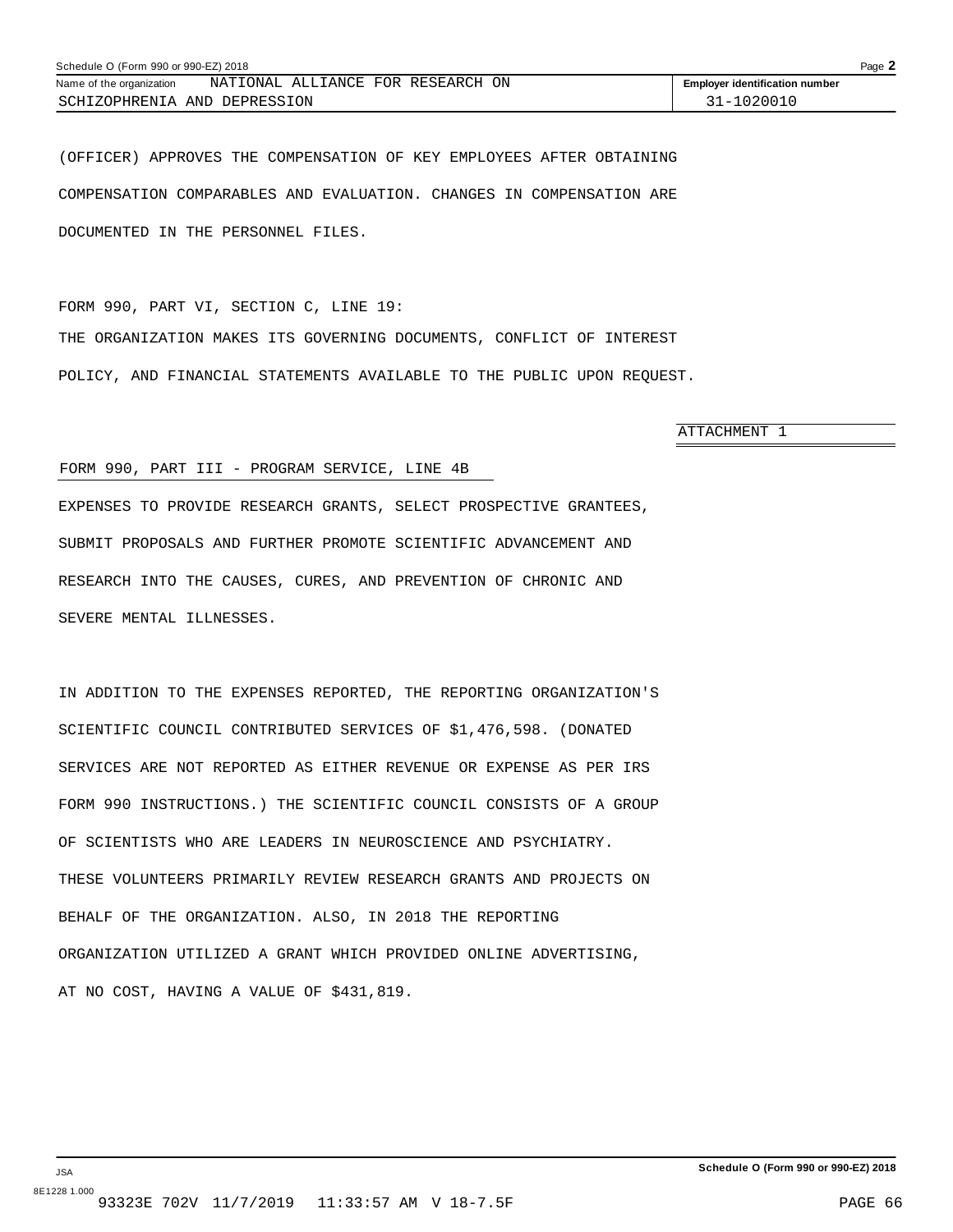(OFFICER) APPROVES THE COMPENSATION OF KEY EMPLOYEES AFTER OBTAINING COMPENSATION COMPARABLES AND EVALUATION. CHANGES IN COMPENSATION ARE DOCUMENTED IN THE PERSONNEL FILES.

FORM 990, PART VI, SECTION C, LINE 19:

THE ORGANIZATION MAKES ITS GOVERNING DOCUMENTS, CONFLICT OF INTEREST POLICY, AND FINANCIAL STATEMENTS AVAILABLE TO THE PUBLIC UPON REQUEST.

ATTACHMENT 1

FORM 990, PART III - PROGRAM SERVICE, LINE 4B

EXPENSES TO PROVIDE RESEARCH GRANTS, SELECT PROSPECTIVE GRANTEES, SUBMIT PROPOSALS AND FURTHER PROMOTE SCIENTIFIC ADVANCEMENT AND RESEARCH INTO THE CAUSES, CURES, AND PREVENTION OF CHRONIC AND SEVERE MENTAL ILLNESSES.

IN ADDITION TO THE EXPENSES REPORTED, THE REPORTING ORGANIZATION'S SCIENTIFIC COUNCIL CONTRIBUTED SERVICES OF $1,476,598. (DONATED SERVICES ARE NOT REPORTED AS EITHER REVENUE OR EXPENSE AS PER IRS FORM 990 INSTRUCTIONS.) THE SCIENTIFIC COUNCIL CONSISTS OF A GROUP OF SCIENTISTS WHO ARE LEADERS IN NEUROSCIENCE AND PSYCHIATRY. THESE VOLUNTEERS PRIMARILY REVIEW RESEARCH GRANTS AND PROJECTS ON BEHALF OF THE ORGANIZATION. ALSO, IN 2018 THE REPORTING ORGANIZATION UTILIZED A GRANT WHICH PROVIDED ONLINE ADVERTISING, AT NO COST, HAVING A VALUE OF $431,819.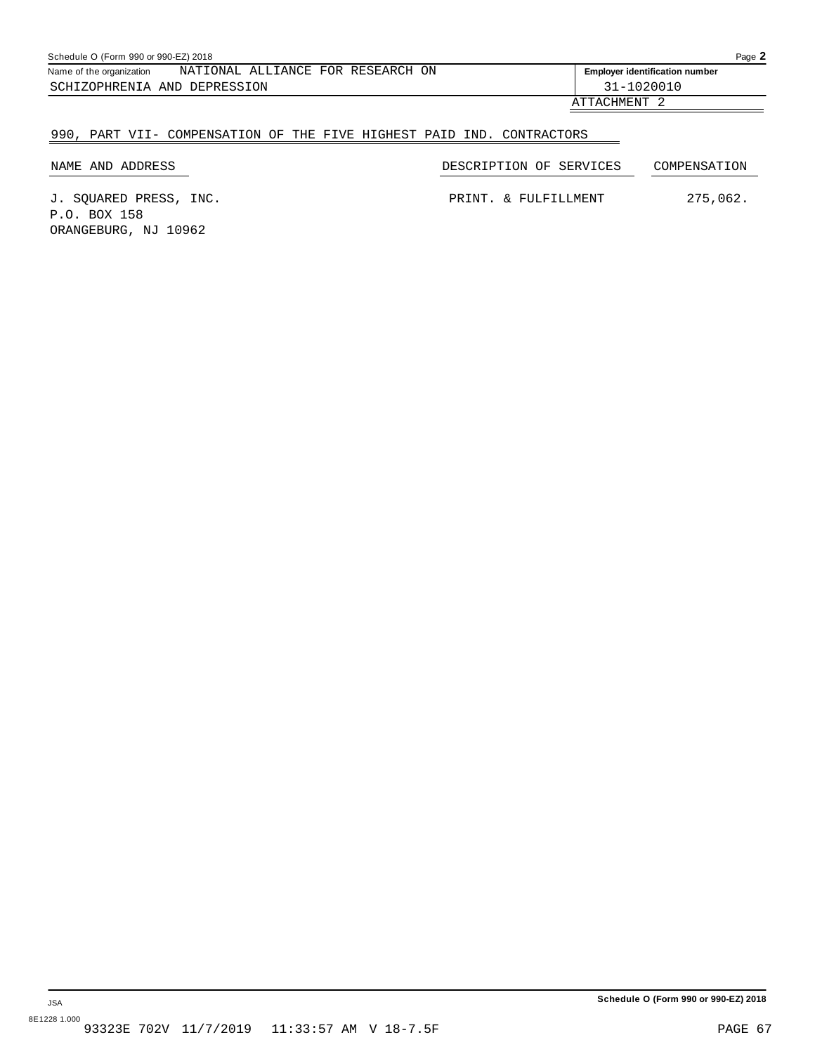Schedule O (Form 990 or 990-EZ) 2018

Name of the organization: NATIONAL ALLIANCE FOR RESEARCH ON SCHIZOPHRENIA AND DEPRESSION

Employer identification number: 31-1020010

ATTACHMENT 2

## 990, PART VII- COMPENSATION OF THE FIVE HIGHEST PAID IND. CONTRACTORS

| NAME AND ADDRESS | DESCRIPTION OF SERVICES | COMPENSATION |
|---|---|---|
| J. SQUARED PRESS, INC.<br>P.O. BOX 158<br>ORANGEBURG, NJ 10962 | PRINT. & FULFILLMENT | 275,062. |

Schedule O (Form 990 or 990-EZ) 2018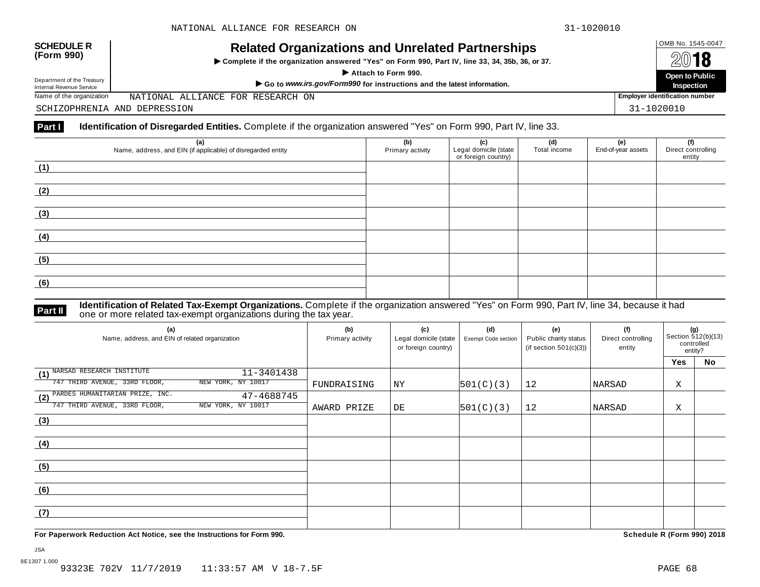**SCHEDULE R (Form 990)**

Department of the Treasury
Internal Revenue Service

# Related Organizations and Unrelated Partnerships

▶ Complete if the organization answered "Yes" on Form 990, Part IV, line 33, 34, 35b, 36, or 37.

▶ Attach to Form 990.

▶ Go to *www.irs.gov/Form990* for instructions and the latest information.

OMB No. 1545-0047

2018

**Open to Public Inspection**

Name of the organization: NATIONAL ALLIANCE FOR RESEARCH ON SCHIZOPHRENIA AND DEPRESSION

Employer identification number: 31-1020010

## Part I Identification of Disregarded Entities. Complete if the organization answered "Yes" on Form 990, Part IV, line 33.

| (a) Name, address, and EIN (if applicable) of disregarded entity | (b) Primary activity | (c) Legal domicile (state or foreign country) | (d) Total income | (e) End-of-year assets | (f) Direct controlling entity |
|---|---|---|---|---|---|
| (1) | | | | | |
| (2) | | | | | |
| (3) | | | | | |
| (4) | | | | | |
| (5) | | | | | |
| (6) | | | | | |

## Part II Identification of Related Tax-Exempt Organizations. Complete if the organization answered "Yes" on Form 990, Part IV, line 34, because it had one or more related tax-exempt organizations during the tax year.

| (a) Name, address, and EIN of related organization | (b) Primary activity | (c) Legal domicile (state or foreign country) | (d) Exempt Code section | (e) Public charity status (if section 501(c)(3)) | (f) Direct controlling entity | (g) Section 512(b)(13) controlled entity? Yes | No |
|---|---|---|---|---|---|---|---|
| (1) NARSAD RESEARCH INSTITUTE 11-3401438 747 THIRD AVENUE, 33RD FLOOR, NEW YORK, NY 10017 | FUNDRAISING | NY | 501(C)(3) | 12 | NARSAD | X | |
| (2) PARDES HUMANITARIAN PRIZE, INC. 47-4688745 747 THIRD AVENUE, 33RD FLOOR, NEW YORK, NY 10017 | AWARD PRIZE | DE | 501(C)(3) | 12 | NARSAD | X | |
| (3) | | | | | | | |
| (4) | | | | | | | |
| (5) | | | | | | | |
| (6) | | | | | | | |
| (7) | | | | | | | |

**For Paperwork Reduction Act Notice, see the Instructions for Form 990.** **Schedule R (Form 990) 2018**

JSA
8E1307 1.000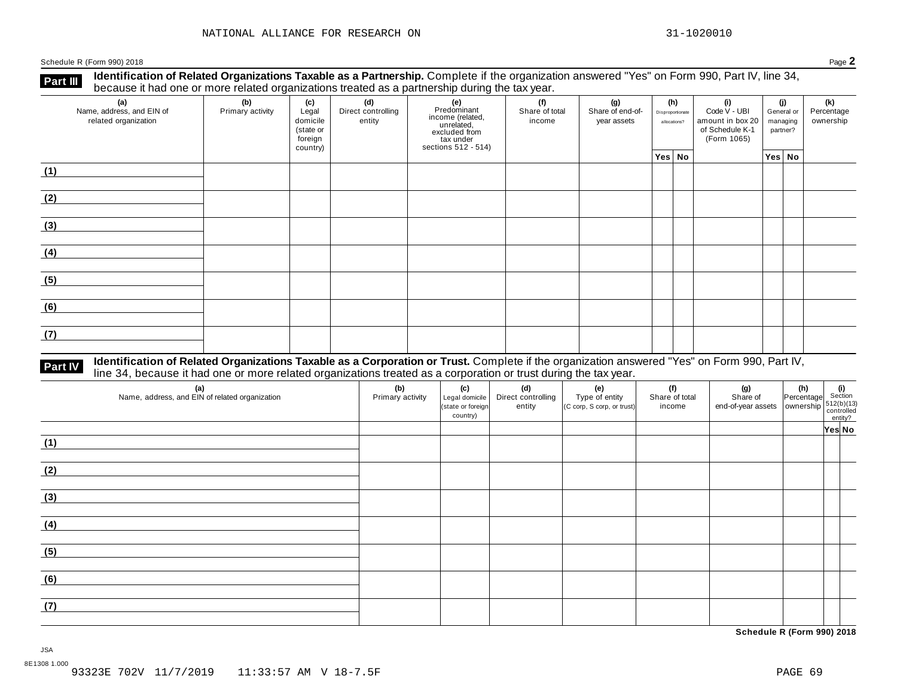NATIONAL ALLIANCE FOR RESEARCH ON 31-1020010

Schedule R (Form 990) 2018 Page **2**

**Part III** **Identification of Related Organizations Taxable as a Partnership.** Complete if the organization answered "Yes" on Form 990, Part IV, line 34, because it had one or more related organizations treated as a partnership during the tax year.

| (a) Name, address, and EIN of related organization | (b) Primary activity | (c) Legal domicile (state or foreign country) | (d) Direct controlling entity | (e) Predominant income (related, unrelated, excluded from tax under sections 512 - 514) | (f) Share of total income | (g) Share of end-of-year assets | (h) Disproportionate allocations? | | (i) Code V - UBI amount in box 20 of Schedule K-1 (Form 1065) | (j) General or managing partner? | | (k) Percentage ownership |
|---|---|---|---|---|---|---|---|---|---|---|---|---|
| | | | | | | | Yes | No | | Yes | No | |
| (1) | | | | | | | | | | | | |
| (2) | | | | | | | | | | | | |
| (3) | | | | | | | | | | | | |
| (4) | | | | | | | | | | | | |
| (5) | | | | | | | | | | | | |
| (6) | | | | | | | | | | | | |
| (7) | | | | | | | | | | | | |

**Part IV** **Identification of Related Organizations Taxable as a Corporation or Trust.** Complete if the organization answered "Yes" on Form 990, Part IV, line 34, because it had one or more related organizations treated as a corporation or trust during the tax year.

| (a) Name, address, and EIN of related organization | (b) Primary activity | (c) Legal domicile (state or foreign country) | (d) Direct controlling entity | (e) Type of entity (C corp, S corp, or trust) | (f) Share of total income | (g) Share of end-of-year assets | (h) Percentage ownership | (i) Section 512(b)(13) controlled entity? | |
|---|---|---|---|---|---|---|---|---|---|
| | | | | | | | | Yes | No |
| (1) | | | | | | | | | |
| (2) | | | | | | | | | |
| (3) | | | | | | | | | |
| (4) | | | | | | | | | |
| (5) | | | | | | | | | |
| (6) | | | | | | | | | |
| (7) | | | | | | | | | |

**Schedule R (Form 990) 2018**

JSA
8E1308 1.000
93323E 702V 11/7/2019 11:33:57 AM V 18-7.5F PAGE 69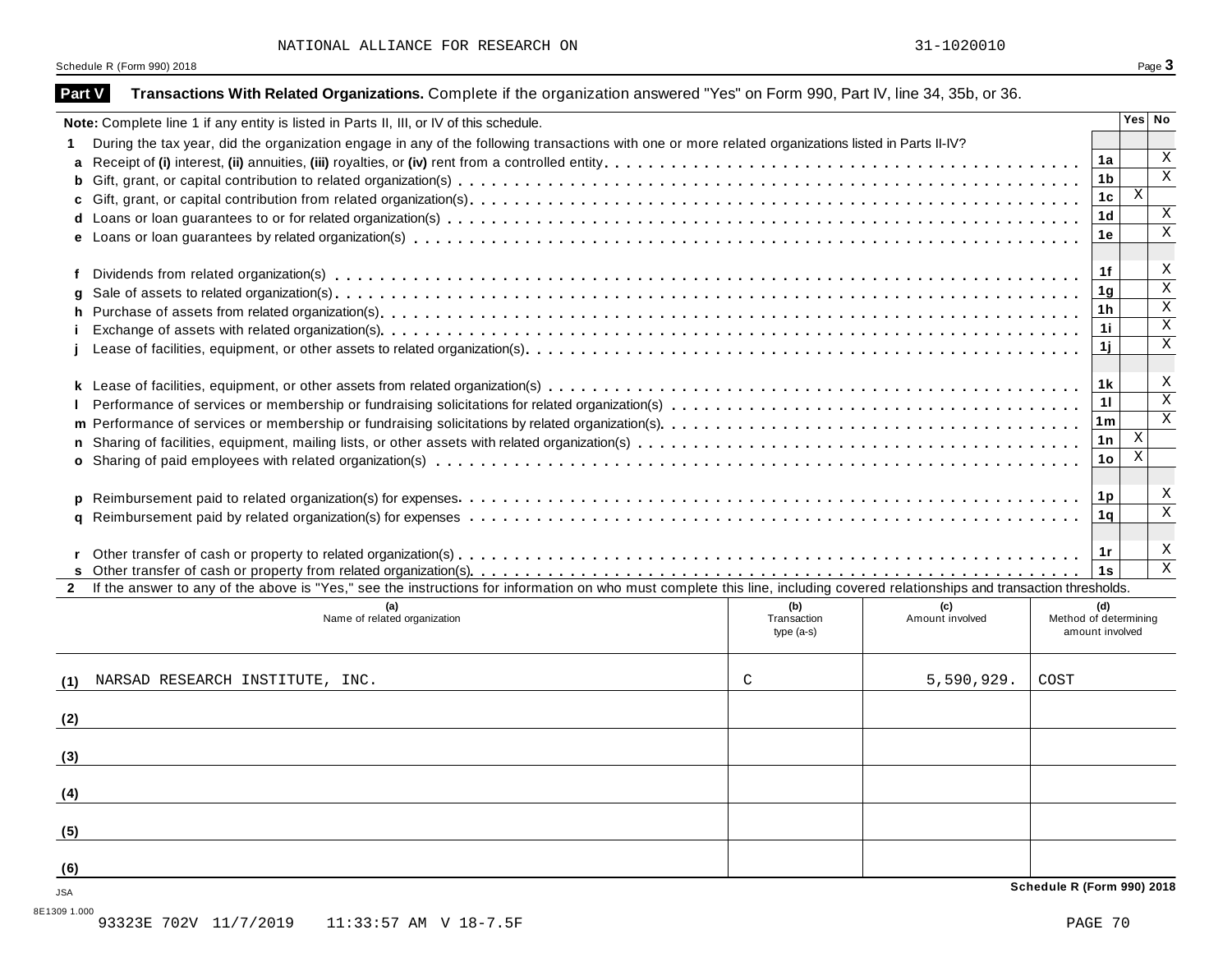NATIONAL ALLIANCE FOR RESEARCH ON 31-1020010

Schedule R (Form 990) 2018

## Part V Transactions With Related Organizations. Complete if the organization answered "Yes" on Form 990, Part IV, line 34, 35b, or 36.

| Note: Complete line 1 if any entity is listed in Parts II, III, or IV of this schedule. | | Yes | No |
|---|---|---|---|
| **1** During the tax year, did the organization engage in any of the following transactions with one or more related organizations listed in Parts II-IV? | | | |
| **a** Receipt of **(i)** interest, **(ii)** annuities, **(iii)** royalties, or **(iv)** rent from a controlled entity | 1a | | X |
| **b** Gift, grant, or capital contribution to related organization(s) | 1b | | X |
| **c** Gift, grant, or capital contribution from related organization(s) | 1c | X | |
| **d** Loans or loan guarantees to or for related organization(s) | 1d | | X |
| **e** Loans or loan guarantees by related organization(s) | 1e | | X |
| **f** Dividends from related organization(s) | 1f | | X |
| **g** Sale of assets to related organization(s) | 1g | | X |
| **h** Purchase of assets from related organization(s) | 1h | | X |
| **i** Exchange of assets with related organization(s) | 1i | | X |
| **j** Lease of facilities, equipment, or other assets to related organization(s) | 1j | | X |
| **k** Lease of facilities, equipment, or other assets from related organization(s) | 1k | | X |
| **l** Performance of services or membership or fundraising solicitations for related organization(s) | 1l | | X |
| **m** Performance of services or membership or fundraising solicitations by related organization(s) | 1m | | X |
| **n** Sharing of facilities, equipment, mailing lists, or other assets with related organization(s) | 1n | X | |
| **o** Sharing of paid employees with related organization(s) | 1o | X | |
| **p** Reimbursement paid to related organization(s) for expenses | 1p | | X |
| **q** Reimbursement paid by related organization(s) for expenses | 1q | | X |
| **r** Other transfer of cash or property to related organization(s) | 1r | | X |
| **s** Other transfer of cash or property from related organization(s) | 1s | | X |

**2** If the answer to any of the above is "Yes," see the instructions for information on who must complete this line, including covered relationships and transaction thresholds.

| | (a) Name of related organization | (b) Transaction type (a-s) | (c) Amount involved | (d) Method of determining amount involved |
|---|---|---|---|---|
| (1) | NARSAD RESEARCH INSTITUTE, INC. | C | 5,590,929. | COST |
| (2) | | | | |
| (3) | | | | |
| (4) | | | | |
| (5) | | | | |
| (6) | | | | |

Schedule R (Form 990) 2018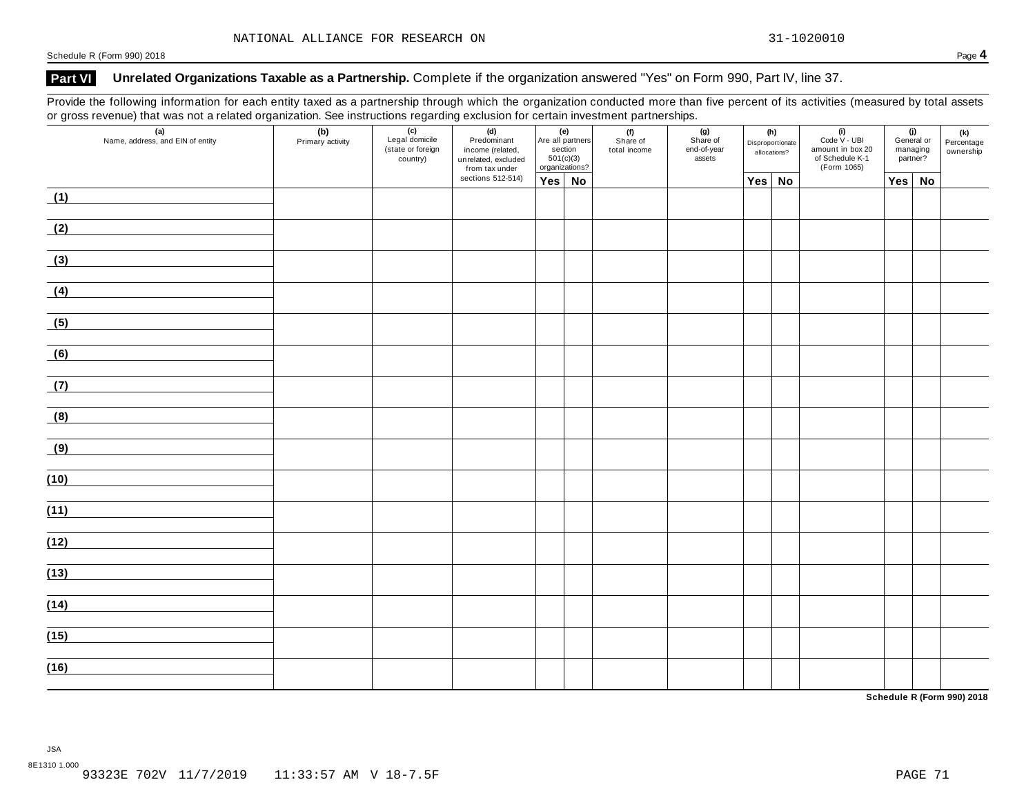NATIONAL ALLIANCE FOR RESEARCH ON 31-1020010

Schedule R (Form 990) 2018

## Part VI Unrelated Organizations Taxable as a Partnership. Complete if the organization answered "Yes" on Form 990, Part IV, line 37.

Provide the following information for each entity taxed as a partnership through which the organization conducted more than five percent of its activities (measured by total assets or gross revenue) that was not a related organization. See instructions regarding exclusion for certain investment partnerships.

| (a) Name, address, and EIN of entity | (b) Primary activity | (c) Legal domicile (state or foreign country) | (d) Predominant income (related, unrelated, excluded from tax under sections 512-514) | (e) Are all partners section 501(c)(3) organizations? | | (f) Share of total income | (g) Share of end-of-year assets | (h) Disproportionate allocations? | | (i) Code V - UBI amount in box 20 of Schedule K-1 (Form 1065) | (j) General or managing partner? | | (k) Percentage ownership |
|---|---|---|---|---|---|---|---|---|---|---|---|---|---|
| | | | | Yes | No | | | Yes | No | | Yes | No | |
| (1) | | | | | | | | | | | | | |
| (2) | | | | | | | | | | | | | |
| (3) | | | | | | | | | | | | | |
| (4) | | | | | | | | | | | | | |
| (5) | | | | | | | | | | | | | |
| (6) | | | | | | | | | | | | | |
| (7) | | | | | | | | | | | | | |
| (8) | | | | | | | | | | | | | |
| (9) | | | | | | | | | | | | | |
| (10) | | | | | | | | | | | | | |
| (11) | | | | | | | | | | | | | |
| (12) | | | | | | | | | | | | | |
| (13) | | | | | | | | | | | | | |
| (14) | | | | | | | | | | | | | |
| (15) | | | | | | | | | | | | | |
| (16) | | | | | | | | | | | | | |

**Schedule R (Form 990) 2018**

JSA
8E1310 1.000
93323E 702V 11/7/2019 11:33:57 AM V 18-7.5F PAGE 71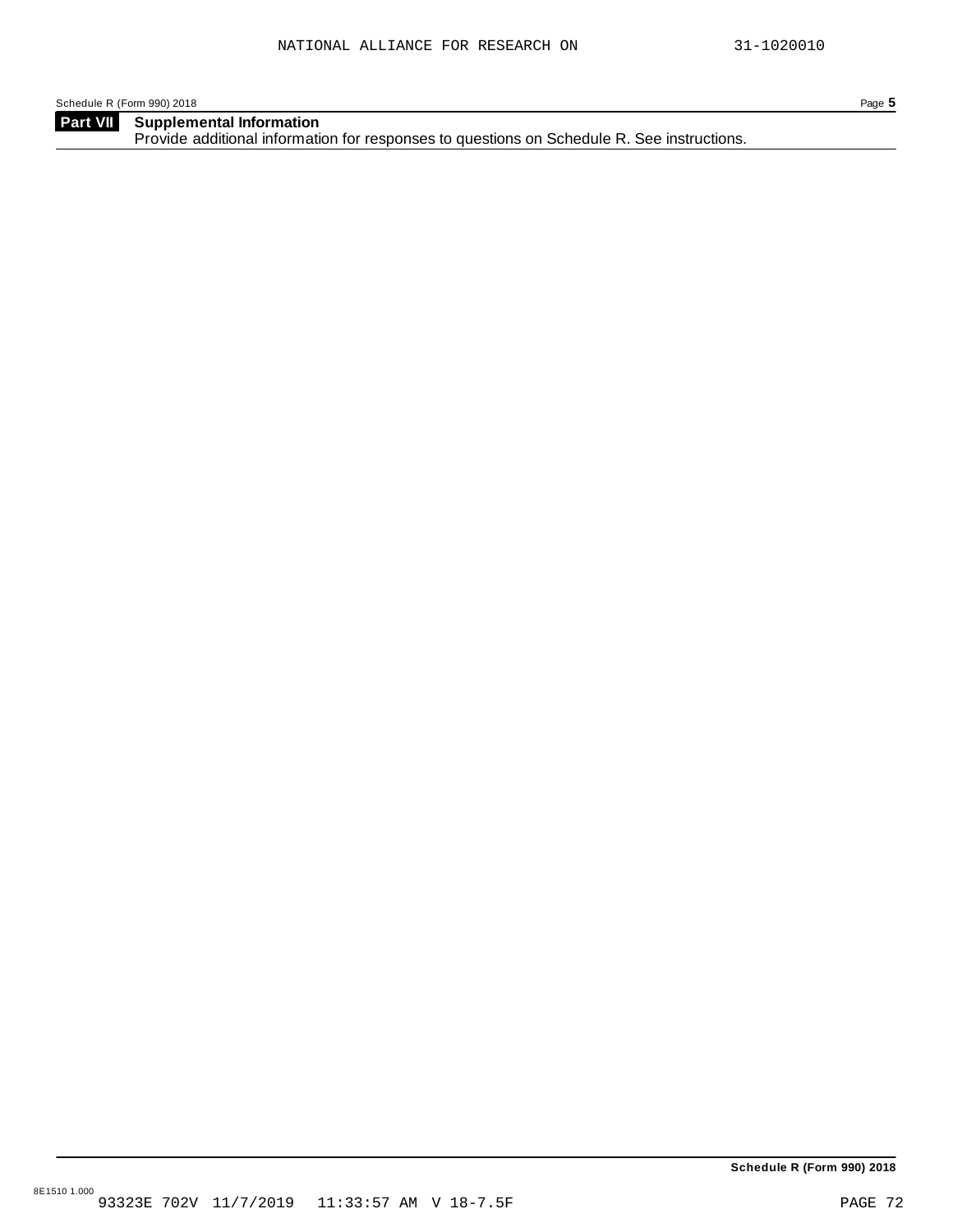## Part VII Supplemental Information

Provide additional information for responses to questions on Schedule R. See instructions.